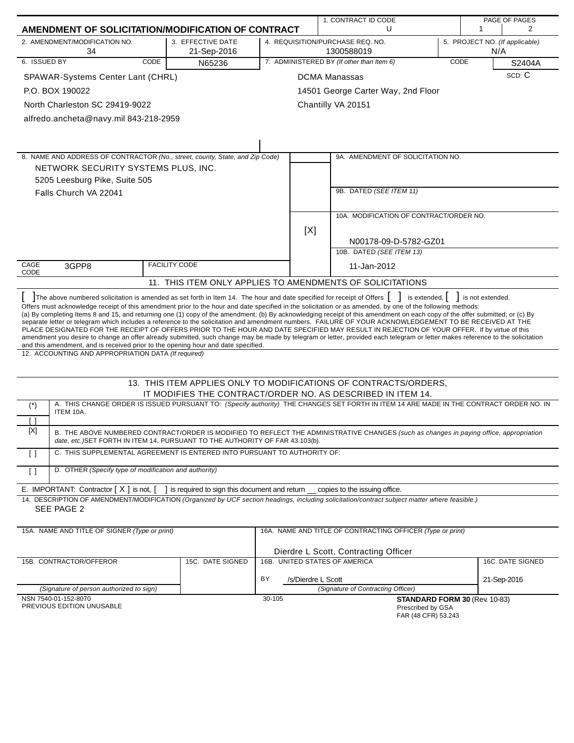# AMENDMENT OF SOLICITATION/MODIFICATION OF CONTRACT

| 1. CONTRACT ID CODE | PAGE OF PAGES |
|---|---|
| U | 1 / 2 |

| 2. AMENDMENT/MODIFICATION NO. | 3. EFFECTIVE DATE | 4. REQUISITION/PURCHASE REQ. NO. | 5. PROJECT NO. *(If applicable)* |
|---|---|---|---|
| 34 | 21-Sep-2016 | 1300588019 | N/A |

| 6. ISSUED BY | CODE | 7. ADMINISTERED BY *(If other than Item 6)* | CODE |
|---|---|---|---|
| SPAWAR-Systems Center Lant (CHRL)<br>P.O. BOX 190022<br>North Charleston SC 29419-9022<br>alfredo.ancheta@navy.mil 843-218-2959 | N65236 | DCMA Manassas<br>14501 George Carter Way, 2nd Floor<br>Chantilly VA 20151 | S2404A<br>SCD: C |

**8. NAME AND ADDRESS OF CONTRACTOR** *(No., street, county, State, and Zip Code)*

NETWORK SECURITY SYSTEMS PLUS, INC.
5205 Leesburg Pike, Suite 505
Falls Church VA 22041

CAGE CODE: 3GPP8 | FACILITY CODE:

9A. AMENDMENT OF SOLICITATION NO.

9B. DATED *(SEE ITEM 11)*

[X] 10A. MODIFICATION OF CONTRACT/ORDER NO.
N00178-09-D-5782-GZ01

10B. DATED *(SEE ITEM 13)*
11-Jan-2012

## 11. THIS ITEM ONLY APPLIES TO AMENDMENTS OF SOLICITATIONS

[ ] The above numbered solicitation is amended as set forth in Item 14. The hour and date specified for receipt of Offers [ ] is extended, [ ] is not extended.

Offers must acknowledge receipt of this amendment prior to the hour and date specified in the solicitation or as amended, by one of the following methods: (a) By completing Items 8 and 15, and returning one (1) copy of the amendment; (b) By acknowledging receipt of this amendment on each copy of the offer submitted; or (c) By separate letter or telegram which includes a reference to the solicitation and amendment numbers. FAILURE OF YOUR ACKNOWLEDGEMENT TO BE RECEIVED AT THE PLACE DESIGNATED FOR THE RECEIPT OF OFFERS PRIOR TO THE HOUR AND DATE SPECIFIED MAY RESULT IN REJECTION OF YOUR OFFER. If by virtue of this amendment you desire to change an offer already submitted, such change may be made by telegram or letter, provided each telegram or letter makes reference to the solicitation and this amendment, and is received prior to the opening hour and date specified.

12. ACCOUNTING AND APPROPRIATION DATA *(If required)*

## 13. THIS ITEM APPLIES ONLY TO MODIFICATIONS OF CONTRACTS/ORDERS, IT MODIFIES THE CONTRACT/ORDER NO. AS DESCRIBED IN ITEM 14.

| (*) | A. THIS CHANGE ORDER IS ISSUED PURSUANT TO: *(Specify authority)* THE CHANGES SET FORTH IN ITEM 14 ARE MADE IN THE CONTRACT ORDER NO. IN ITEM 10A. |
|---|---|
| [ ] | |
| [X] | B. THE ABOVE NUMBERED CONTRACT/ORDER IS MODIFIED TO REFLECT THE ADMINISTRATIVE CHANGES *(such as changes in paying office, appropriation date, etc.)* SET FORTH IN ITEM 14, PURSUANT TO THE AUTHORITY OF FAR 43.103(b). |
| [ ] | C. THIS SUPPLEMENTAL AGREEMENT IS ENTERED INTO PURSUANT TO AUTHORITY OF: |
| [ ] | D. OTHER *(Specify type of modification and authority)* |

E. IMPORTANT: Contractor [ X ] is not, [ ] is required to sign this document and return __ copies to the issuing office.

14. DESCRIPTION OF AMENDMENT/MODIFICATION *(Organized by UCF section headings, including solicitation/contract subject matter where feasible.)*

SEE PAGE 2

| 15A. NAME AND TITLE OF SIGNER *(Type or print)* | | 16A. NAME AND TITLE OF CONTRACTING OFFICER *(Type or print)* | |
|---|---|---|---|
| | | Dierdre L Scott, Contracting Officer | |
| 15B. CONTRACTOR/OFFEROR | 15C. DATE SIGNED | 16B. UNITED STATES OF AMERICA | 16C. DATE SIGNED |
| | | BY /s/Dierdre L Scott | 21-Sep-2016 |
| *(Signature of person authorized to sign)* | | *(Signature of Contracting Officer)* | |

NSN 7540-01-152-8070
PREVIOUS EDITION UNUSABLE
30-105
**STANDARD FORM 30** (Rev. 10-83)
Prescribed by GSA
FAR (48 CFR) 53.243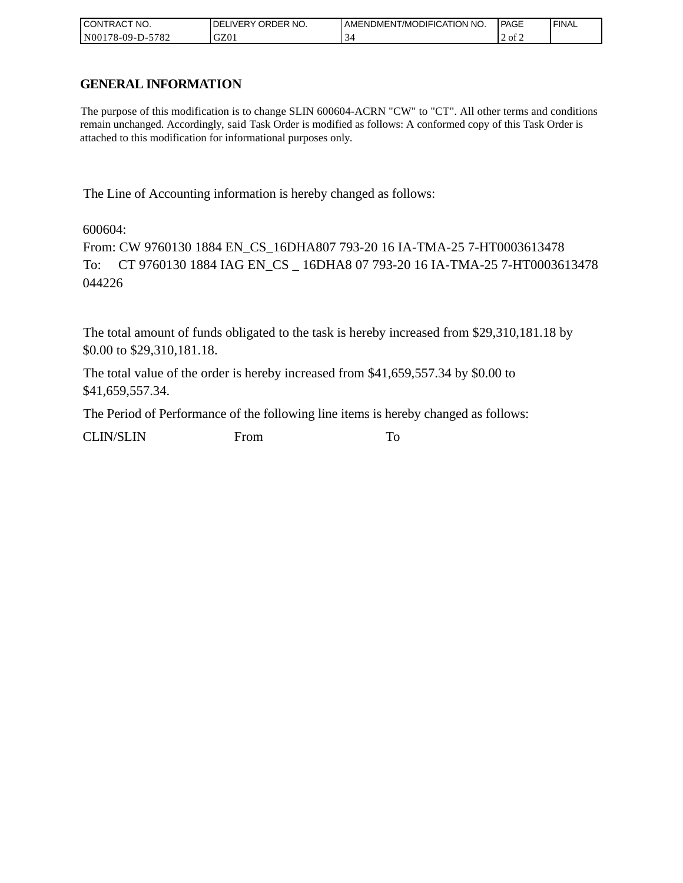| CONTRACT NO. | DELIVERY ORDER NO. | AMENDMENT/MODIFICATION NO. | PAGE | FINAL |
|---|---|---|---|---|
| N00178-09-D-5782 | GZ01 | 34 | 2 of 2 | |

## GENERAL INFORMATION

The purpose of this modification is to change SLIN 600604-ACRN "CW" to "CT". All other terms and conditions remain unchanged. Accordingly, said Task Order is modified as follows: A conformed copy of this Task Order is attached to this modification for informational purposes only.

The Line of Accounting information is hereby changed as follows:

600604:
From: CW 9760130 1884 EN_CS_16DHA807 793-20 16 IA-TMA-25 7-HT0003613478
To: CT 9760130 1884 IAG EN_CS _ 16DHA8 07 793-20 16 IA-TMA-25 7-HT0003613478 044226

The total amount of funds obligated to the task is hereby increased from $29,310,181.18 by $0.00 to $29,310,181.18.

The total value of the order is hereby increased from $41,659,557.34 by $0.00 to $41,659,557.34.

The Period of Performance of the following line items is hereby changed as follows:

| CLIN/SLIN | From | To |
|---|---|---|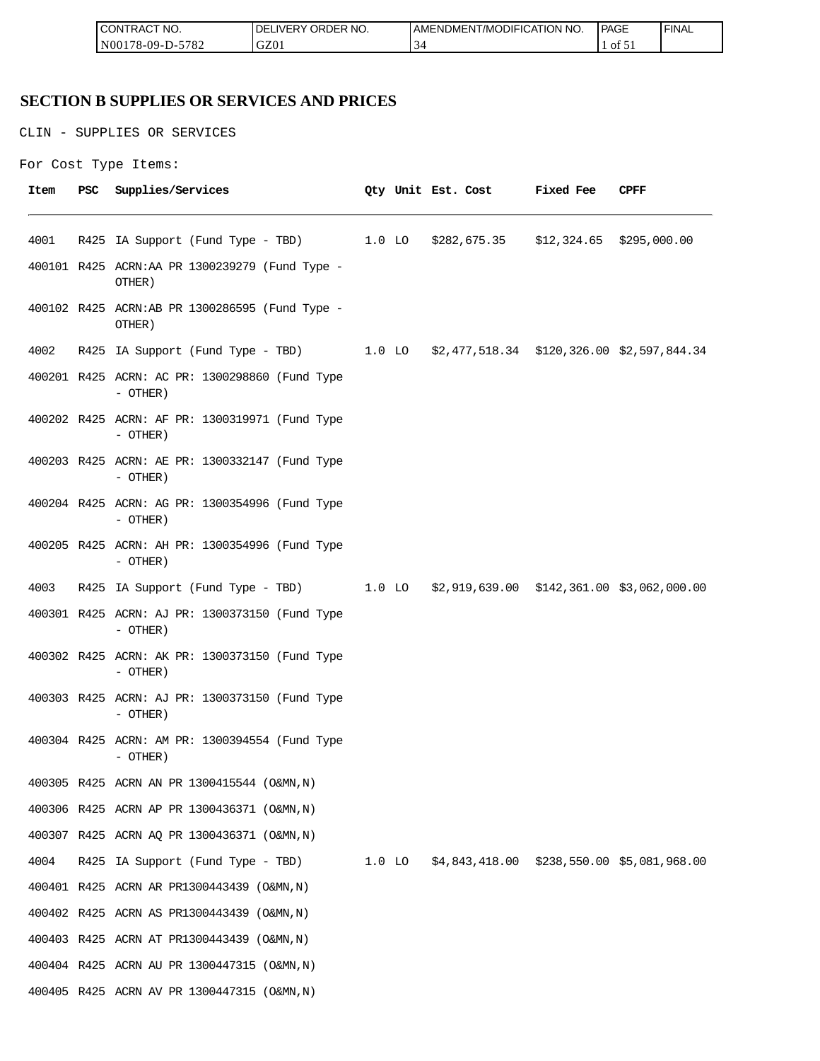## SECTION B SUPPLIES OR SERVICES AND PRICES

CLIN - SUPPLIES OR SERVICES

For Cost Type Items:

| Item | PSC | Supplies/Services | Qty | Unit | Est. Cost | Fixed Fee | CPFF |
|---|---|---|---|---|---|---|---|
| 4001 | R425 | IA Support (Fund Type - TBD) | 1.0 | LO | $282,675.35 | $12,324.65 | $295,000.00 |
| 400101 | R425 | ACRN:AA PR 1300239279 (Fund Type - OTHER) | | | | | |
| 400102 | R425 | ACRN:AB PR 1300286595 (Fund Type - OTHER) | | | | | |
| 4002 | R425 | IA Support (Fund Type - TBD) | 1.0 | LO | $2,477,518.34 | $120,326.00 | $2,597,844.34 |
| 400201 | R425 | ACRN: AC PR: 1300298860 (Fund Type - OTHER) | | | | | |
| 400202 | R425 | ACRN: AF PR: 1300319971 (Fund Type - OTHER) | | | | | |
| 400203 | R425 | ACRN: AE PR: 1300332147 (Fund Type - OTHER) | | | | | |
| 400204 | R425 | ACRN: AG PR: 1300354996 (Fund Type - OTHER) | | | | | |
| 400205 | R425 | ACRN: AH PR: 1300354996 (Fund Type - OTHER) | | | | | |
| 4003 | R425 | IA Support (Fund Type - TBD) | 1.0 | LO | $2,919,639.00 | $142,361.00 | $3,062,000.00 |
| 400301 | R425 | ACRN: AJ PR: 1300373150 (Fund Type - OTHER) | | | | | |
| 400302 | R425 | ACRN: AK PR: 1300373150 (Fund Type - OTHER) | | | | | |
| 400303 | R425 | ACRN: AJ PR: 1300373150 (Fund Type - OTHER) | | | | | |
| 400304 | R425 | ACRN: AM PR: 1300394554 (Fund Type - OTHER) | | | | | |
| 400305 | R425 | ACRN AN PR 1300415544 (O&MN,N) | | | | | |
| 400306 | R425 | ACRN AP PR 1300436371 (O&MN,N) | | | | | |
| 400307 | R425 | ACRN AQ PR 1300436371 (O&MN,N) | | | | | |
| 4004 | R425 | IA Support (Fund Type - TBD) | 1.0 | LO | $4,843,418.00 | $238,550.00 | $5,081,968.00 |
| 400401 | R425 | ACRN AR PR1300443439 (O&MN,N) | | | | | |
| 400402 | R425 | ACRN AS PR1300443439 (O&MN,N) | | | | | |
| 400403 | R425 | ACRN AT PR1300443439 (O&MN,N) | | | | | |
| 400404 | R425 | ACRN AU PR 1300447315 (O&MN,N) | | | | | |
| 400405 | R425 | ACRN AV PR 1300447315 (O&MN,N) | | | | | |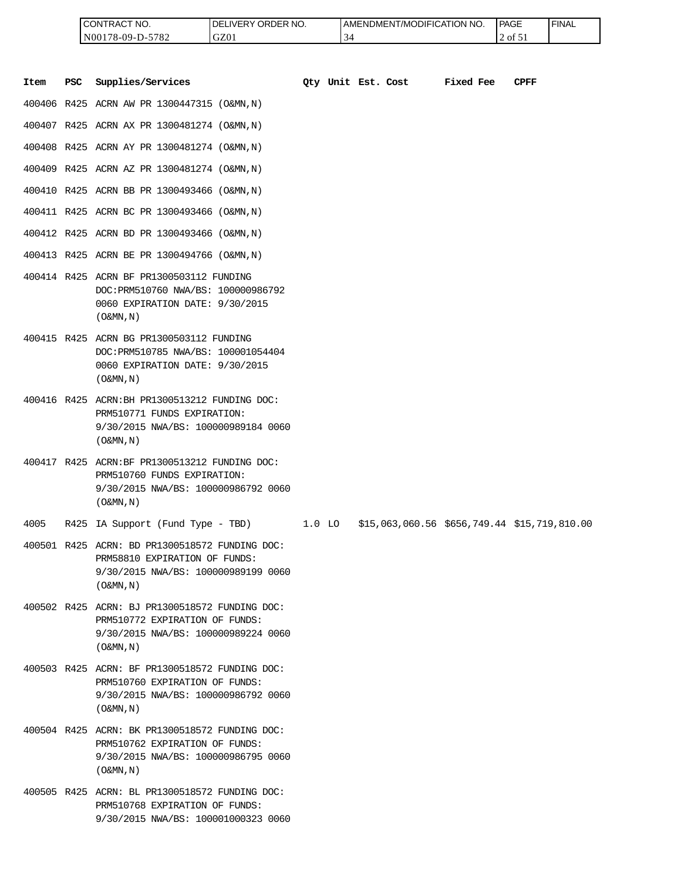| CONTRACT NO. | DELIVERY ORDER NO. | AMENDMENT/MODIFICATION NO. | PAGE | FINAL |
|---|---|---|---|---|
| N00178-09-D-5782 | GZ01 | 34 | 2 of 51 | |

| Item | PSC | Supplies/Services | Qty | Unit | Est. Cost | Fixed Fee | CPFF |
|---|---|---|---|---|---|---|---|
| 400406 | R425 | ACRN AW PR 1300447315 (O&MN,N) | | | | | |
| 400407 | R425 | ACRN AX PR 1300481274 (O&MN,N) | | | | | |
| 400408 | R425 | ACRN AY PR 1300481274 (O&MN,N) | | | | | |
| 400409 | R425 | ACRN AZ PR 1300481274 (O&MN,N) | | | | | |
| 400410 | R425 | ACRN BB PR 1300493466 (O&MN,N) | | | | | |
| 400411 | R425 | ACRN BC PR 1300493466 (O&MN,N) | | | | | |
| 400412 | R425 | ACRN BD PR 1300493466 (O&MN,N) | | | | | |
| 400413 | R425 | ACRN BE PR 1300494766 (O&MN,N) | | | | | |
| 400414 | R425 | ACRN BF PR1300503112 FUNDING DOC:PRM510760 NWA/BS: 100000986792 0060 EXPIRATION DATE: 9/30/2015 (O&MN,N) | | | | | |
| 400415 | R425 | ACRN BG PR1300503112 FUNDING DOC:PRM510785 NWA/BS: 100001054404 0060 EXPIRATION DATE: 9/30/2015 (O&MN,N) | | | | | |
| 400416 | R425 | ACRN:BH PR1300513212 FUNDING DOC: PRM510771 FUNDS EXPIRATION: 9/30/2015 NWA/BS: 100000989184 0060 (O&MN,N) | | | | | |
| 400417 | R425 | ACRN:BF PR1300513212 FUNDING DOC: PRM510760 FUNDS EXPIRATION: 9/30/2015 NWA/BS: 100000986792 0060 (O&MN,N) | | | | | |
| 4005 | R425 | IA Support (Fund Type - TBD) | 1.0 | LO | $15,063,060.56 | $656,749.44 | $15,719,810.00 |
| 400501 | R425 | ACRN: BD PR1300518572 FUNDING DOC: PRM58810 EXPIRATION OF FUNDS: 9/30/2015 NWA/BS: 100000989199 0060 (O&MN,N) | | | | | |
| 400502 | R425 | ACRN: BJ PR1300518572 FUNDING DOC: PRM510772 EXPIRATION OF FUNDS: 9/30/2015 NWA/BS: 100000989224 0060 (O&MN,N) | | | | | |
| 400503 | R425 | ACRN: BF PR1300518572 FUNDING DOC: PRM510760 EXPIRATION OF FUNDS: 9/30/2015 NWA/BS: 100000986792 0060 (O&MN,N) | | | | | |
| 400504 | R425 | ACRN: BK PR1300518572 FUNDING DOC: PRM510762 EXPIRATION OF FUNDS: 9/30/2015 NWA/BS: 100000986795 0060 (O&MN,N) | | | | | |
| 400505 | R425 | ACRN: BL PR1300518572 FUNDING DOC: PRM510768 EXPIRATION OF FUNDS: 9/30/2015 NWA/BS: 100001000323 0060 | | | | | |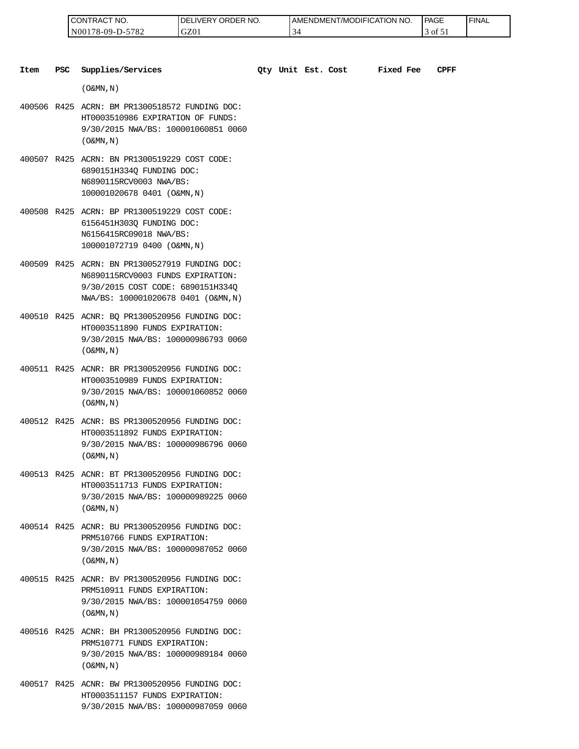| CONTRACT NO. | DELIVERY ORDER NO. | AMENDMENT/MODIFICATION NO. | PAGE | FINAL |
| --- | --- | --- | --- | --- |
| N00178-09-D-5782 | GZ01 | 34 | 3 of 51 | |

| Item | PSC | Supplies/Services | Qty | Unit | Est. Cost | Fixed Fee | CPFF |
| --- | --- | --- | --- | --- | --- | --- | --- |
| | | (O&MN,N) | | | | | |
| 400506 | R425 | ACRN: BM PR1300518572 FUNDING DOC: HT0003510986 EXPIRATION OF FUNDS: 9/30/2015 NWA/BS: 100001060851 0060 (O&MN,N) | | | | | |
| 400507 | R425 | ACRN: BN PR1300519229 COST CODE: 6890151H334Q FUNDING DOC: N6890115RCV0003 NWA/BS: 100001020678 0401 (O&MN,N) | | | | | |
| 400508 | R425 | ACRN: BP PR1300519229 COST CODE: 6156451H303Q FUNDING DOC: N6156415RC09018 NWA/BS: 100001072719 0400 (O&MN,N) | | | | | |
| 400509 | R425 | ACRN: BN PR1300527919 FUNDING DOC: N6890115RCV0003 FUNDS EXPIRATION: 9/30/2015 COST CODE: 6890151H334Q NWA/BS: 100001020678 0401 (O&MN,N) | | | | | |
| 400510 | R425 | ACNR: BQ PR1300520956 FUNDING DOC: HT0003511890 FUNDS EXPIRATION: 9/30/2015 NWA/BS: 100000986793 0060 (O&MN,N) | | | | | |
| 400511 | R425 | ACNR: BR PR1300520956 FUNDING DOC: HT0003510989 FUNDS EXPIRATION: 9/30/2015 NWA/BS: 100001060852 0060 (O&MN,N) | | | | | |
| 400512 | R425 | ACNR: BS PR1300520956 FUNDING DOC: HT0003511892 FUNDS EXPIRATION: 9/30/2015 NWA/BS: 100000986796 0060 (O&MN,N) | | | | | |
| 400513 | R425 | ACNR: BT PR1300520956 FUNDING DOC: HT0003511713 FUNDS EXPIRATION: 9/30/2015 NWA/BS: 100000989225 0060 (O&MN,N) | | | | | |
| 400514 | R425 | ACNR: BU PR1300520956 FUNDING DOC: PRM510766 FUNDS EXPIRATION: 9/30/2015 NWA/BS: 100000987052 0060 (O&MN,N) | | | | | |
| 400515 | R425 | ACNR: BV PR1300520956 FUNDING DOC: PRM510911 FUNDS EXPIRATION: 9/30/2015 NWA/BS: 100001054759 0060 (O&MN,N) | | | | | |
| 400516 | R425 | ACNR: BH PR1300520956 FUNDING DOC: PRM510771 FUNDS EXPIRATION: 9/30/2015 NWA/BS: 100000989184 0060 (O&MN,N) | | | | | |
| 400517 | R425 | ACNR: BW PR1300520956 FUNDING DOC: HT0003511157 FUNDS EXPIRATION: 9/30/2015 NWA/BS: 100000987059 0060 | | | | | |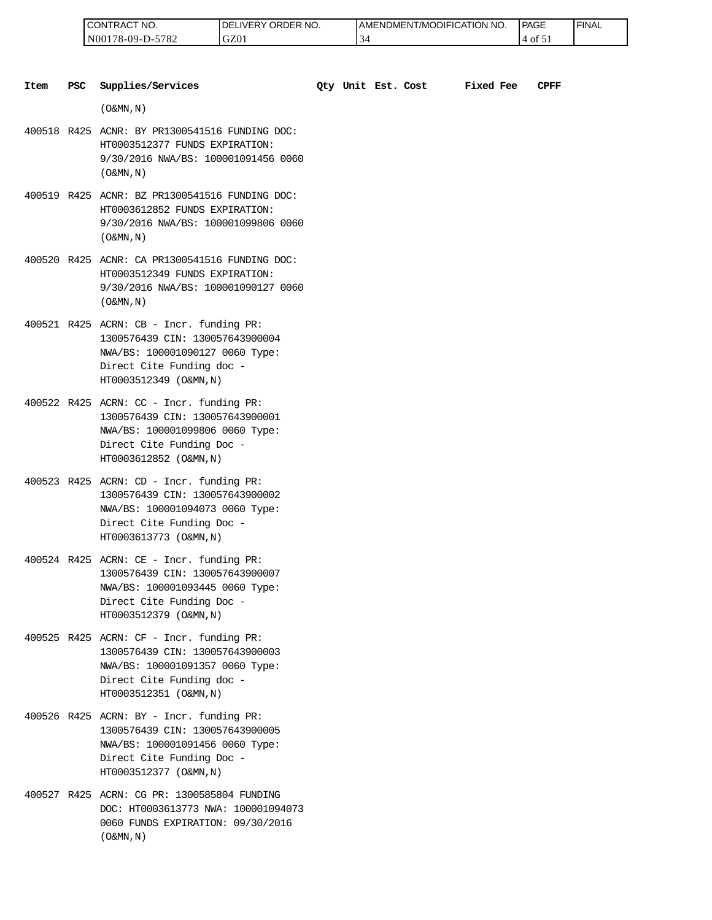| CONTRACT NO. | DELIVERY ORDER NO. | AMENDMENT/MODIFICATION NO. | PAGE | FINAL |
|---|---|---|---|---|
| N00178-09-D-5782 | GZ01 | 34 | 4 of 51 | |

| Item | PSC | Supplies/Services | Qty | Unit | Est. Cost | Fixed Fee | CPFF |
|---|---|---|---|---|---|---|---|
| | | (O&MN,N) | | | | | |
| 400518 | R425 | ACNR: BY PR1300541516 FUNDING DOC: HT0003512377 FUNDS EXPIRATION: 9/30/2016 NWA/BS: 100001091456 0060 (O&MN,N) | | | | | |
| 400519 | R425 | ACNR: BZ PR1300541516 FUNDING DOC: HT0003612852 FUNDS EXPIRATION: 9/30/2016 NWA/BS: 100001099806 0060 (O&MN,N) | | | | | |
| 400520 | R425 | ACNR: CA PR1300541516 FUNDING DOC: HT0003512349 FUNDS EXPIRATION: 9/30/2016 NWA/BS: 100001090127 0060 (O&MN,N) | | | | | |
| 400521 | R425 | ACRN: CB - Incr. funding PR: 1300576439 CIN: 130057643900004 NWA/BS: 100001090127 0060 Type: Direct Cite Funding doc - HT0003512349 (O&MN,N) | | | | | |
| 400522 | R425 | ACRN: CC - Incr. funding PR: 1300576439 CIN: 130057643900001 NWA/BS: 100001099806 0060 Type: Direct Cite Funding Doc - HT0003612852 (O&MN,N) | | | | | |
| 400523 | R425 | ACRN: CD - Incr. funding PR: 1300576439 CIN: 130057643900002 NWA/BS: 100001094073 0060 Type: Direct Cite Funding Doc - HT0003613773 (O&MN,N) | | | | | |
| 400524 | R425 | ACRN: CE - Incr. funding PR: 1300576439 CIN: 130057643900007 NWA/BS: 100001093445 0060 Type: Direct Cite Funding Doc - HT0003512379 (O&MN,N) | | | | | |
| 400525 | R425 | ACRN: CF - Incr. funding PR: 1300576439 CIN: 130057643900003 NWA/BS: 100001091357 0060 Type: Direct Cite Funding doc - HT0003512351 (O&MN,N) | | | | | |
| 400526 | R425 | ACRN: BY - Incr. funding PR: 1300576439 CIN: 130057643900005 NWA/BS: 100001091456 0060 Type: Direct Cite Funding Doc - HT0003512377 (O&MN,N) | | | | | |
| 400527 | R425 | ACRN: CG PR: 1300585804 FUNDING DOC: HT0003613773 NWA: 100001094073 0060 FUNDS EXPIRATION: 09/30/2016 (O&MN,N) | | | | | |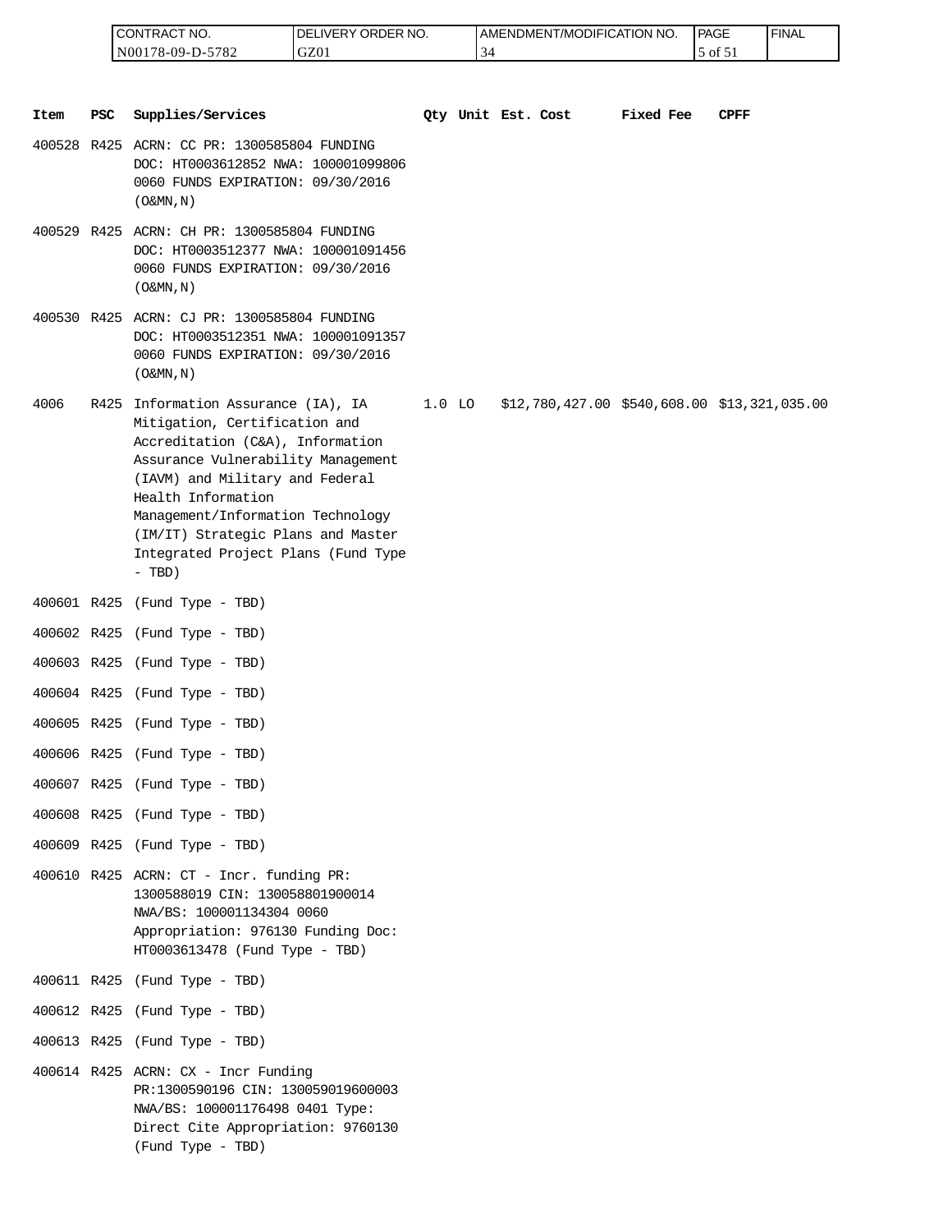| CONTRACT NO. | DELIVERY ORDER NO. | AMENDMENT/MODIFICATION NO. | PAGE | FINAL |
|---|---|---|---|---|
| N00178-09-D-5782 | GZ01 | 34 | 5 of 51 | |

| Item | PSC | Supplies/Services | Qty | Unit | Est. Cost | Fixed Fee | CPFF |
|---|---|---|---|---|---|---|---|
| 400528 | R425 | ACRN: CC PR: 1300585804 FUNDING DOC: HT0003612852 NWA: 100001099806 0060 FUNDS EXPIRATION: 09/30/2016 (O&MN,N) | | | | | |
| 400529 | R425 | ACRN: CH PR: 1300585804 FUNDING DOC: HT0003512377 NWA: 100001091456 0060 FUNDS EXPIRATION: 09/30/2016 (O&MN,N) | | | | | |
| 400530 | R425 | ACRN: CJ PR: 1300585804 FUNDING DOC: HT0003512351 NWA: 100001091357 0060 FUNDS EXPIRATION: 09/30/2016 (O&MN,N) | | | | | |
| 4006 | R425 | Information Assurance (IA), IA Mitigation, Certification and Accreditation (C&A), Information Assurance Vulnerability Management (IAVM) and Military and Federal Health Information Management/Information Technology (IM/IT) Strategic Plans and Master Integrated Project Plans (Fund Type - TBD) | 1.0 | LO | $12,780,427.00 | $540,608.00 | $13,321,035.00 |
| 400601 | R425 | (Fund Type - TBD) | | | | | |
| 400602 | R425 | (Fund Type - TBD) | | | | | |
| 400603 | R425 | (Fund Type - TBD) | | | | | |
| 400604 | R425 | (Fund Type - TBD) | | | | | |
| 400605 | R425 | (Fund Type - TBD) | | | | | |
| 400606 | R425 | (Fund Type - TBD) | | | | | |
| 400607 | R425 | (Fund Type - TBD) | | | | | |
| 400608 | R425 | (Fund Type - TBD) | | | | | |
| 400609 | R425 | (Fund Type - TBD) | | | | | |
| 400610 | R425 | ACRN: CT - Incr. funding PR: 1300588019 CIN: 130058801900014 NWA/BS: 100001134304 0060 Appropriation: 976130 Funding Doc: HT0003613478 (Fund Type - TBD) | | | | | |
| 400611 | R425 | (Fund Type - TBD) | | | | | |
| 400612 | R425 | (Fund Type - TBD) | | | | | |
| 400613 | R425 | (Fund Type - TBD) | | | | | |
| 400614 | R425 | ACRN: CX - Incr Funding PR:1300590196 CIN: 130059019600003 NWA/BS: 100001176498 0401 Type: Direct Cite Appropriation: 9760130 (Fund Type - TBD) | | | | | |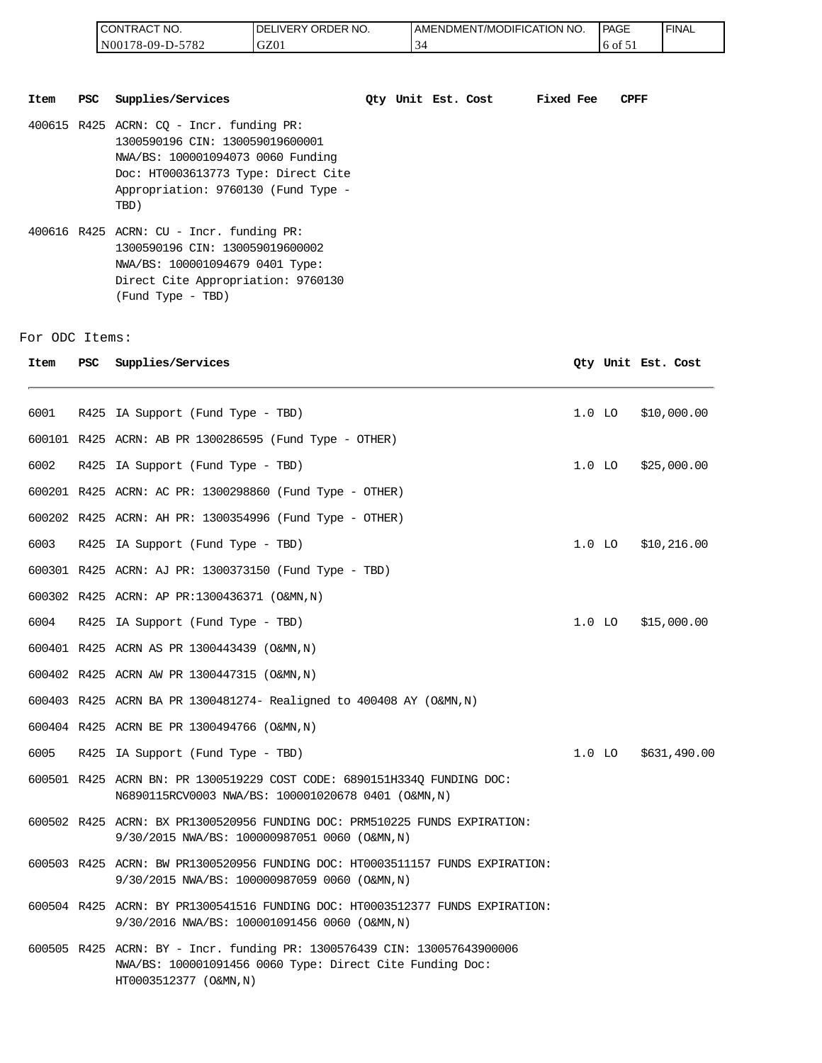| Item | PSC | Supplies/Services | Qty | Unit | Est. Cost | Fixed Fee | CPFF |
|---|---|---|---|---|---|---|---|
| 400615 | R425 | ACRN: CQ - Incr. funding PR: 1300590196 CIN: 130059019600001 NWA/BS: 100001094073 0060 Funding Doc: HT0003613773 Type: Direct Cite Appropriation: 9760130 (Fund Type - TBD) | | | | | |
| 400616 | R425 | ACRN: CU - Incr. funding PR: 1300590196 CIN: 130059019600002 NWA/BS: 100001094679 0401 Type: Direct Cite Appropriation: 9760130 (Fund Type - TBD) | | | | | |

For ODC Items:

| Item | PSC | Supplies/Services | Qty | Unit | Est. Cost |
|---|---|---|---|---|---|
| 6001 | R425 | IA Support (Fund Type - TBD) | 1.0 | LO | $10,000.00 |
| 600101 | R425 | ACRN: AB PR 1300286595 (Fund Type - OTHER) | | | |
| 6002 | R425 | IA Support (Fund Type - TBD) | 1.0 | LO | $25,000.00 |
| 600201 | R425 | ACRN: AC PR: 1300298860 (Fund Type - OTHER) | | | |
| 600202 | R425 | ACRN: AH PR: 1300354996 (Fund Type - OTHER) | | | |
| 6003 | R425 | IA Support (Fund Type - TBD) | 1.0 | LO | $10,216.00 |
| 600301 | R425 | ACRN: AJ PR: 1300373150 (Fund Type - TBD) | | | |
| 600302 | R425 | ACRN: AP PR:1300436371 (O&MN,N) | | | |
| 6004 | R425 | IA Support (Fund Type - TBD) | 1.0 | LO | $15,000.00 |
| 600401 | R425 | ACRN AS PR 1300443439 (O&MN,N) | | | |
| 600402 | R425 | ACRN AW PR 1300447315 (O&MN,N) | | | |
| 600403 | R425 | ACRN BA PR 1300481274- Realigned to 400408 AY (O&MN,N) | | | |
| 600404 | R425 | ACRN BE PR 1300494766 (O&MN,N) | | | |
| 6005 | R425 | IA Support (Fund Type - TBD) | 1.0 | LO | $631,490.00 |
| 600501 | R425 | ACRN BN: PR 1300519229 COST CODE: 6890151H334Q FUNDING DOC: N6890115RCV0003 NWA/BS: 100001020678 0401 (O&MN,N) | | | |
| 600502 | R425 | ACRN: BX PR1300520956 FUNDING DOC: PRM510225 FUNDS EXPIRATION: 9/30/2015 NWA/BS: 100000987051 0060 (O&MN,N) | | | |
| 600503 | R425 | ACRN: BW PR1300520956 FUNDING DOC: HT0003511157 FUNDS EXPIRATION: 9/30/2015 NWA/BS: 100000987059 0060 (O&MN,N) | | | |
| 600504 | R425 | ACRN: BY PR1300541516 FUNDING DOC: HT0003512377 FUNDS EXPIRATION: 9/30/2016 NWA/BS: 100001091456 0060 (O&MN,N) | | | |
| 600505 | R425 | ACRN: BY - Incr. funding PR: 1300576439 CIN: 130057643900006 NWA/BS: 100001091456 0060 Type: Direct Cite Funding Doc: HT0003512377 (O&MN,N) | | | |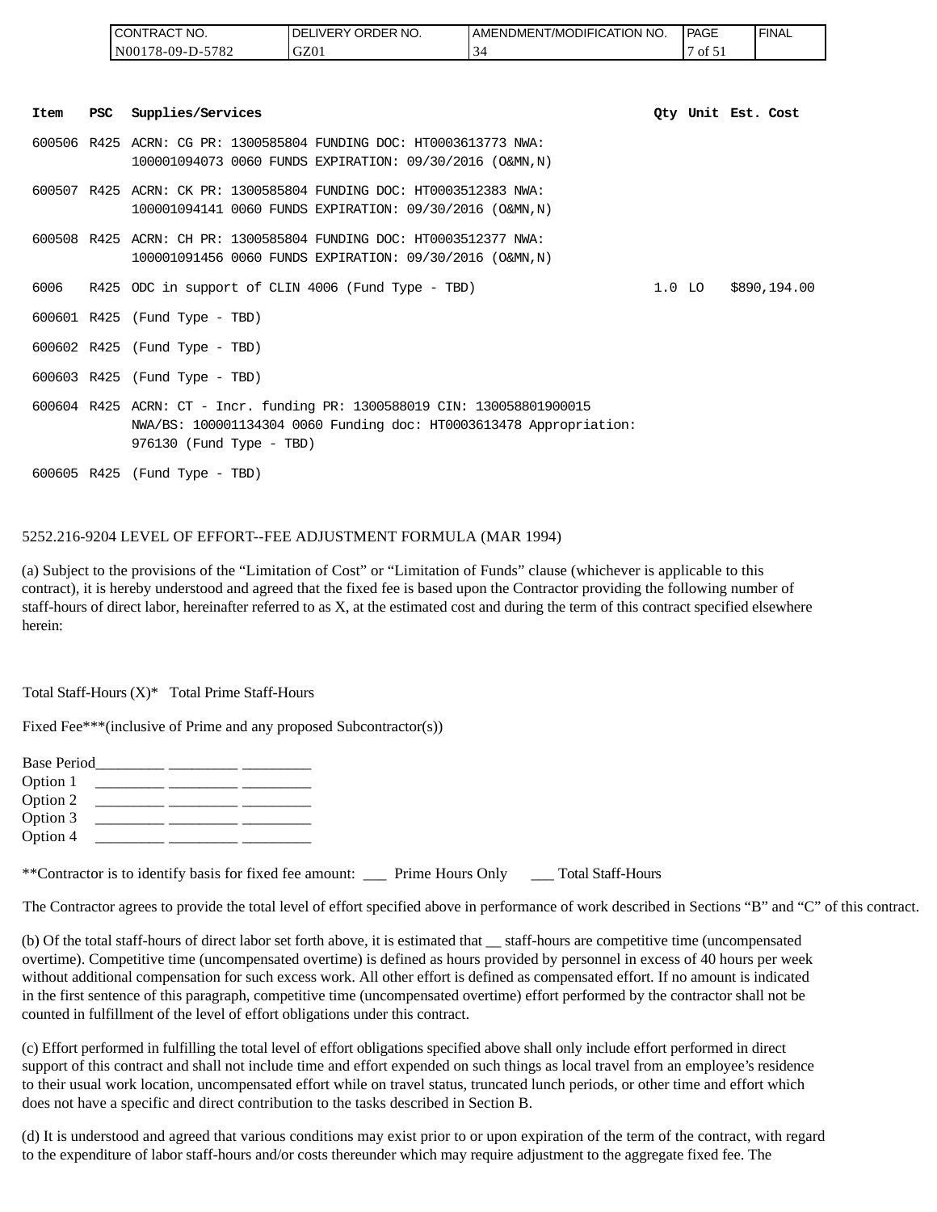| Item | PSC | Supplies/Services | Qty | Unit | Est. Cost |
|---|---|---|---|---|---|
| 600506 | R425 | ACRN: CG PR: 1300585804 FUNDING DOC: HT0003613773 NWA: 100001094073 0060 FUNDS EXPIRATION: 09/30/2016 (O&MN,N) | | | |
| 600507 | R425 | ACRN: CK PR: 1300585804 FUNDING DOC: HT0003512383 NWA: 100001094141 0060 FUNDS EXPIRATION: 09/30/2016 (O&MN,N) | | | |
| 600508 | R425 | ACRN: CH PR: 1300585804 FUNDING DOC: HT0003512377 NWA: 100001091456 0060 FUNDS EXPIRATION: 09/30/2016 (O&MN,N) | | | |
| 6006 | R425 | ODC in support of CLIN 4006 (Fund Type - TBD) | 1.0 | LO | $890,194.00 |
| 600601 | R425 | (Fund Type - TBD) | | | |
| 600602 | R425 | (Fund Type - TBD) | | | |
| 600603 | R425 | (Fund Type - TBD) | | | |
| 600604 | R425 | ACRN: CT - Incr. funding PR: 1300588019 CIN: 130058801900015 NWA/BS: 100001134304 0060 Funding doc: HT0003613478 Appropriation: 976130 (Fund Type - TBD) | | | |
| 600605 | R425 | (Fund Type - TBD) | | | |

5252.216-9204 LEVEL OF EFFORT--FEE ADJUSTMENT FORMULA (MAR 1994)

(a) Subject to the provisions of the "Limitation of Cost" or "Limitation of Funds" clause (whichever is applicable to this contract), it is hereby understood and agreed that the fixed fee is based upon the Contractor providing the following number of staff-hours of direct labor, hereinafter referred to as X, at the estimated cost and during the term of this contract specified elsewhere herein:

Total Staff-Hours (X)* Total Prime Staff-Hours

Fixed Fee***(inclusive of Prime and any proposed Subcontractor(s))

Base Period_________ _________ _________
Option 1 _________ _________ _________
Option 2 _________ _________ _________
Option 3 _________ _________ _________
Option 4 _________ _________ _________

**Contractor is to identify basis for fixed fee amount: ___ Prime Hours Only ___ Total Staff-Hours

The Contractor agrees to provide the total level of effort specified above in performance of work described in Sections "B" and "C" of this contract.

(b) Of the total staff-hours of direct labor set forth above, it is estimated that __ staff-hours are competitive time (uncompensated overtime). Competitive time (uncompensated overtime) is defined as hours provided by personnel in excess of 40 hours per week without additional compensation for such excess work. All other effort is defined as compensated effort. If no amount is indicated in the first sentence of this paragraph, competitive time (uncompensated overtime) effort performed by the contractor shall not be counted in fulfillment of the level of effort obligations under this contract.

(c) Effort performed in fulfilling the total level of effort obligations specified above shall only include effort performed in direct support of this contract and shall not include time and effort expended on such things as local travel from an employee's residence to their usual work location, uncompensated effort while on travel status, truncated lunch periods, or other time and effort which does not have a specific and direct contribution to the tasks described in Section B.

(d) It is understood and agreed that various conditions may exist prior to or upon expiration of the term of the contract, with regard to the expenditure of labor staff-hours and/or costs thereunder which may require adjustment to the aggregate fixed fee. The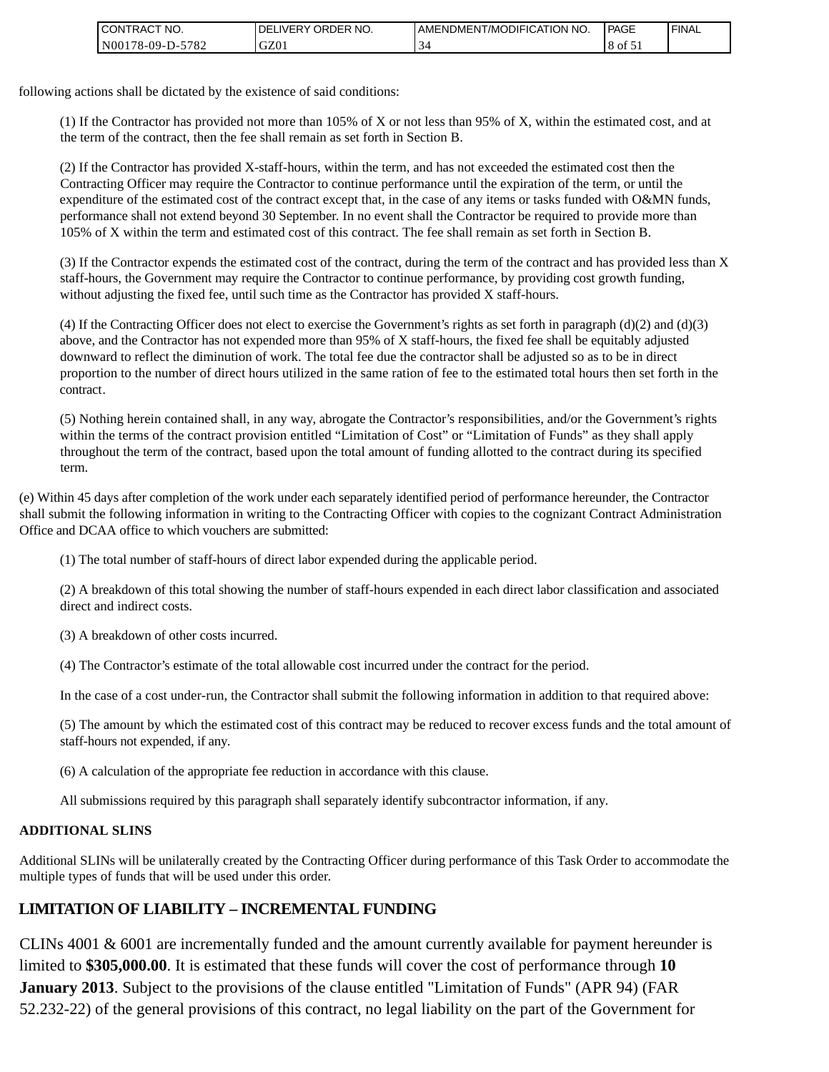following actions shall be dictated by the existence of said conditions:

(1) If the Contractor has provided not more than 105% of X or not less than 95% of X, within the estimated cost, and at the term of the contract, then the fee shall remain as set forth in Section B.

(2) If the Contractor has provided X-staff-hours, within the term, and has not exceeded the estimated cost then the Contracting Officer may require the Contractor to continue performance until the expiration of the term, or until the expenditure of the estimated cost of the contract except that, in the case of any items or tasks funded with O&MN funds, performance shall not extend beyond 30 September. In no event shall the Contractor be required to provide more than 105% of X within the term and estimated cost of this contract. The fee shall remain as set forth in Section B.

(3) If the Contractor expends the estimated cost of the contract, during the term of the contract and has provided less than X staff-hours, the Government may require the Contractor to continue performance, by providing cost growth funding, without adjusting the fixed fee, until such time as the Contractor has provided X staff-hours.

(4) If the Contracting Officer does not elect to exercise the Government's rights as set forth in paragraph (d)(2) and (d)(3) above, and the Contractor has not expended more than 95% of X staff-hours, the fixed fee shall be equitably adjusted downward to reflect the diminution of work. The total fee due the contractor shall be adjusted so as to be in direct proportion to the number of direct hours utilized in the same ration of fee to the estimated total hours then set forth in the contract.

(5) Nothing herein contained shall, in any way, abrogate the Contractor's responsibilities, and/or the Government's rights within the terms of the contract provision entitled "Limitation of Cost" or "Limitation of Funds" as they shall apply throughout the term of the contract, based upon the total amount of funding allotted to the contract during its specified term.

(e) Within 45 days after completion of the work under each separately identified period of performance hereunder, the Contractor shall submit the following information in writing to the Contracting Officer with copies to the cognizant Contract Administration Office and DCAA office to which vouchers are submitted:

(1) The total number of staff-hours of direct labor expended during the applicable period.

(2) A breakdown of this total showing the number of staff-hours expended in each direct labor classification and associated direct and indirect costs.

(3) A breakdown of other costs incurred.

(4) The Contractor's estimate of the total allowable cost incurred under the contract for the period.

In the case of a cost under-run, the Contractor shall submit the following information in addition to that required above:

(5) The amount by which the estimated cost of this contract may be reduced to recover excess funds and the total amount of staff-hours not expended, if any.

(6) A calculation of the appropriate fee reduction in accordance with this clause.

All submissions required by this paragraph shall separately identify subcontractor information, if any.

**ADDITIONAL SLINS**

Additional SLINs will be unilaterally created by the Contracting Officer during performance of this Task Order to accommodate the multiple types of funds that will be used under this order.

## LIMITATION OF LIABILITY – INCREMENTAL FUNDING

CLINs 4001 & 6001 are incrementally funded and the amount currently available for payment hereunder is limited to **$305,000.00**. It is estimated that these funds will cover the cost of performance through **10 January 2013**. Subject to the provisions of the clause entitled "Limitation of Funds" (APR 94) (FAR 52.232-22) of the general provisions of this contract, no legal liability on the part of the Government for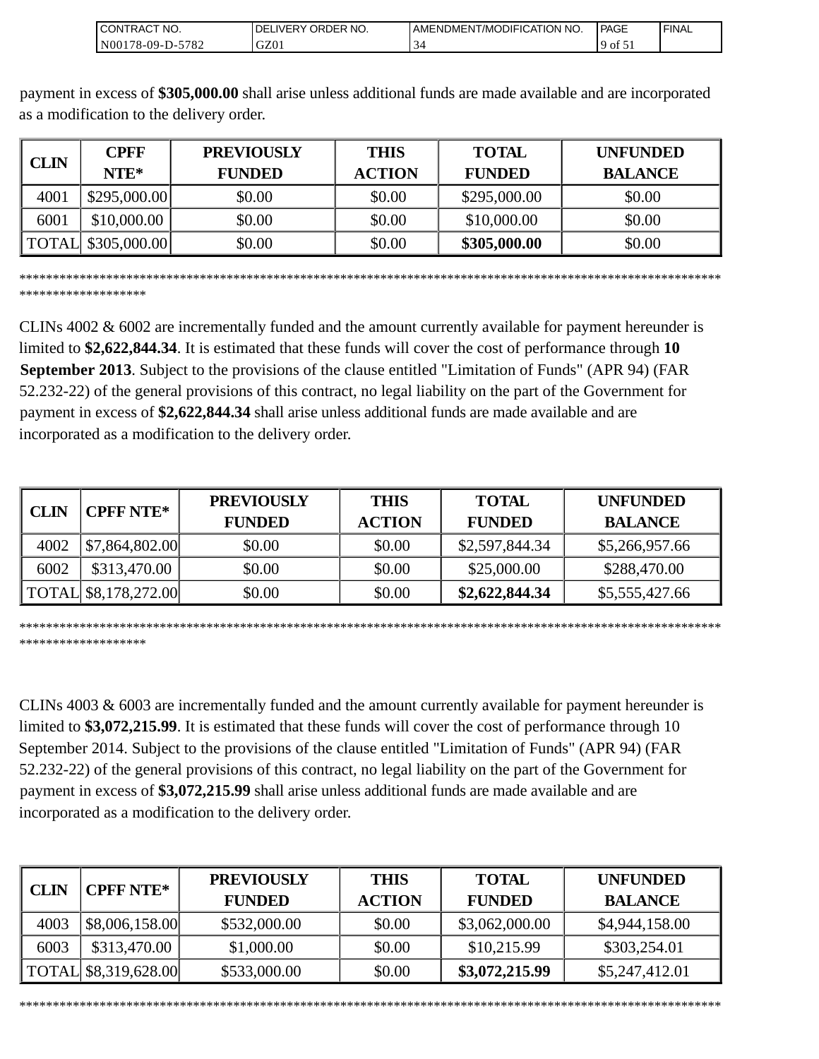payment in excess of **$305,000.00** shall arise unless additional funds are made available and are incorporated as a modification to the delivery order.

| CLIN | CPFF NTE* | PREVIOUSLY FUNDED | THIS ACTION | TOTAL FUNDED | UNFUNDED BALANCE |
|---|---|---|---|---|---|
| 4001 | $295,000.00 | $0.00 | $0.00 | $295,000.00 | $0.00 |
| 6001 | $10,000.00 | $0.00 | $0.00 | $10,000.00 | $0.00 |
| TOTAL | $305,000.00 | $0.00 | $0.00 | **$305,000.00** | $0.00 |

****************************************************************************************************************************

CLINs 4002 & 6002 are incrementally funded and the amount currently available for payment hereunder is limited to **$2,622,844.34**. It is estimated that these funds will cover the cost of performance through **10 September 2013**. Subject to the provisions of the clause entitled "Limitation of Funds" (APR 94) (FAR 52.232-22) of the general provisions of this contract, no legal liability on the part of the Government for payment in excess of **$2,622,844.34** shall arise unless additional funds are made available and are incorporated as a modification to the delivery order.

| CLIN | CPFF NTE* | PREVIOUSLY FUNDED | THIS ACTION | TOTAL FUNDED | UNFUNDED BALANCE |
|---|---|---|---|---|---|
| 4002 | $7,864,802.00 | $0.00 | $0.00 | $2,597,844.34 | $5,266,957.66 |
| 6002 | $313,470.00 | $0.00 | $0.00 | $25,000.00 | $288,470.00 |
| TOTAL | $8,178,272.00 | $0.00 | $0.00 | **$2,622,844.34** | $5,555,427.66 |

****************************************************************************************************************************

CLINs 4003 & 6003 are incrementally funded and the amount currently available for payment hereunder is limited to **$3,072,215.99**. It is estimated that these funds will cover the cost of performance through 10 September 2014. Subject to the provisions of the clause entitled "Limitation of Funds" (APR 94) (FAR 52.232-22) of the general provisions of this contract, no legal liability on the part of the Government for payment in excess of **$3,072,215.99** shall arise unless additional funds are made available and are incorporated as a modification to the delivery order.

| CLIN | CPFF NTE* | PREVIOUSLY FUNDED | THIS ACTION | TOTAL FUNDED | UNFUNDED BALANCE |
|---|---|---|---|---|---|
| 4003 | $8,006,158.00 | $532,000.00 | $0.00 | $3,062,000.00 | $4,944,158.00 |
| 6003 | $313,470.00 | $1,000.00 | $0.00 | $10,215.99 | $303,254.01 |
| TOTAL | $8,319,628.00 | $533,000.00 | $0.00 | **$3,072,215.99** | $5,247,412.01 |

****************************************************************************************************************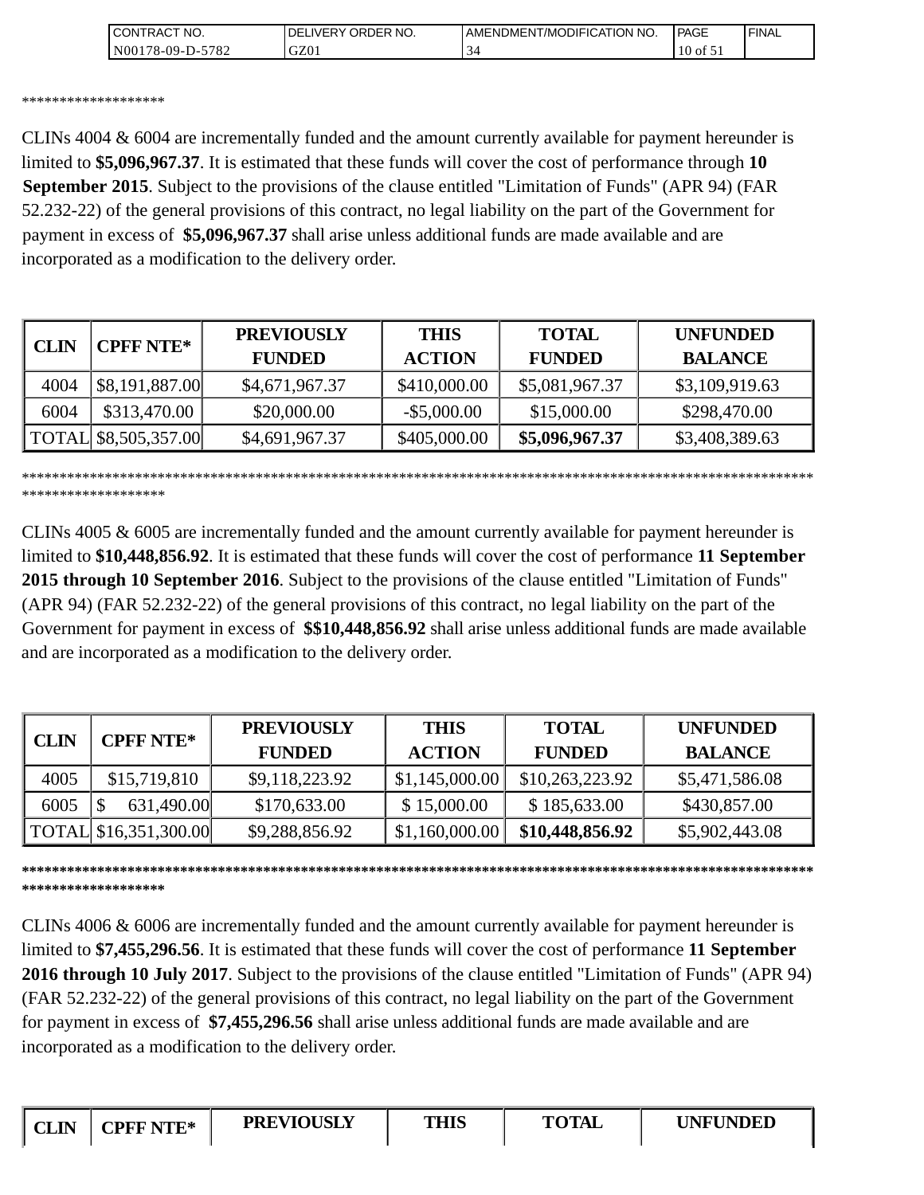*******************

CLINs 4004 & 6004 are incrementally funded and the amount currently available for payment hereunder is limited to **$5,096,967.37**. It is estimated that these funds will cover the cost of performance through **10 September 2015**. Subject to the provisions of the clause entitled "Limitation of Funds" (APR 94) (FAR 52.232-22) of the general provisions of this contract, no legal liability on the part of the Government for payment in excess of **$5,096,967.37** shall arise unless additional funds are made available and are incorporated as a modification to the delivery order.

| CLIN | CPFF NTE* | PREVIOUSLY FUNDED | THIS ACTION | TOTAL FUNDED | UNFUNDED BALANCE |
|---|---|---|---|---|---|
| 4004 | $8,191,887.00 | $4,671,967.37 | $410,000.00 | $5,081,967.37 | $3,109,919.63 |
| 6004 | $313,470.00 | $20,000.00 | -$5,000.00 | $15,000.00 | $298,470.00 |
| TOTAL | $8,505,357.00 | $4,691,967.37 | $405,000.00 | **$5,096,967.37** | $3,408,389.63 |

**************************************************************************************************************************

CLINs 4005 & 6005 are incrementally funded and the amount currently available for payment hereunder is limited to **$10,448,856.92**. It is estimated that these funds will cover the cost of performance **11 September 2015 through 10 September 2016**. Subject to the provisions of the clause entitled "Limitation of Funds" (APR 94) (FAR 52.232-22) of the general provisions of this contract, no legal liability on the part of the Government for payment in excess of **$$10,448,856.92** shall arise unless additional funds are made available and are incorporated as a modification to the delivery order.

| CLIN | CPFF NTE* | PREVIOUSLY FUNDED | THIS ACTION | TOTAL FUNDED | UNFUNDED BALANCE |
|---|---|---|---|---|---|
| 4005 | $15,719,810 | $9,118,223.92 | $1,145,000.00 | $10,263,223.92 | $5,471,586.08 |
| 6005 | $ 631,490.00 | $170,633.00 | $ 15,000.00 | $ 185,633.00 | $430,857.00 |
| TOTAL | $16,351,300.00 | $9,288,856.92 | $1,160,000.00 | **$10,448,856.92** | $5,902,443.08 |

**************************************************************************************************************************

CLINs 4006 & 6006 are incrementally funded and the amount currently available for payment hereunder is limited to **$7,455,296.56**. It is estimated that these funds will cover the cost of performance **11 September 2016 through 10 July 2017**. Subject to the provisions of the clause entitled "Limitation of Funds" (APR 94) (FAR 52.232-22) of the general provisions of this contract, no legal liability on the part of the Government for payment in excess of **$7,455,296.56** shall arise unless additional funds are made available and are incorporated as a modification to the delivery order.

| CLIN | CPFF NTE* | PREVIOUSLY | THIS | TOTAL | UNFUNDED |
|---|---|---|---|---|---|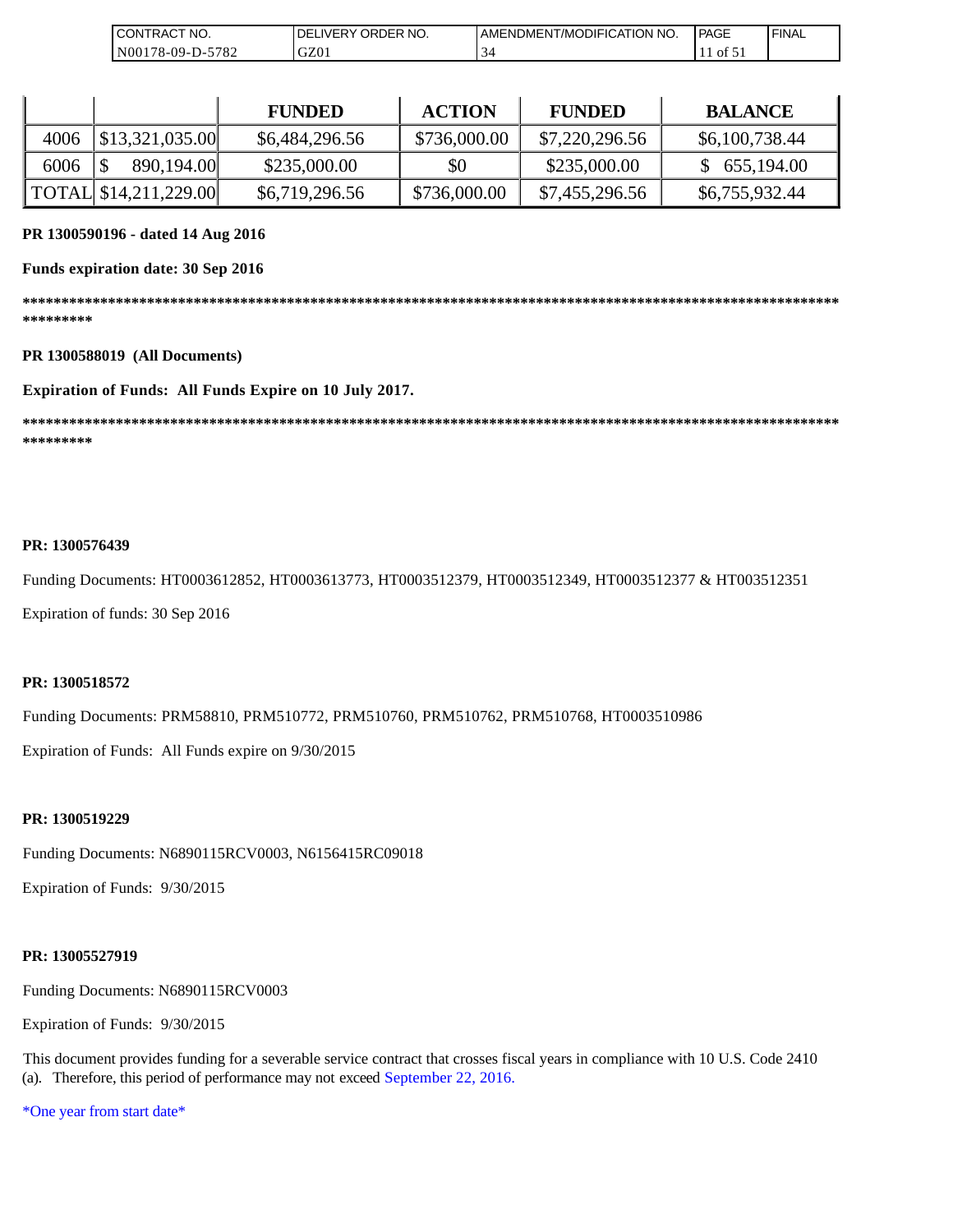| | | FUNDED | ACTION | FUNDED | BALANCE |
|---|---|---|---|---|---|
| 4006 | $13,321,035.00 | $6,484,296.56 | $736,000.00 | $7,220,296.56 | $6,100,738.44 |
| 6006 | $ 890,194.00 | $235,000.00 | $0 | $235,000.00 | $ 655,194.00 |
| TOTAL | $14,211,229.00 | $6,719,296.56 | $736,000.00 | $7,455,296.56 | $6,755,932.44 |

**PR 1300590196 - dated 14 Aug 2016**

**Funds expiration date: 30 Sep 2016**

**************************************************************************************************************************

**PR 1300588019 (All Documents)**

**Expiration of Funds: All Funds Expire on 10 July 2017.**

**************************************************************************************************************************

**PR: 1300576439**

Funding Documents: HT0003612852, HT0003613773, HT0003512379, HT0003512349, HT0003512377 & HT003512351

Expiration of funds: 30 Sep 2016

**PR: 1300518572**

Funding Documents: PRM58810, PRM510772, PRM510760, PRM510762, PRM510768, HT0003510986

Expiration of Funds: All Funds expire on 9/30/2015

**PR: 1300519229**

Funding Documents: N6890115RCV0003, N6156415RC09018

Expiration of Funds: 9/30/2015

**PR: 13005527919**

Funding Documents: N6890115RCV0003

Expiration of Funds: 9/30/2015

This document provides funding for a severable service contract that crosses fiscal years in compliance with 10 U.S. Code 2410 (a). Therefore, this period of performance may not exceed September 22, 2016.

*One year from start date*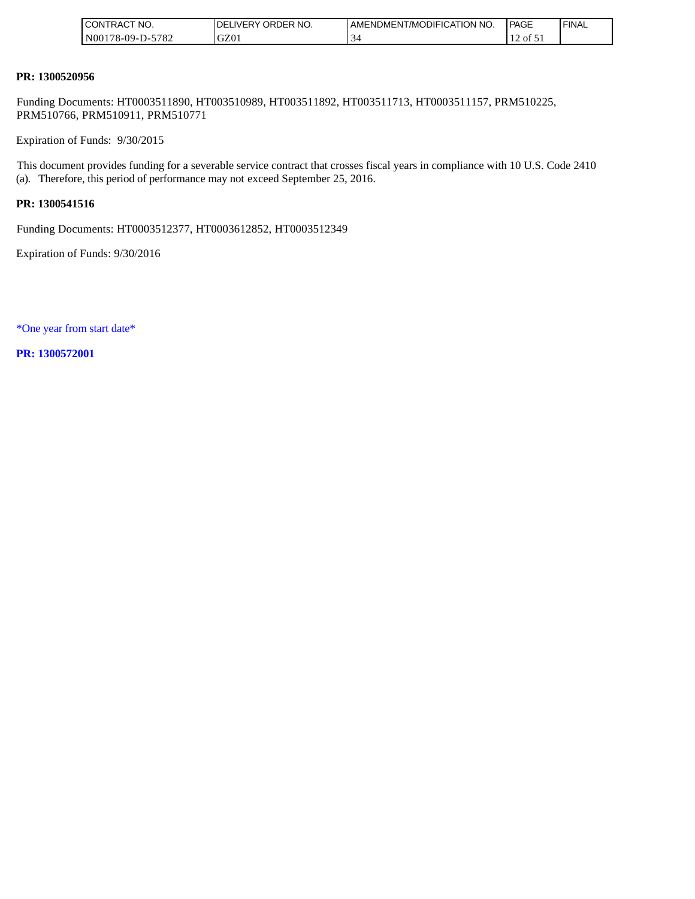**PR: 1300520956**

Funding Documents: HT0003511890, HT003510989, HT003511892, HT003511713, HT0003511157, PRM510225, PRM510766, PRM510911, PRM510771

Expiration of Funds: 9/30/2015

This document provides funding for a severable service contract that crosses fiscal years in compliance with 10 U.S. Code 2410 (a). Therefore, this period of performance may not exceed September 25, 2016.

**PR: 1300541516**

Funding Documents: HT0003512377, HT0003612852, HT0003512349

Expiration of Funds: 9/30/2016

*One year from start date*

**PR: 1300572001**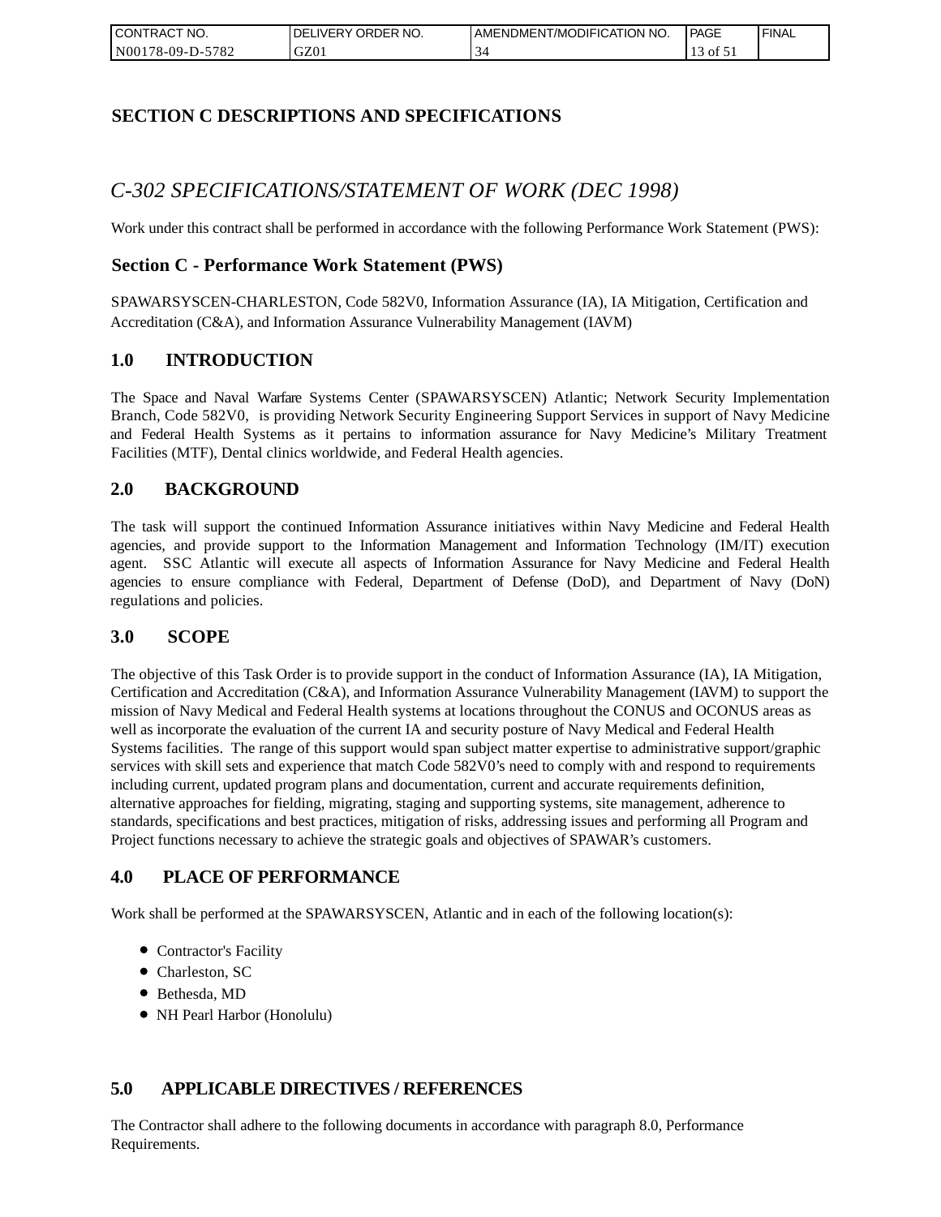## SECTION C DESCRIPTIONS AND SPECIFICATIONS

## *C-302 SPECIFICATIONS/STATEMENT OF WORK (DEC 1998)*

Work under this contract shall be performed in accordance with the following Performance Work Statement (PWS):

### Section C - Performance Work Statement (PWS)

SPAWARSYSCEN-CHARLESTON, Code 582V0, Information Assurance (IA), IA Mitigation, Certification and Accreditation (C&A), and Information Assurance Vulnerability Management (IAVM)

### 1.0 INTRODUCTION

The Space and Naval Warfare Systems Center (SPAWARSYSCEN) Atlantic; Network Security Implementation Branch, Code 582V0, is providing Network Security Engineering Support Services in support of Navy Medicine and Federal Health Systems as it pertains to information assurance for Navy Medicine's Military Treatment Facilities (MTF), Dental clinics worldwide, and Federal Health agencies.

### 2.0 BACKGROUND

The task will support the continued Information Assurance initiatives within Navy Medicine and Federal Health agencies, and provide support to the Information Management and Information Technology (IM/IT) execution agent. SSC Atlantic will execute all aspects of Information Assurance for Navy Medicine and Federal Health agencies to ensure compliance with Federal, Department of Defense (DoD), and Department of Navy (DoN) regulations and policies.

### 3.0 SCOPE

The objective of this Task Order is to provide support in the conduct of Information Assurance (IA), IA Mitigation, Certification and Accreditation (C&A), and Information Assurance Vulnerability Management (IAVM) to support the mission of Navy Medical and Federal Health systems at locations throughout the CONUS and OCONUS areas as well as incorporate the evaluation of the current IA and security posture of Navy Medical and Federal Health Systems facilities. The range of this support would span subject matter expertise to administrative support/graphic services with skill sets and experience that match Code 582V0's need to comply with and respond to requirements including current, updated program plans and documentation, current and accurate requirements definition, alternative approaches for fielding, migrating, staging and supporting systems, site management, adherence to standards, specifications and best practices, mitigation of risks, addressing issues and performing all Program and Project functions necessary to achieve the strategic goals and objectives of SPAWAR's customers.

### 4.0 PLACE OF PERFORMANCE

Work shall be performed at the SPAWARSYSCEN, Atlantic and in each of the following location(s):

- Contractor's Facility
- Charleston, SC
- Bethesda, MD
- NH Pearl Harbor (Honolulu)

### 5.0 APPLICABLE DIRECTIVES / REFERENCES

The Contractor shall adhere to the following documents in accordance with paragraph 8.0, Performance Requirements.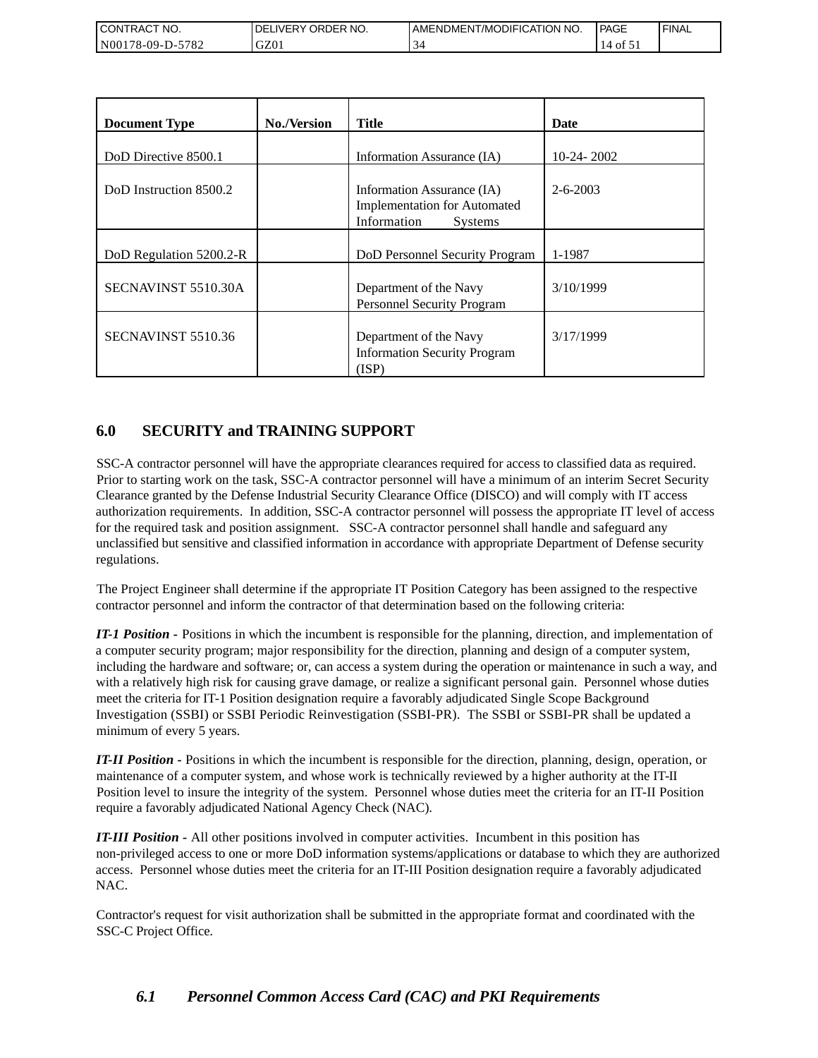| Document Type | No./Version | Title | Date |
|---|---|---|---|
| DoD Directive 8500.1 | | Information Assurance (IA) | 10-24- 2002 |
| DoD Instruction 8500.2 | | Information Assurance (IA) Implementation for Automated Information Systems | 2-6-2003 |
| DoD Regulation 5200.2-R | | DoD Personnel Security Program | 1-1987 |
| SECNAVINST 5510.30A | | Department of the Navy Personnel Security Program | 3/10/1999 |
| SECNAVINST 5510.36 | | Department of the Navy Information Security Program (ISP) | 3/17/1999 |

## 6.0 SECURITY and TRAINING SUPPORT

SSC-A contractor personnel will have the appropriate clearances required for access to classified data as required. Prior to starting work on the task, SSC-A contractor personnel will have a minimum of an interim Secret Security Clearance granted by the Defense Industrial Security Clearance Office (DISCO) and will comply with IT access authorization requirements. In addition, SSC-A contractor personnel will possess the appropriate IT level of access for the required task and position assignment. SSC-A contractor personnel shall handle and safeguard any unclassified but sensitive and classified information in accordance with appropriate Department of Defense security regulations.

The Project Engineer shall determine if the appropriate IT Position Category has been assigned to the respective contractor personnel and inform the contractor of that determination based on the following criteria:

***IT-1 Position -*** Positions in which the incumbent is responsible for the planning, direction, and implementation of a computer security program; major responsibility for the direction, planning and design of a computer system, including the hardware and software; or, can access a system during the operation or maintenance in such a way, and with a relatively high risk for causing grave damage, or realize a significant personal gain. Personnel whose duties meet the criteria for IT-1 Position designation require a favorably adjudicated Single Scope Background Investigation (SSBI) or SSBI Periodic Reinvestigation (SSBI-PR). The SSBI or SSBI-PR shall be updated a minimum of every 5 years.

***IT-II Position -*** Positions in which the incumbent is responsible for the direction, planning, design, operation, or maintenance of a computer system, and whose work is technically reviewed by a higher authority at the IT-II Position level to insure the integrity of the system. Personnel whose duties meet the criteria for an IT-II Position require a favorably adjudicated National Agency Check (NAC).

***IT-III Position -*** All other positions involved in computer activities. Incumbent in this position has non-privileged access to one or more DoD information systems/applications or database to which they are authorized access. Personnel whose duties meet the criteria for an IT-III Position designation require a favorably adjudicated NAC.

Contractor's request for visit authorization shall be submitted in the appropriate format and coordinated with the SSC-C Project Office.

### *6.1 Personnel Common Access Card (CAC) and PKI Requirements*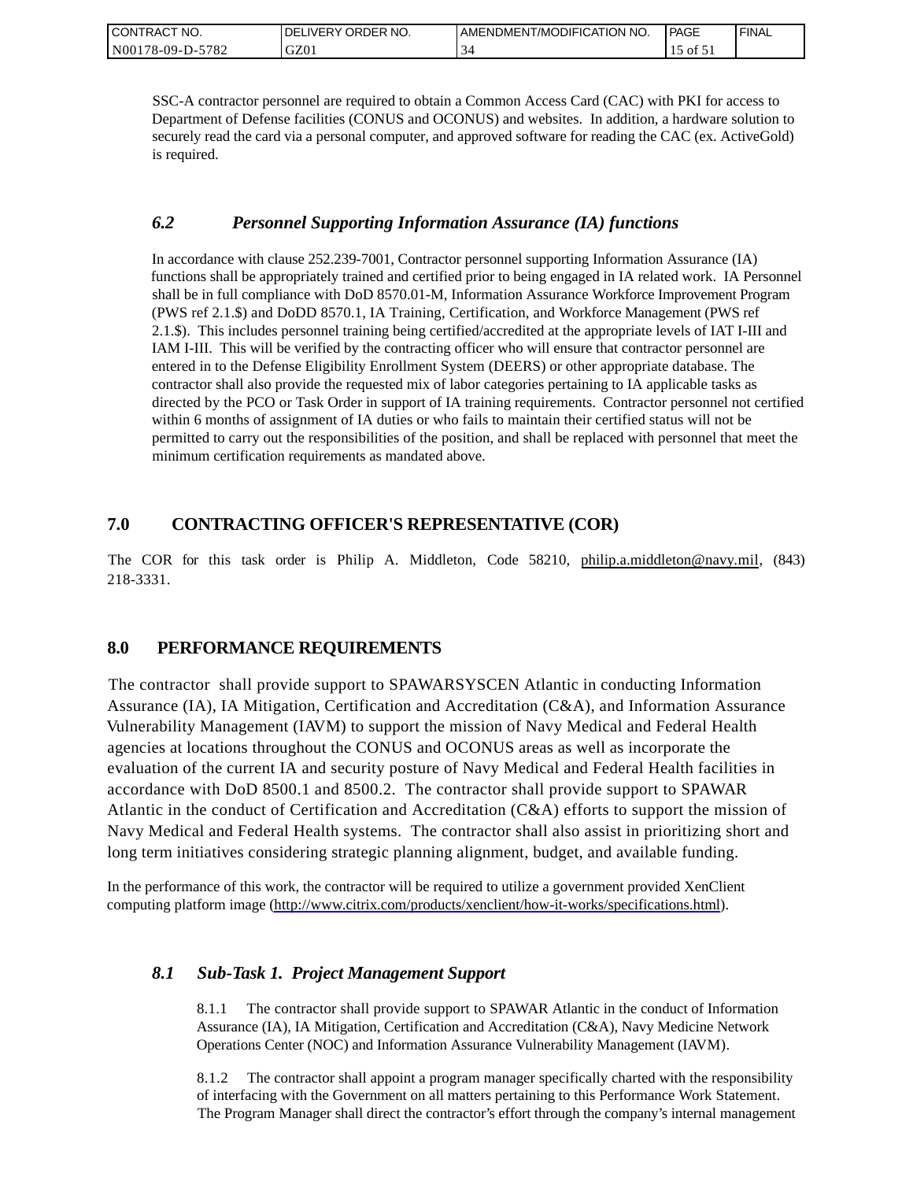SSC-A contractor personnel are required to obtain a Common Access Card (CAC) with PKI for access to Department of Defense facilities (CONUS and OCONUS) and websites. In addition, a hardware solution to securely read the card via a personal computer, and approved software for reading the CAC (ex. ActiveGold) is required.

### *6.2 Personnel Supporting Information Assurance (IA) functions*

In accordance with clause 252.239-7001, Contractor personnel supporting Information Assurance (IA) functions shall be appropriately trained and certified prior to being engaged in IA related work. IA Personnel shall be in full compliance with DoD 8570.01-M, Information Assurance Workforce Improvement Program (PWS ref 2.1.$) and DoDD 8570.1, IA Training, Certification, and Workforce Management (PWS ref 2.1.$). This includes personnel training being certified/accredited at the appropriate levels of IAT I-III and IAM I-III. This will be verified by the contracting officer who will ensure that contractor personnel are entered in to the Defense Eligibility Enrollment System (DEERS) or other appropriate database. The contractor shall also provide the requested mix of labor categories pertaining to IA applicable tasks as directed by the PCO or Task Order in support of IA training requirements. Contractor personnel not certified within 6 months of assignment of IA duties or who fails to maintain their certified status will not be permitted to carry out the responsibilities of the position, and shall be replaced with personnel that meet the minimum certification requirements as mandated above.

## 7.0 CONTRACTING OFFICER'S REPRESENTATIVE (COR)

The COR for this task order is Philip A. Middleton, Code 58210, philip.a.middleton@navy.mil, (843) 218-3331.

## 8.0 PERFORMANCE REQUIREMENTS

The contractor shall provide support to SPAWARSYSCEN Atlantic in conducting Information Assurance (IA), IA Mitigation, Certification and Accreditation (C&A), and Information Assurance Vulnerability Management (IAVM) to support the mission of Navy Medical and Federal Health agencies at locations throughout the CONUS and OCONUS areas as well as incorporate the evaluation of the current IA and security posture of Navy Medical and Federal Health facilities in accordance with DoD 8500.1 and 8500.2. The contractor shall provide support to SPAWAR Atlantic in the conduct of Certification and Accreditation (C&A) efforts to support the mission of Navy Medical and Federal Health systems. The contractor shall also assist in prioritizing short and long term initiatives considering strategic planning alignment, budget, and available funding.

In the performance of this work, the contractor will be required to utilize a government provided XenClient computing platform image (http://www.citrix.com/products/xenclient/how-it-works/specifications.html).

### *8.1 Sub-Task 1. Project Management Support*

8.1.1 The contractor shall provide support to SPAWAR Atlantic in the conduct of Information Assurance (IA), IA Mitigation, Certification and Accreditation (C&A), Navy Medicine Network Operations Center (NOC) and Information Assurance Vulnerability Management (IAVM).

8.1.2 The contractor shall appoint a program manager specifically charted with the responsibility of interfacing with the Government on all matters pertaining to this Performance Work Statement. The Program Manager shall direct the contractor's effort through the company's internal management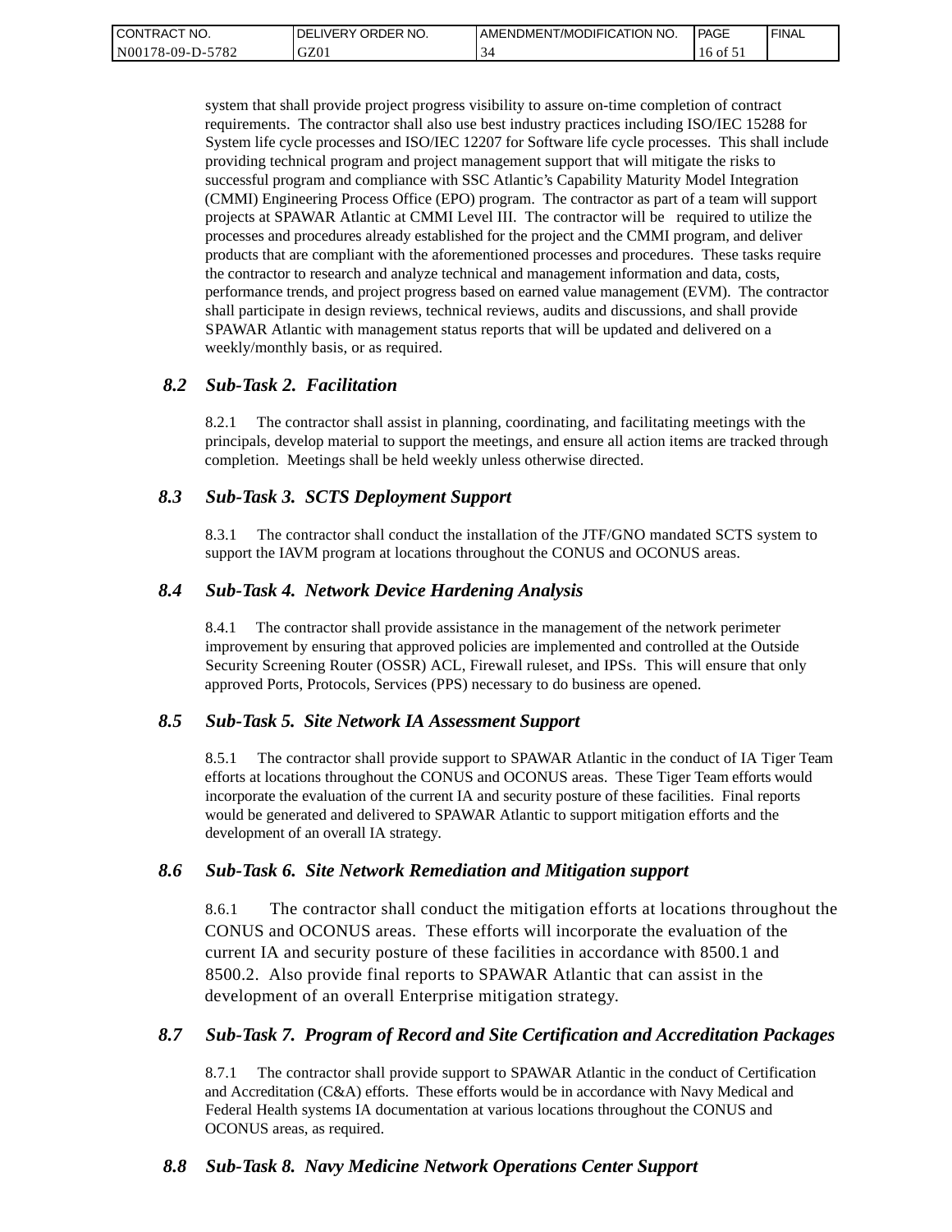system that shall provide project progress visibility to assure on-time completion of contract requirements. The contractor shall also use best industry practices including ISO/IEC 15288 for System life cycle processes and ISO/IEC 12207 for Software life cycle processes. This shall include providing technical program and project management support that will mitigate the risks to successful program and compliance with SSC Atlantic's Capability Maturity Model Integration (CMMI) Engineering Process Office (EPO) program. The contractor as part of a team will support projects at SPAWAR Atlantic at CMMI Level III. The contractor will be required to utilize the processes and procedures already established for the project and the CMMI program, and deliver products that are compliant with the aforementioned processes and procedures. These tasks require the contractor to research and analyze technical and management information and data, costs, performance trends, and project progress based on earned value management (EVM). The contractor shall participate in design reviews, technical reviews, audits and discussions, and shall provide SPAWAR Atlantic with management status reports that will be updated and delivered on a weekly/monthly basis, or as required.

### *8.2 Sub-Task 2. Facilitation*

8.2.1 The contractor shall assist in planning, coordinating, and facilitating meetings with the principals, develop material to support the meetings, and ensure all action items are tracked through completion. Meetings shall be held weekly unless otherwise directed.

### *8.3 Sub-Task 3. SCTS Deployment Support*

8.3.1 The contractor shall conduct the installation of the JTF/GNO mandated SCTS system to support the IAVM program at locations throughout the CONUS and OCONUS areas.

### *8.4 Sub-Task 4. Network Device Hardening Analysis*

8.4.1 The contractor shall provide assistance in the management of the network perimeter improvement by ensuring that approved policies are implemented and controlled at the Outside Security Screening Router (OSSR) ACL, Firewall ruleset, and IPSs. This will ensure that only approved Ports, Protocols, Services (PPS) necessary to do business are opened.

### *8.5 Sub-Task 5. Site Network IA Assessment Support*

8.5.1 The contractor shall provide support to SPAWAR Atlantic in the conduct of IA Tiger Team efforts at locations throughout the CONUS and OCONUS areas. These Tiger Team efforts would incorporate the evaluation of the current IA and security posture of these facilities. Final reports would be generated and delivered to SPAWAR Atlantic to support mitigation efforts and the development of an overall IA strategy.

### *8.6 Sub-Task 6. Site Network Remediation and Mitigation support*

8.6.1 The contractor shall conduct the mitigation efforts at locations throughout the CONUS and OCONUS areas. These efforts will incorporate the evaluation of the current IA and security posture of these facilities in accordance with 8500.1 and 8500.2. Also provide final reports to SPAWAR Atlantic that can assist in the development of an overall Enterprise mitigation strategy.

### *8.7 Sub-Task 7. Program of Record and Site Certification and Accreditation Packages*

8.7.1 The contractor shall provide support to SPAWAR Atlantic in the conduct of Certification and Accreditation (C&A) efforts. These efforts would be in accordance with Navy Medical and Federal Health systems IA documentation at various locations throughout the CONUS and OCONUS areas, as required.

### *8.8 Sub-Task 8. Navy Medicine Network Operations Center Support*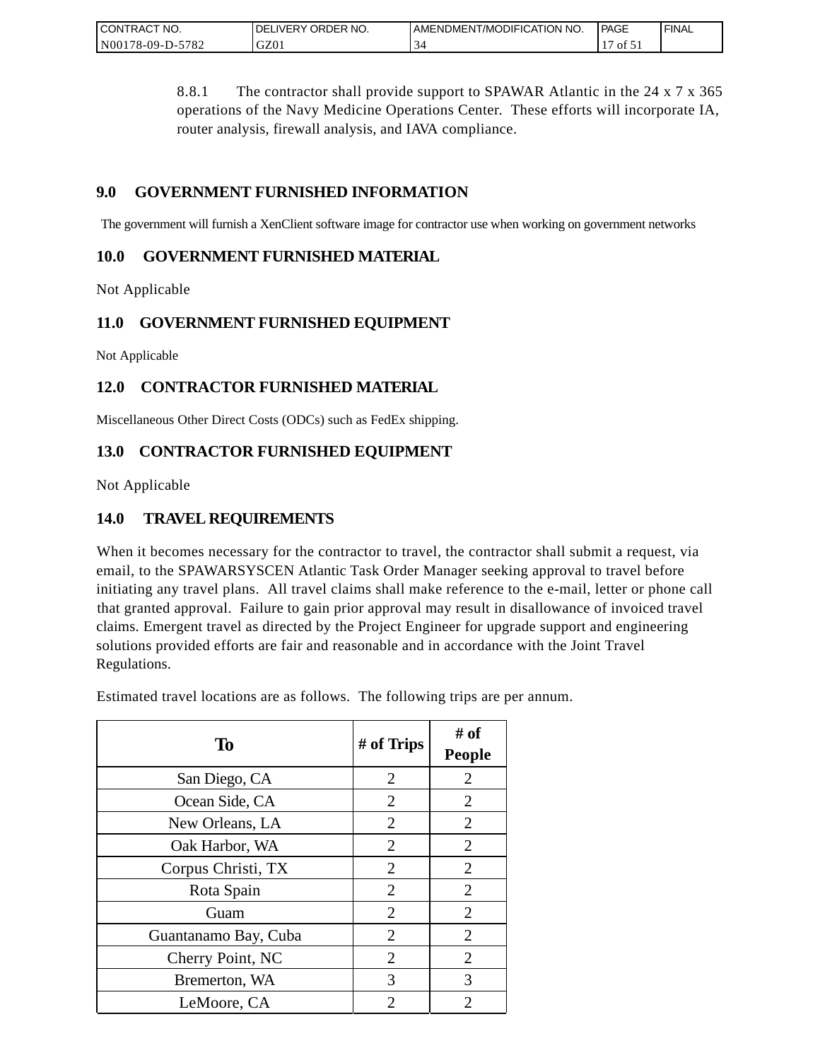8.8.1 The contractor shall provide support to SPAWAR Atlantic in the 24 x 7 x 365 operations of the Navy Medicine Operations Center. These efforts will incorporate IA, router analysis, firewall analysis, and IAVA compliance.

## 9.0 GOVERNMENT FURNISHED INFORMATION

The government will furnish a XenClient software image for contractor use when working on government networks

## 10.0 GOVERNMENT FURNISHED MATERIAL

Not Applicable

## 11.0 GOVERNMENT FURNISHED EQUIPMENT

Not Applicable

## 12.0 CONTRACTOR FURNISHED MATERIAL

Miscellaneous Other Direct Costs (ODCs) such as FedEx shipping.

## 13.0 CONTRACTOR FURNISHED EQUIPMENT

Not Applicable

## 14.0 TRAVEL REQUIREMENTS

When it becomes necessary for the contractor to travel, the contractor shall submit a request, via email, to the SPAWARSYSCEN Atlantic Task Order Manager seeking approval to travel before initiating any travel plans. All travel claims shall make reference to the e-mail, letter or phone call that granted approval. Failure to gain prior approval may result in disallowance of invoiced travel claims. Emergent travel as directed by the Project Engineer for upgrade support and engineering solutions provided efforts are fair and reasonable and in accordance with the Joint Travel Regulations.

Estimated travel locations are as follows. The following trips are per annum.

| To | # of Trips | # of People |
|---|---|---|
| San Diego, CA | 2 | 2 |
| Ocean Side, CA | 2 | 2 |
| New Orleans, LA | 2 | 2 |
| Oak Harbor, WA | 2 | 2 |
| Corpus Christi, TX | 2 | 2 |
| Rota Spain | 2 | 2 |
| Guam | 2 | 2 |
| Guantanamo Bay, Cuba | 2 | 2 |
| Cherry Point, NC | 2 | 2 |
| Bremerton, WA | 3 | 3 |
| LeMoore, CA | 2 | 2 |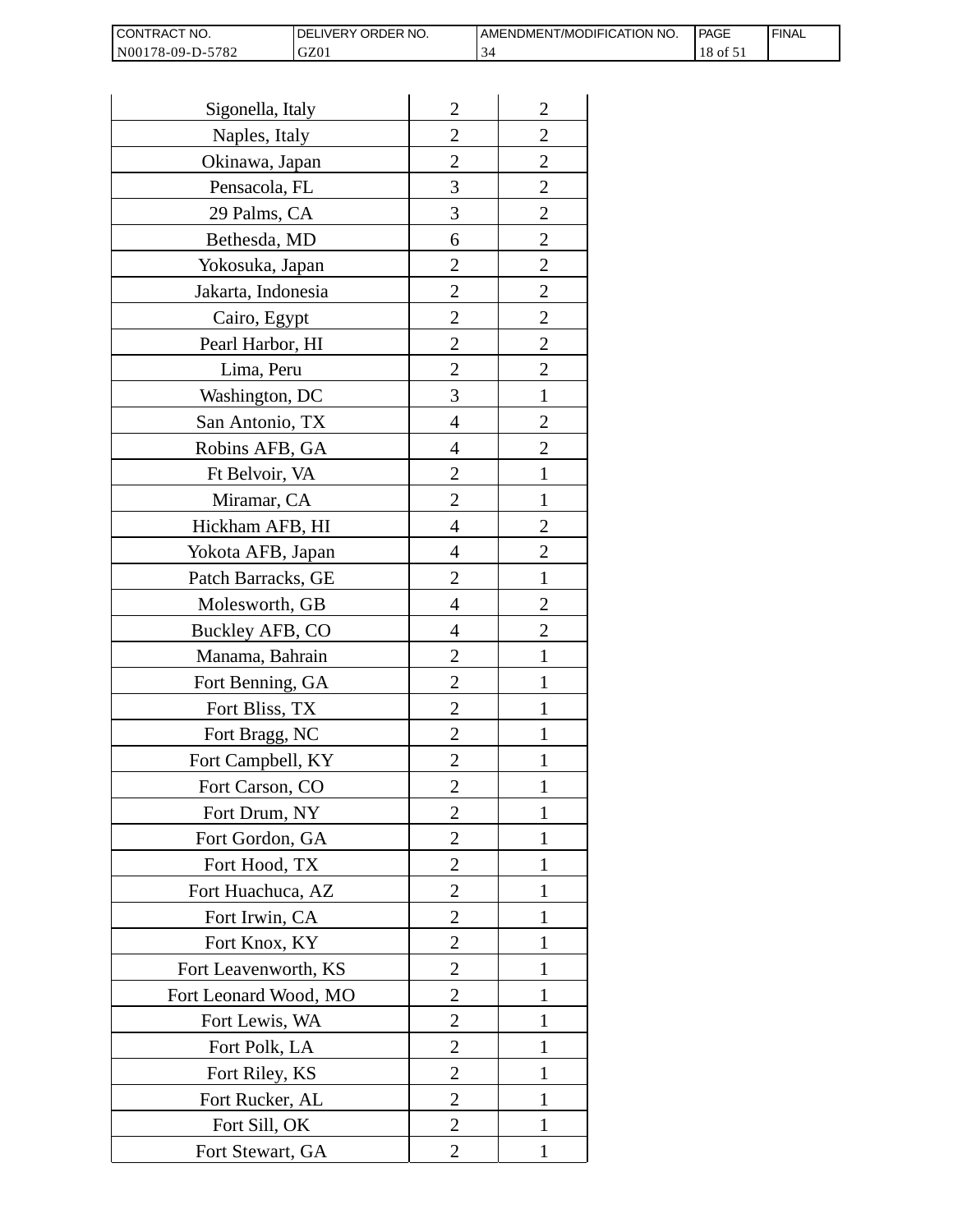| | | |
|---|---|---|
| Sigonella, Italy | 2 | 2 |
| Naples, Italy | 2 | 2 |
| Okinawa, Japan | 2 | 2 |
| Pensacola, FL | 3 | 2 |
| 29 Palms, CA | 3 | 2 |
| Bethesda, MD | 6 | 2 |
| Yokosuka, Japan | 2 | 2 |
| Jakarta, Indonesia | 2 | 2 |
| Cairo, Egypt | 2 | 2 |
| Pearl Harbor, HI | 2 | 2 |
| Lima, Peru | 2 | 2 |
| Washington, DC | 3 | 1 |
| San Antonio, TX | 4 | 2 |
| Robins AFB, GA | 4 | 2 |
| Ft Belvoir, VA | 2 | 1 |
| Miramar, CA | 2 | 1 |
| Hickham AFB, HI | 4 | 2 |
| Yokota AFB, Japan | 4 | 2 |
| Patch Barracks, GE | 2 | 1 |
| Molesworth, GB | 4 | 2 |
| Buckley AFB, CO | 4 | 2 |
| Manama, Bahrain | 2 | 1 |
| Fort Benning, GA | 2 | 1 |
| Fort Bliss, TX | 2 | 1 |
| Fort Bragg, NC | 2 | 1 |
| Fort Campbell, KY | 2 | 1 |
| Fort Carson, CO | 2 | 1 |
| Fort Drum, NY | 2 | 1 |
| Fort Gordon, GA | 2 | 1 |
| Fort Hood, TX | 2 | 1 |
| Fort Huachuca, AZ | 2 | 1 |
| Fort Irwin, CA | 2 | 1 |
| Fort Knox, KY | 2 | 1 |
| Fort Leavenworth, KS | 2 | 1 |
| Fort Leonard Wood, MO | 2 | 1 |
| Fort Lewis, WA | 2 | 1 |
| Fort Polk, LA | 2 | 1 |
| Fort Riley, KS | 2 | 1 |
| Fort Rucker, AL | 2 | 1 |
| Fort Sill, OK | 2 | 1 |
| Fort Stewart, GA | 2 | 1 |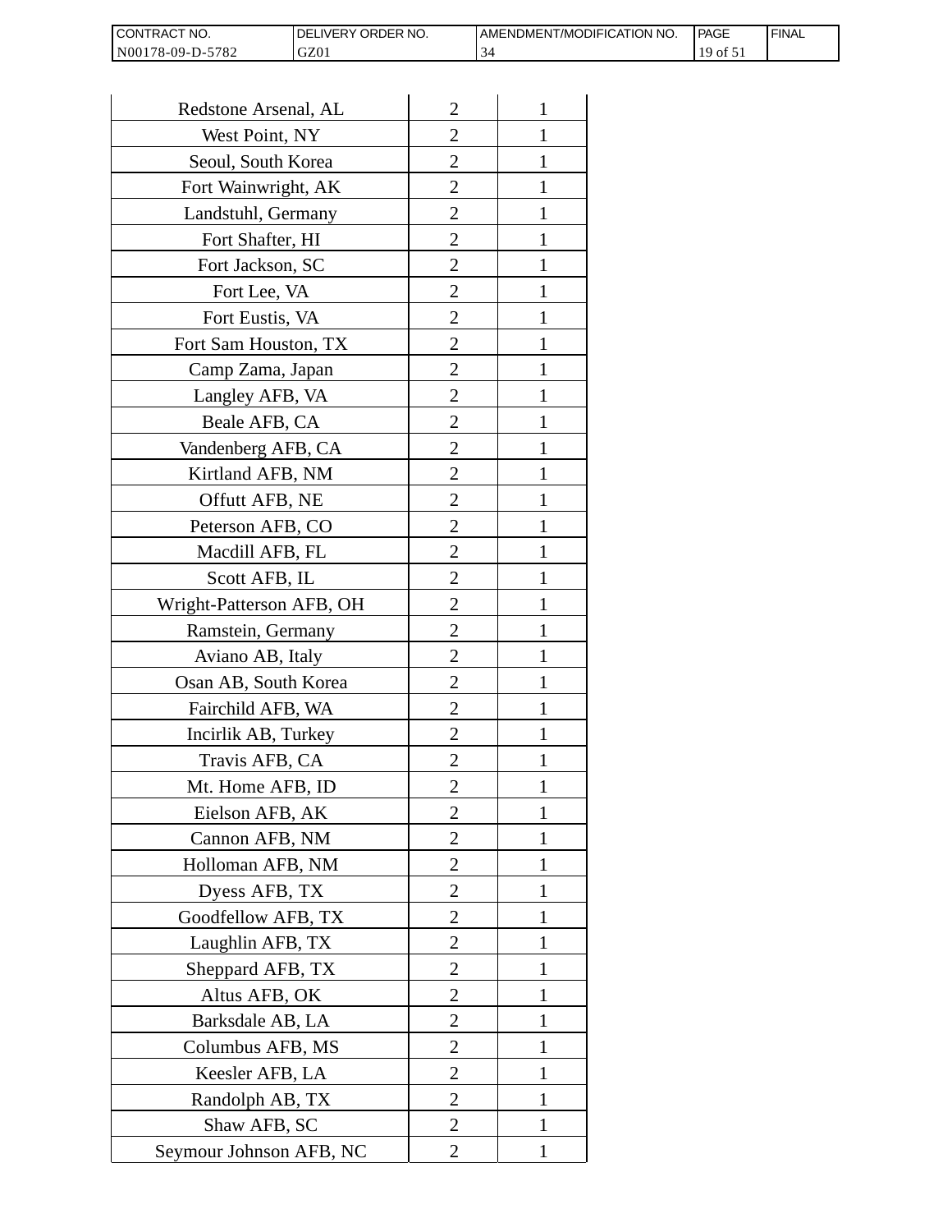| Redstone Arsenal, AL | 2 | 1 |
|---|---|---|
| West Point, NY | 2 | 1 |
| Seoul, South Korea | 2 | 1 |
| Fort Wainwright, AK | 2 | 1 |
| Landstuhl, Germany | 2 | 1 |
| Fort Shafter, HI | 2 | 1 |
| Fort Jackson, SC | 2 | 1 |
| Fort Lee, VA | 2 | 1 |
| Fort Eustis, VA | 2 | 1 |
| Fort Sam Houston, TX | 2 | 1 |
| Camp Zama, Japan | 2 | 1 |
| Langley AFB, VA | 2 | 1 |
| Beale AFB, CA | 2 | 1 |
| Vandenberg AFB, CA | 2 | 1 |
| Kirtland AFB, NM | 2 | 1 |
| Offutt AFB, NE | 2 | 1 |
| Peterson AFB, CO | 2 | 1 |
| Macdill AFB, FL | 2 | 1 |
| Scott AFB, IL | 2 | 1 |
| Wright-Patterson AFB, OH | 2 | 1 |
| Ramstein, Germany | 2 | 1 |
| Aviano AB, Italy | 2 | 1 |
| Osan AB, South Korea | 2 | 1 |
| Fairchild AFB, WA | 2 | 1 |
| Incirlik AB, Turkey | 2 | 1 |
| Travis AFB, CA | 2 | 1 |
| Mt. Home AFB, ID | 2 | 1 |
| Eielson AFB, AK | 2 | 1 |
| Cannon AFB, NM | 2 | 1 |
| Holloman AFB, NM | 2 | 1 |
| Dyess AFB, TX | 2 | 1 |
| Goodfellow AFB, TX | 2 | 1 |
| Laughlin AFB, TX | 2 | 1 |
| Sheppard AFB, TX | 2 | 1 |
| Altus AFB, OK | 2 | 1 |
| Barksdale AB, LA | 2 | 1 |
| Columbus AFB, MS | 2 | 1 |
| Keesler AFB, LA | 2 | 1 |
| Randolph AB, TX | 2 | 1 |
| Shaw AFB, SC | 2 | 1 |
| Seymour Johnson AFB, NC | 2 | 1 |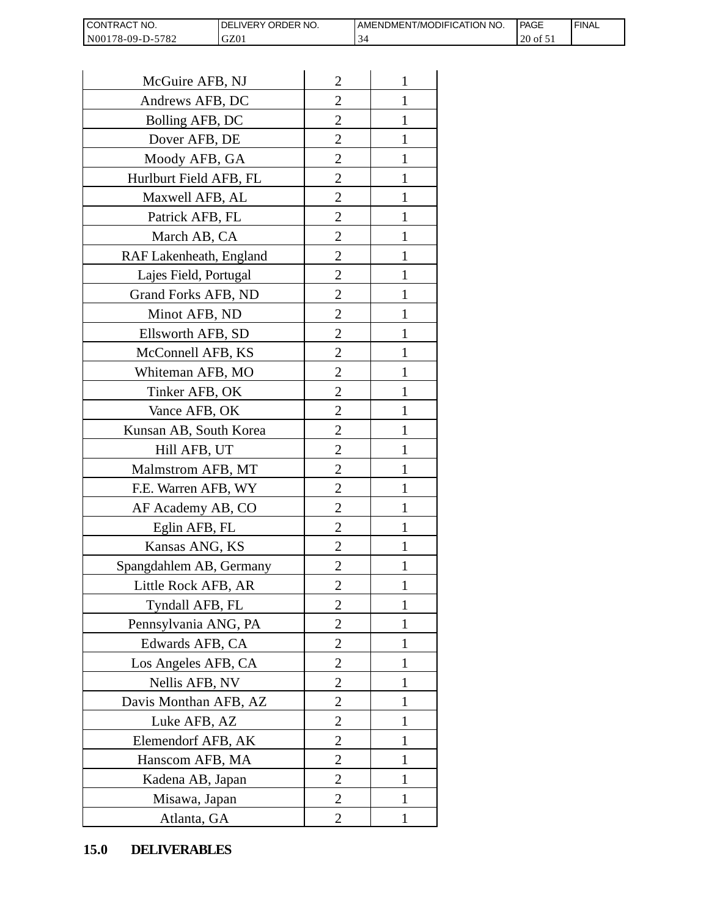| | | |
|---|---|---|
| McGuire AFB, NJ | 2 | 1 |
| Andrews AFB, DC | 2 | 1 |
| Bolling AFB, DC | 2 | 1 |
| Dover AFB, DE | 2 | 1 |
| Moody AFB, GA | 2 | 1 |
| Hurlburt Field AFB, FL | 2 | 1 |
| Maxwell AFB, AL | 2 | 1 |
| Patrick AFB, FL | 2 | 1 |
| March AB, CA | 2 | 1 |
| RAF Lakenheath, England | 2 | 1 |
| Lajes Field, Portugal | 2 | 1 |
| Grand Forks AFB, ND | 2 | 1 |
| Minot AFB, ND | 2 | 1 |
| Ellsworth AFB, SD | 2 | 1 |
| McConnell AFB, KS | 2 | 1 |
| Whiteman AFB, MO | 2 | 1 |
| Tinker AFB, OK | 2 | 1 |
| Vance AFB, OK | 2 | 1 |
| Kunsan AB, South Korea | 2 | 1 |
| Hill AFB, UT | 2 | 1 |
| Malmstrom AFB, MT | 2 | 1 |
| F.E. Warren AFB, WY | 2 | 1 |
| AF Academy AB, CO | 2 | 1 |
| Eglin AFB, FL | 2 | 1 |
| Kansas ANG, KS | 2 | 1 |
| Spangdahlem AB, Germany | 2 | 1 |
| Little Rock AFB, AR | 2 | 1 |
| Tyndall AFB, FL | 2 | 1 |
| Pennsylvania ANG, PA | 2 | 1 |
| Edwards AFB, CA | 2 | 1 |
| Los Angeles AFB, CA | 2 | 1 |
| Nellis AFB, NV | 2 | 1 |
| Davis Monthan AFB, AZ | 2 | 1 |
| Luke AFB, AZ | 2 | 1 |
| Elemendorf AFB, AK | 2 | 1 |
| Hanscom AFB, MA | 2 | 1 |
| Kadena AB, Japan | 2 | 1 |
| Misawa, Japan | 2 | 1 |
| Atlanta, GA | 2 | 1 |

## 15.0 DELIVERABLES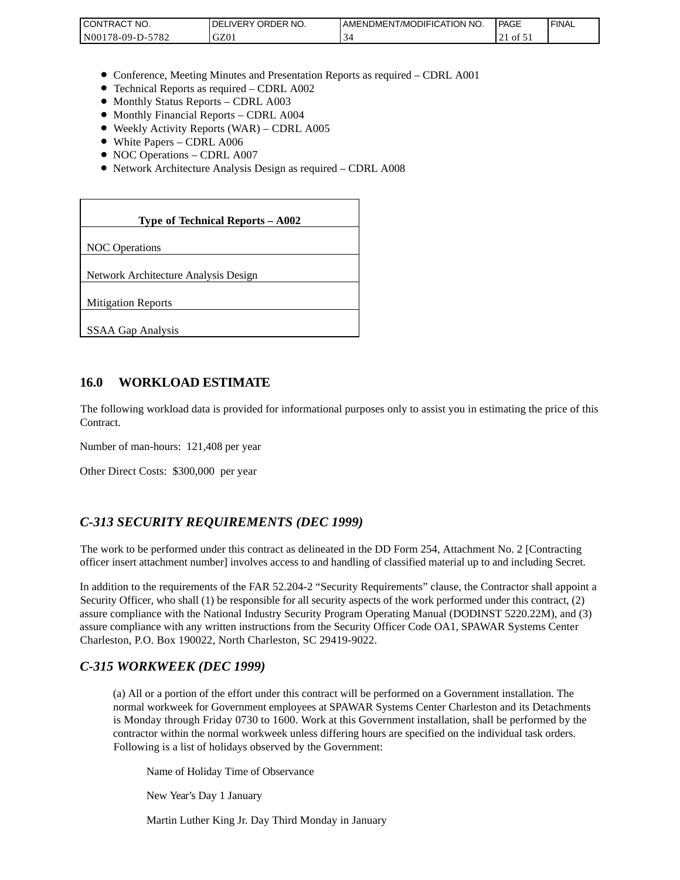- Conference, Meeting Minutes and Presentation Reports as required – CDRL A001
- Technical Reports as required – CDRL A002
- Monthly Status Reports – CDRL A003
- Monthly Financial Reports – CDRL A004
- Weekly Activity Reports (WAR) – CDRL A005
- White Papers – CDRL A006
- NOC Operations – CDRL A007
- Network Architecture Analysis Design as required – CDRL A008

| **Type of Technical Reports – A002** |
|---|
| NOC Operations |
| Network Architecture Analysis Design |
| Mitigation Reports |
| SSAA Gap Analysis |

## 16.0 WORKLOAD ESTIMATE

The following workload data is provided for informational purposes only to assist you in estimating the price of this Contract.

Number of man-hours: 121,408 per year

Other Direct Costs: $300,000 per year

## *C-313 SECURITY REQUIREMENTS (DEC 1999)*

The work to be performed under this contract as delineated in the DD Form 254, Attachment No. 2 [Contracting officer insert attachment number] involves access to and handling of classified material up to and including Secret.

In addition to the requirements of the FAR 52.204-2 "Security Requirements" clause, the Contractor shall appoint a Security Officer, who shall (1) be responsible for all security aspects of the work performed under this contract, (2) assure compliance with the National Industry Security Program Operating Manual (DODINST 5220.22M), and (3) assure compliance with any written instructions from the Security Officer Code OA1, SPAWAR Systems Center Charleston, P.O. Box 190022, North Charleston, SC 29419-9022.

## *C-315 WORKWEEK (DEC 1999)*

(a) All or a portion of the effort under this contract will be performed on a Government installation. The normal workweek for Government employees at SPAWAR Systems Center Charleston and its Detachments is Monday through Friday 0730 to 1600. Work at this Government installation, shall be performed by the contractor within the normal workweek unless differing hours are specified on the individual task orders. Following is a list of holidays observed by the Government:

Name of Holiday Time of Observance

New Year's Day 1 January

Martin Luther King Jr. Day Third Monday in January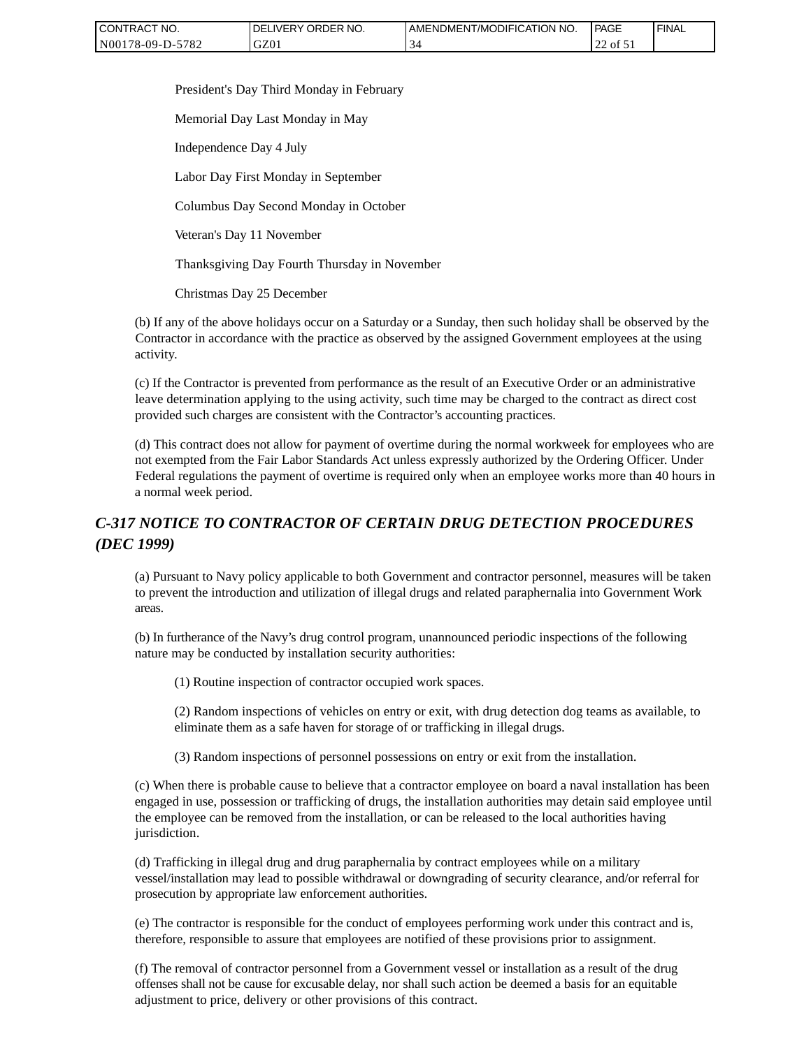President's Day Third Monday in February

Memorial Day Last Monday in May

Independence Day 4 July

Labor Day First Monday in September

Columbus Day Second Monday in October

Veteran's Day 11 November

Thanksgiving Day Fourth Thursday in November

Christmas Day 25 December

(b) If any of the above holidays occur on a Saturday or a Sunday, then such holiday shall be observed by the Contractor in accordance with the practice as observed by the assigned Government employees at the using activity.

(c) If the Contractor is prevented from performance as the result of an Executive Order or an administrative leave determination applying to the using activity, such time may be charged to the contract as direct cost provided such charges are consistent with the Contractor’s accounting practices.

(d) This contract does not allow for payment of overtime during the normal workweek for employees who are not exempted from the Fair Labor Standards Act unless expressly authorized by the Ordering Officer. Under Federal regulations the payment of overtime is required only when an employee works more than 40 hours in a normal week period.

## *C-317 NOTICE TO CONTRACTOR OF CERTAIN DRUG DETECTION PROCEDURES (DEC 1999)*

(a) Pursuant to Navy policy applicable to both Government and contractor personnel, measures will be taken to prevent the introduction and utilization of illegal drugs and related paraphernalia into Government Work areas.

(b) In furtherance of the Navy’s drug control program, unannounced periodic inspections of the following nature may be conducted by installation security authorities:

(1) Routine inspection of contractor occupied work spaces.

(2) Random inspections of vehicles on entry or exit, with drug detection dog teams as available, to eliminate them as a safe haven for storage of or trafficking in illegal drugs.

(3) Random inspections of personnel possessions on entry or exit from the installation.

(c) When there is probable cause to believe that a contractor employee on board a naval installation has been engaged in use, possession or trafficking of drugs, the installation authorities may detain said employee until the employee can be removed from the installation, or can be released to the local authorities having jurisdiction.

(d) Trafficking in illegal drug and drug paraphernalia by contract employees while on a military vessel/installation may lead to possible withdrawal or downgrading of security clearance, and/or referral for prosecution by appropriate law enforcement authorities.

(e) The contractor is responsible for the conduct of employees performing work under this contract and is, therefore, responsible to assure that employees are notified of these provisions prior to assignment.

(f) The removal of contractor personnel from a Government vessel or installation as a result of the drug offenses shall not be cause for excusable delay, nor shall such action be deemed a basis for an equitable adjustment to price, delivery or other provisions of this contract.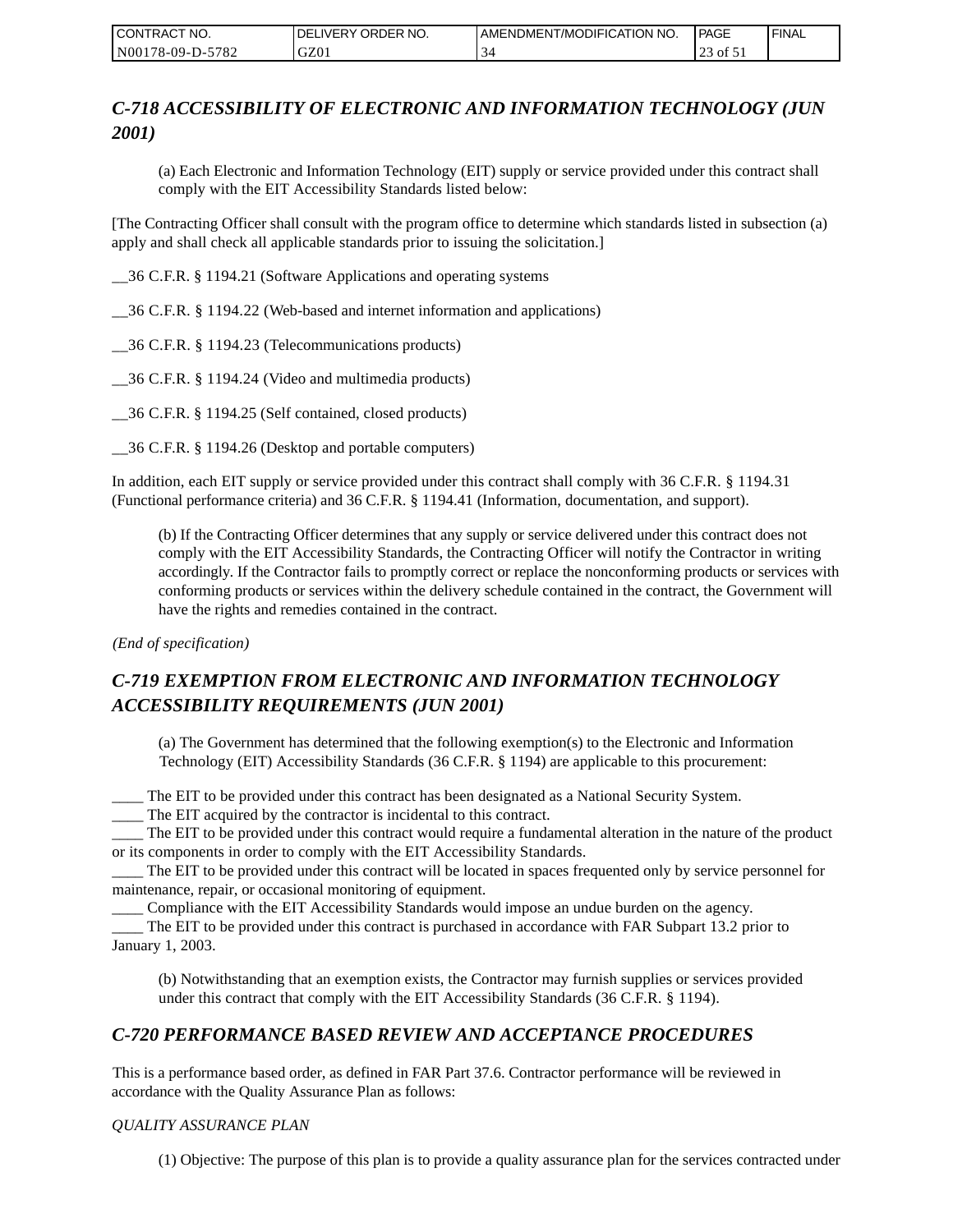## *C-718 ACCESSIBILITY OF ELECTRONIC AND INFORMATION TECHNOLOGY (JUN 2001)*

(a) Each Electronic and Information Technology (EIT) supply or service provided under this contract shall comply with the EIT Accessibility Standards listed below:

[The Contracting Officer shall consult with the program office to determine which standards listed in subsection (a) apply and shall check all applicable standards prior to issuing the solicitation.]

__36 C.F.R. § 1194.21 (Software Applications and operating systems

__36 C.F.R. § 1194.22 (Web-based and internet information and applications)

__36 C.F.R. § 1194.23 (Telecommunications products)

__36 C.F.R. § 1194.24 (Video and multimedia products)

__36 C.F.R. § 1194.25 (Self contained, closed products)

__36 C.F.R. § 1194.26 (Desktop and portable computers)

In addition, each EIT supply or service provided under this contract shall comply with 36 C.F.R. § 1194.31 (Functional performance criteria) and 36 C.F.R. § 1194.41 (Information, documentation, and support).

(b) If the Contracting Officer determines that any supply or service delivered under this contract does not comply with the EIT Accessibility Standards, the Contracting Officer will notify the Contractor in writing accordingly. If the Contractor fails to promptly correct or replace the nonconforming products or services with conforming products or services within the delivery schedule contained in the contract, the Government will have the rights and remedies contained in the contract.

*(End of specification)*

## *C-719 EXEMPTION FROM ELECTRONIC AND INFORMATION TECHNOLOGY ACCESSIBILITY REQUIREMENTS (JUN 2001)*

(a) The Government has determined that the following exemption(s) to the Electronic and Information Technology (EIT) Accessibility Standards (36 C.F.R. § 1194) are applicable to this procurement:

____ The EIT to be provided under this contract has been designated as a National Security System.
____ The EIT acquired by the contractor is incidental to this contract.
____ The EIT to be provided under this contract would require a fundamental alteration in the nature of the product or its components in order to comply with the EIT Accessibility Standards.
____ The EIT to be provided under this contract will be located in spaces frequented only by service personnel for maintenance, repair, or occasional monitoring of equipment.
____ Compliance with the EIT Accessibility Standards would impose an undue burden on the agency.
____ The EIT to be provided under this contract is purchased in accordance with FAR Subpart 13.2 prior to January 1, 2003.

(b) Notwithstanding that an exemption exists, the Contractor may furnish supplies or services provided under this contract that comply with the EIT Accessibility Standards (36 C.F.R. § 1194).

## *C-720 PERFORMANCE BASED REVIEW AND ACCEPTANCE PROCEDURES*

This is a performance based order, as defined in FAR Part 37.6. Contractor performance will be reviewed in accordance with the Quality Assurance Plan as follows:

*QUALITY ASSURANCE PLAN*

(1) Objective: The purpose of this plan is to provide a quality assurance plan for the services contracted under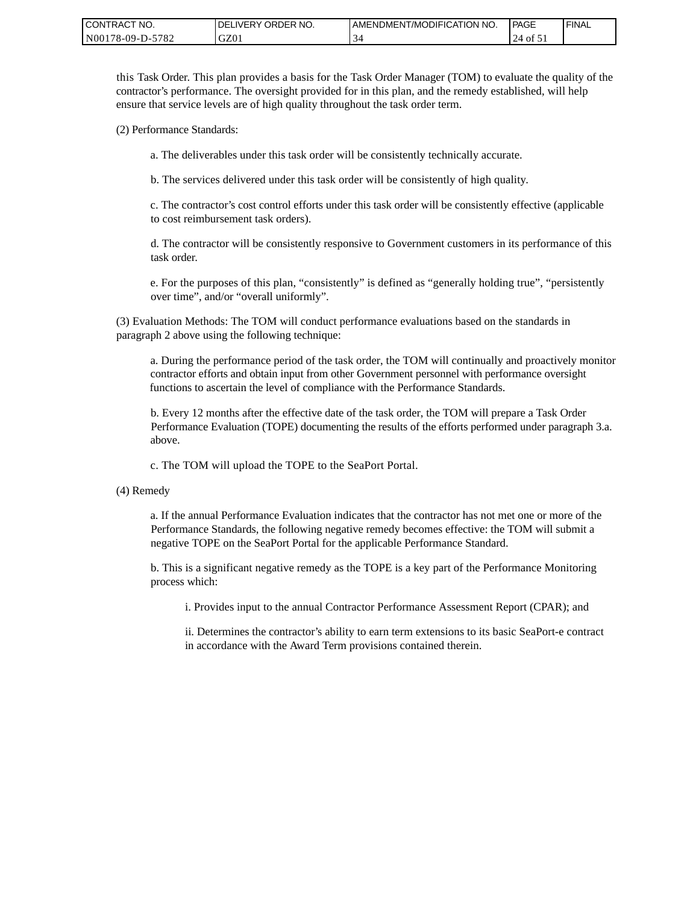this Task Order. This plan provides a basis for the Task Order Manager (TOM) to evaluate the quality of the contractor's performance. The oversight provided for in this plan, and the remedy established, will help ensure that service levels are of high quality throughout the task order term.

(2) Performance Standards:

a. The deliverables under this task order will be consistently technically accurate.

b. The services delivered under this task order will be consistently of high quality.

c. The contractor's cost control efforts under this task order will be consistently effective (applicable to cost reimbursement task orders).

d. The contractor will be consistently responsive to Government customers in its performance of this task order.

e. For the purposes of this plan, "consistently" is defined as "generally holding true", "persistently over time", and/or "overall uniformly".

(3) Evaluation Methods: The TOM will conduct performance evaluations based on the standards in paragraph 2 above using the following technique:

a. During the performance period of the task order, the TOM will continually and proactively monitor contractor efforts and obtain input from other Government personnel with performance oversight functions to ascertain the level of compliance with the Performance Standards.

b. Every 12 months after the effective date of the task order, the TOM will prepare a Task Order Performance Evaluation (TOPE) documenting the results of the efforts performed under paragraph 3.a. above.

c. The TOM will upload the TOPE to the SeaPort Portal.

(4) Remedy

a. If the annual Performance Evaluation indicates that the contractor has not met one or more of the Performance Standards, the following negative remedy becomes effective: the TOM will submit a negative TOPE on the SeaPort Portal for the applicable Performance Standard.

b. This is a significant negative remedy as the TOPE is a key part of the Performance Monitoring process which:

i. Provides input to the annual Contractor Performance Assessment Report (CPAR); and

ii. Determines the contractor's ability to earn term extensions to its basic SeaPort-e contract in accordance with the Award Term provisions contained therein.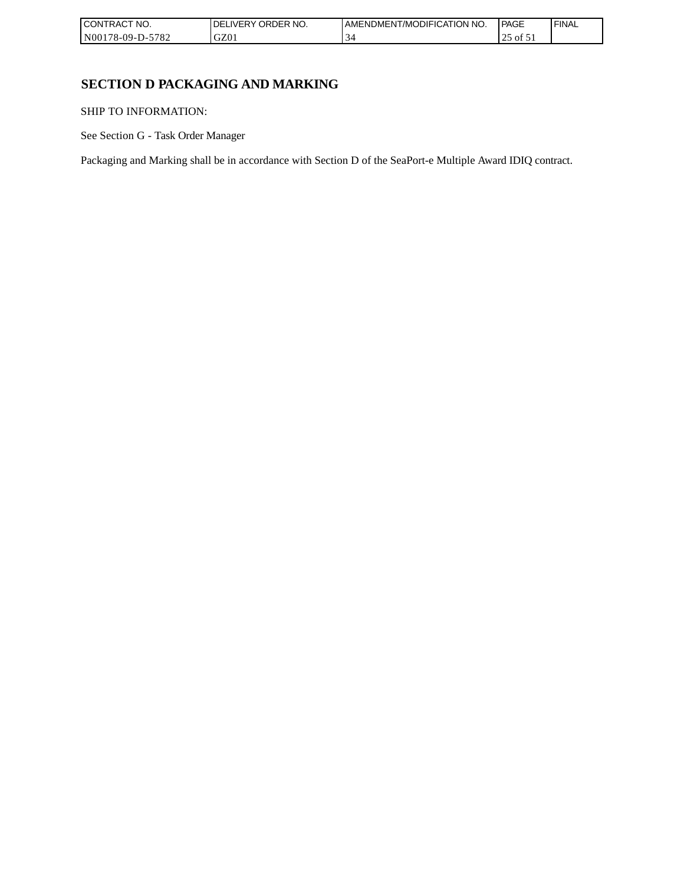# SECTION D PACKAGING AND MARKING

SHIP TO INFORMATION:

See Section G - Task Order Manager

Packaging and Marking shall be in accordance with Section D of the SeaPort-e Multiple Award IDIQ contract.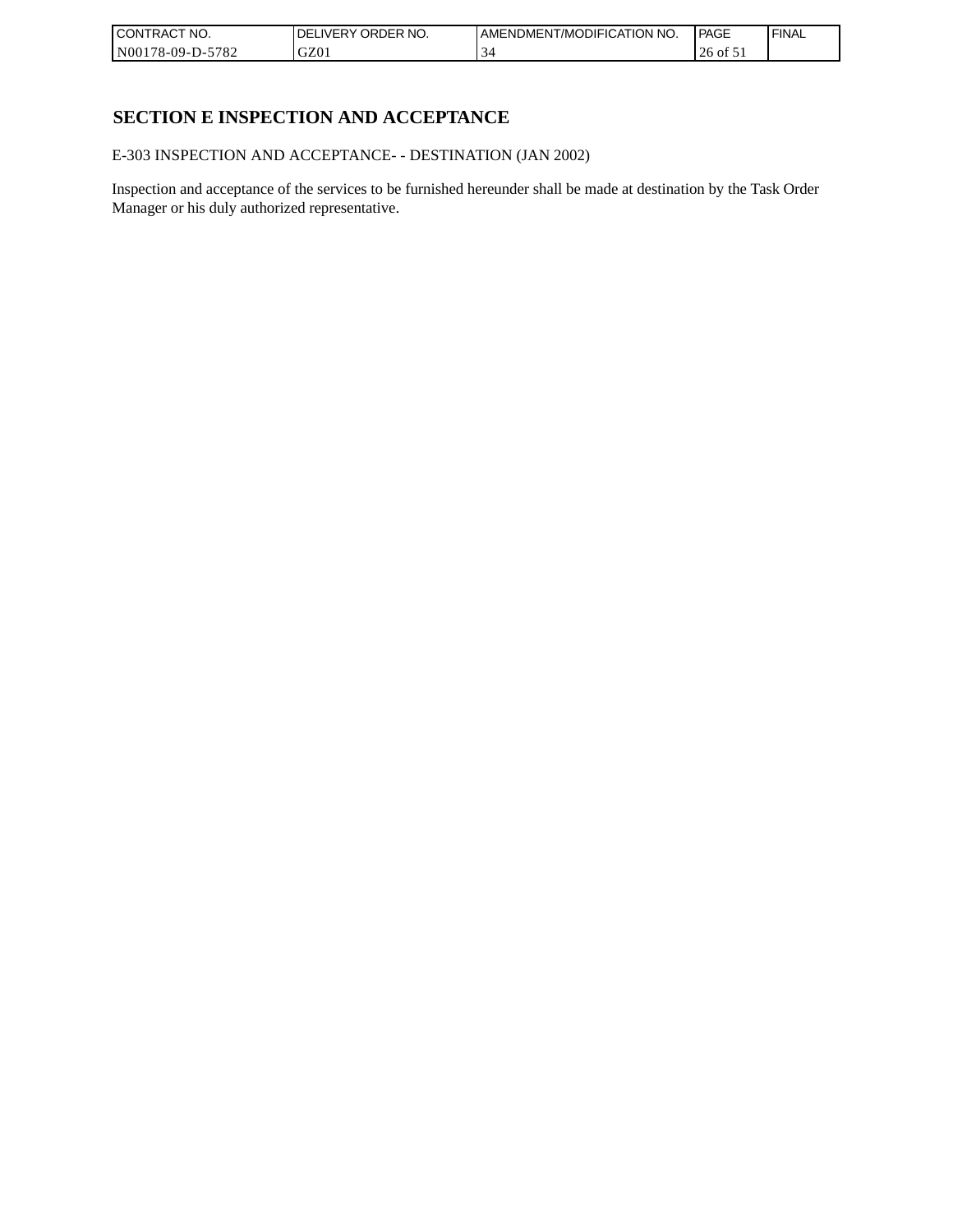## SECTION E INSPECTION AND ACCEPTANCE

E-303 INSPECTION AND ACCEPTANCE- - DESTINATION (JAN 2002)

Inspection and acceptance of the services to be furnished hereunder shall be made at destination by the Task Order Manager or his duly authorized representative.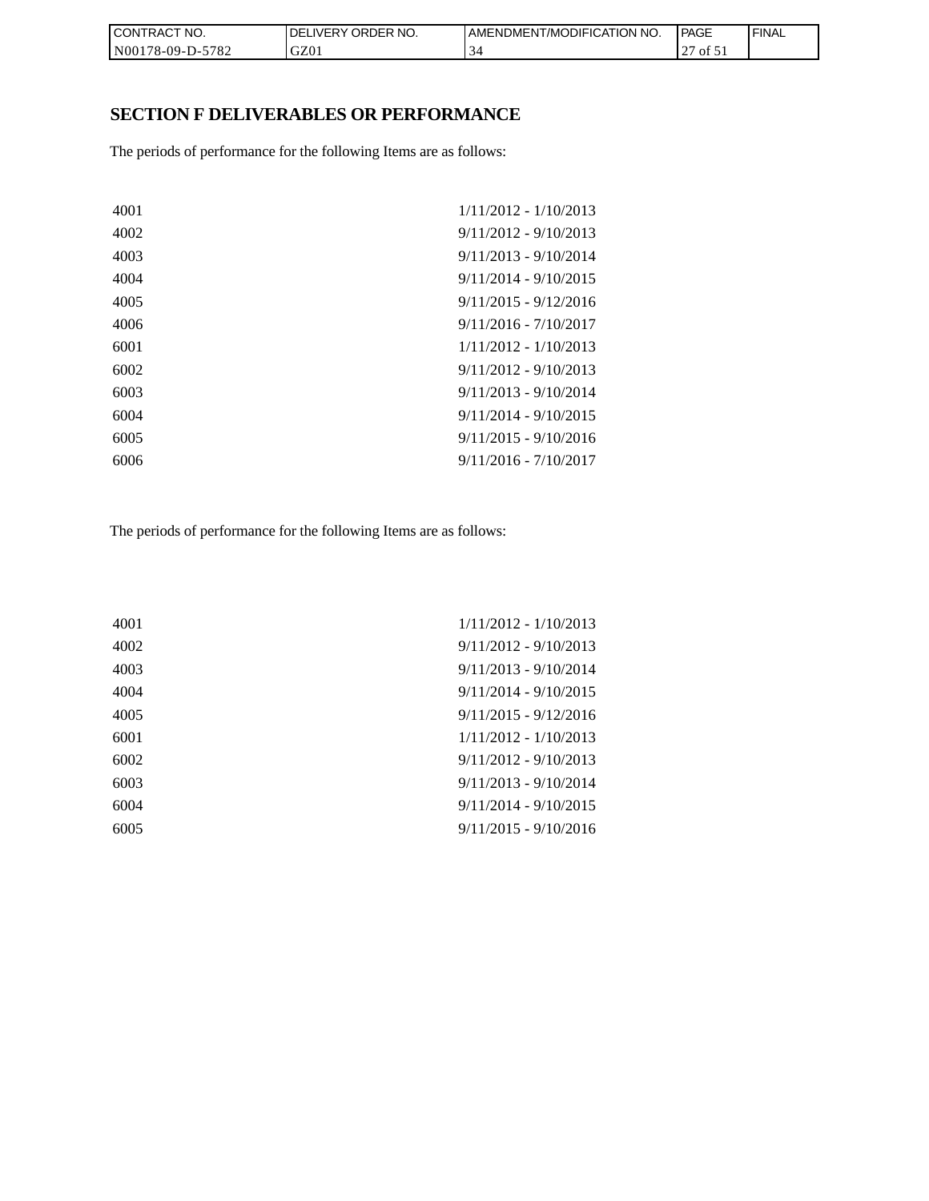## SECTION F DELIVERABLES OR PERFORMANCE

The periods of performance for the following Items are as follows:

| | |
|---|---|
| 4001 | 1/11/2012 - 1/10/2013 |
| 4002 | 9/11/2012 - 9/10/2013 |
| 4003 | 9/11/2013 - 9/10/2014 |
| 4004 | 9/11/2014 - 9/10/2015 |
| 4005 | 9/11/2015 - 9/12/2016 |
| 4006 | 9/11/2016 - 7/10/2017 |
| 6001 | 1/11/2012 - 1/10/2013 |
| 6002 | 9/11/2012 - 9/10/2013 |
| 6003 | 9/11/2013 - 9/10/2014 |
| 6004 | 9/11/2014 - 9/10/2015 |
| 6005 | 9/11/2015 - 9/10/2016 |
| 6006 | 9/11/2016 - 7/10/2017 |

The periods of performance for the following Items are as follows:

| | |
|---|---|
| 4001 | 1/11/2012 - 1/10/2013 |
| 4002 | 9/11/2012 - 9/10/2013 |
| 4003 | 9/11/2013 - 9/10/2014 |
| 4004 | 9/11/2014 - 9/10/2015 |
| 4005 | 9/11/2015 - 9/12/2016 |
| 6001 | 1/11/2012 - 1/10/2013 |
| 6002 | 9/11/2012 - 9/10/2013 |
| 6003 | 9/11/2013 - 9/10/2014 |
| 6004 | 9/11/2014 - 9/10/2015 |
| 6005 | 9/11/2015 - 9/10/2016 |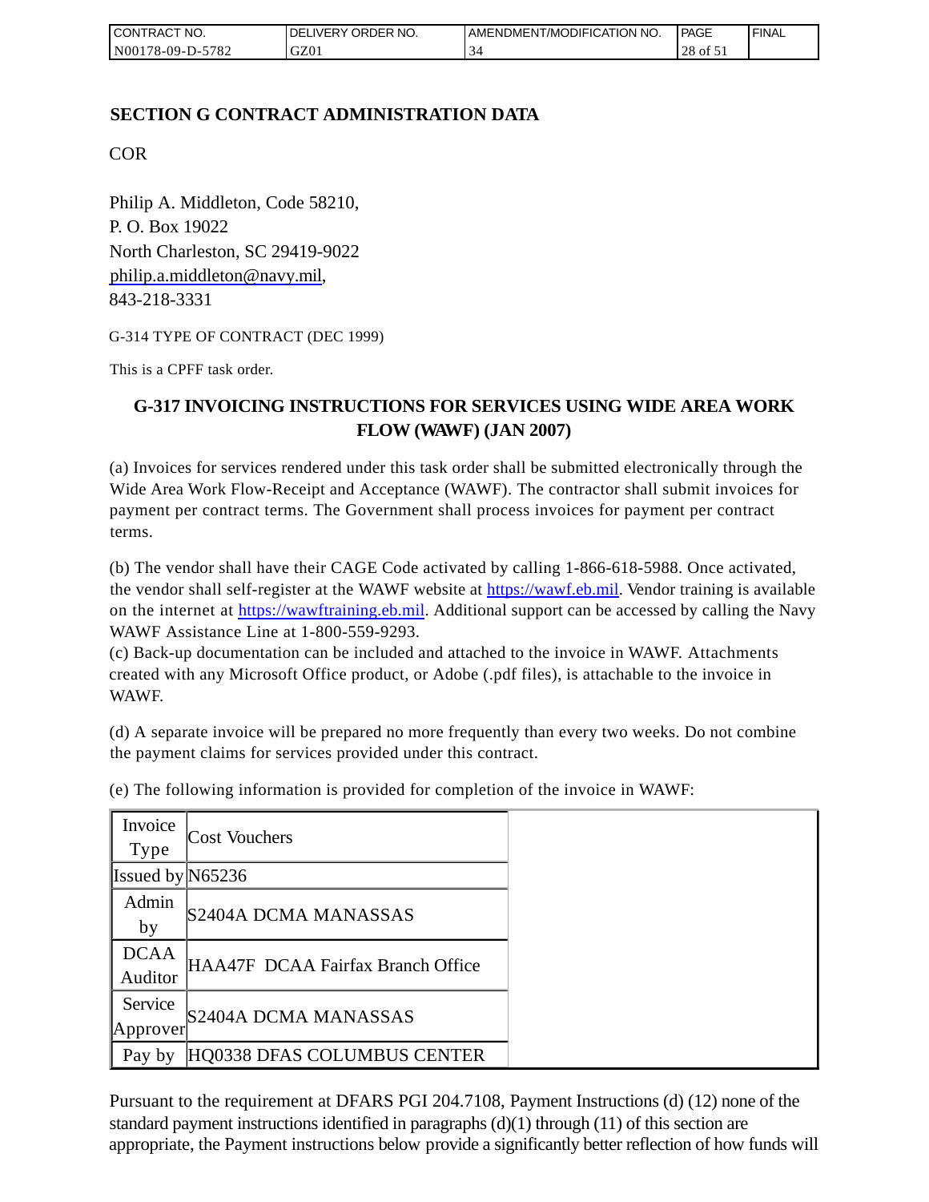## SECTION G CONTRACT ADMINISTRATION DATA

COR

Philip A. Middleton, Code 58210,
P. O. Box 19022
North Charleston, SC 29419-9022
philip.a.middleton@navy.mil,
843-218-3331

G-314 TYPE OF CONTRACT (DEC 1999)

This is a CPFF task order.

### G-317 INVOICING INSTRUCTIONS FOR SERVICES USING WIDE AREA WORK FLOW (WAWF) (JAN 2007)

(a) Invoices for services rendered under this task order shall be submitted electronically through the Wide Area Work Flow-Receipt and Acceptance (WAWF). The contractor shall submit invoices for payment per contract terms. The Government shall process invoices for payment per contract terms.

(b) The vendor shall have their CAGE Code activated by calling 1-866-618-5988. Once activated, the vendor shall self-register at the WAWF website at https://wawf.eb.mil. Vendor training is available on the internet at https://wawftraining.eb.mil. Additional support can be accessed by calling the Navy WAWF Assistance Line at 1-800-559-9293.
(c) Back-up documentation can be included and attached to the invoice in WAWF. Attachments created with any Microsoft Office product, or Adobe (.pdf files), is attachable to the invoice in WAWF.

(d) A separate invoice will be prepared no more frequently than every two weeks. Do not combine the payment claims for services provided under this contract.

(e) The following information is provided for completion of the invoice in WAWF:

| Invoice Type | Cost Vouchers |
|---|---|
| Issued by | N65236 |
| Admin by | S2404A DCMA MANASSAS |
| DCAA Auditor | HAA47F DCAA Fairfax Branch Office |
| Service Approver | S2404A DCMA MANASSAS |
| Pay by | HQ0338 DFAS COLUMBUS CENTER |

Pursuant to the requirement at DFARS PGI 204.7108, Payment Instructions (d) (12) none of the standard payment instructions identified in paragraphs (d)(1) through (11) of this section are appropriate, the Payment instructions below provide a significantly better reflection of how funds will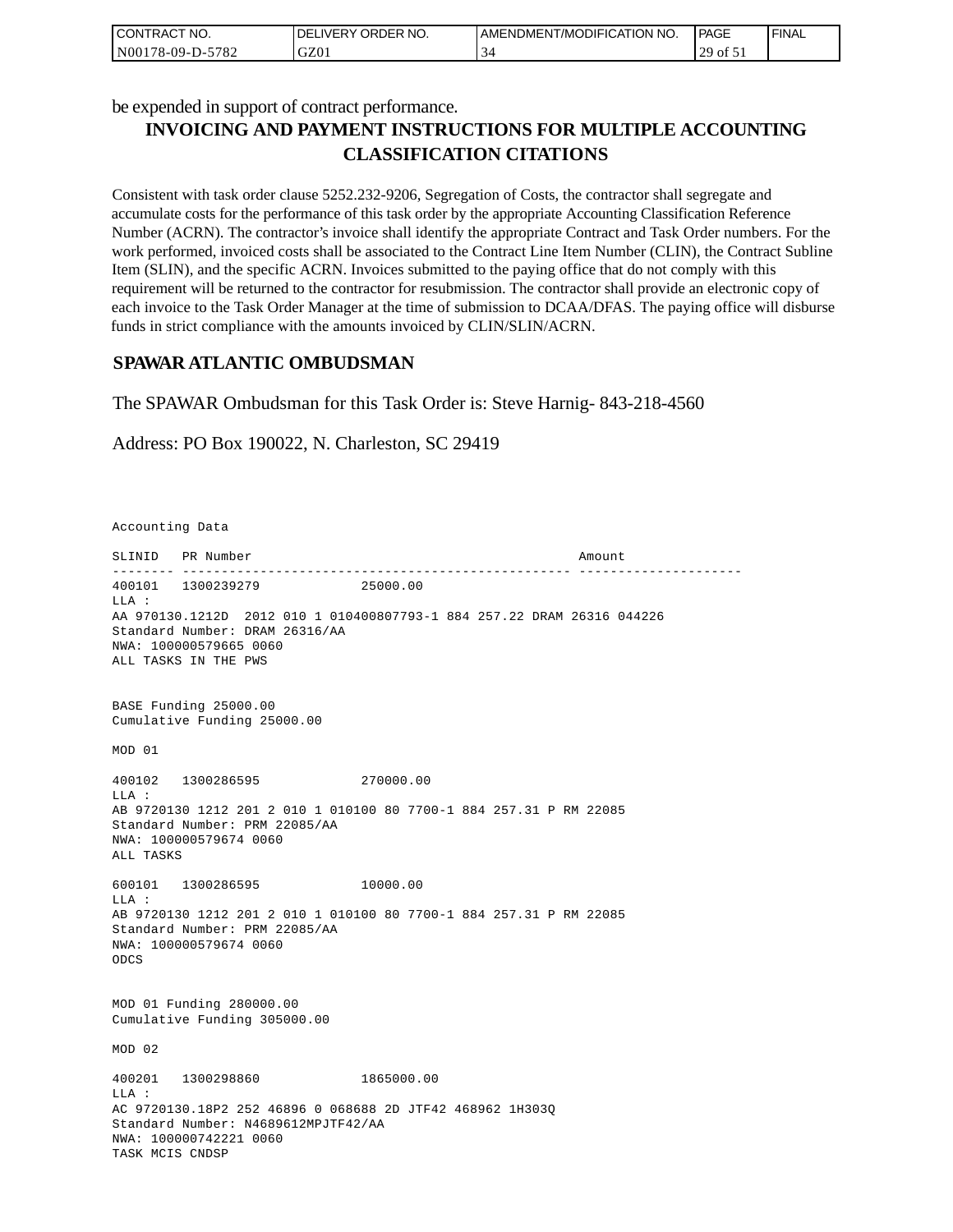be expended in support of contract performance.

## INVOICING AND PAYMENT INSTRUCTIONS FOR MULTIPLE ACCOUNTING CLASSIFICATION CITATIONS

Consistent with task order clause 5252.232-9206, Segregation of Costs, the contractor shall segregate and accumulate costs for the performance of this task order by the appropriate Accounting Classification Reference Number (ACRN). The contractor's invoice shall identify the appropriate Contract and Task Order numbers. For the work performed, invoiced costs shall be associated to the Contract Line Item Number (CLIN), the Contract Subline Item (SLIN), and the specific ACRN. Invoices submitted to the paying office that do not comply with this requirement will be returned to the contractor for resubmission. The contractor shall provide an electronic copy of each invoice to the Task Order Manager at the time of submission to DCAA/DFAS. The paying office will disburse funds in strict compliance with the amounts invoiced by CLIN/SLIN/ACRN.

### SPAWAR ATLANTIC OMBUDSMAN

The SPAWAR Ombudsman for this Task Order is: Steve Harnig- 843-218-4560

Address: PO Box 190022, N. Charleston, SC 29419

```
Accounting Data

SLINID   PR Number                                          Amount
-------- -------------------------------------------------- ---------------------
400101   1300239279              25000.00
LLA :
AA 970130.1212D  2012 010 1 010400807793-1 884 257.22 DRAM 26316 044226
Standard Number: DRAM 26316/AA
NWA: 100000579665 0060
ALL TASKS IN THE PWS


BASE Funding 25000.00
Cumulative Funding 25000.00

MOD 01

400102   1300286595              270000.00
LLA :
AB 9720130 1212 201 2 010 1 010100 80 7700-1 884 257.31 P RM 22085
Standard Number: PRM 22085/AA
NWA: 100000579674 0060
ALL TASKS

600101   1300286595              10000.00
LLA :
AB 9720130 1212 201 2 010 1 010100 80 7700-1 884 257.31 P RM 22085
Standard Number: PRM 22085/AA
NWA: 100000579674 0060
ODCS


MOD 01 Funding 280000.00
Cumulative Funding 305000.00

MOD 02

400201   1300298860              1865000.00
LLA :
AC 9720130.18P2 252 46896 0 068688 2D JTF42 468962 1H303Q
Standard Number: N4689612MPJTF42/AA
NWA: 100000742221 0060
TASK MCIS CNDSP
```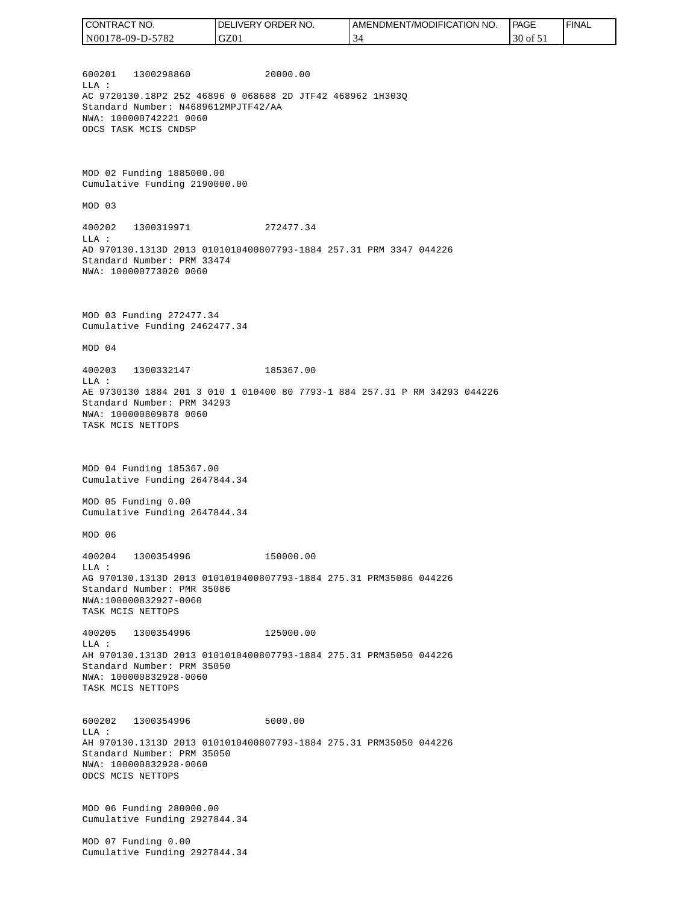600201 1300298860 20000.00
LLA :
AC 9720130.18P2 252 46896 0 068688 2D JTF42 468962 1H303Q
Standard Number: N4689612MPJTF42/AA
NWA: 100000742221 0060
ODCS TASK MCIS CNDSP

MOD 02 Funding 1885000.00
Cumulative Funding 2190000.00

MOD 03

400202 1300319971 272477.34
LLA :
AD 970130.1313D 2013 0101010400807793-1884 257.31 PRM 3347 044226
Standard Number: PRM 33474
NWA: 100000773020 0060

MOD 03 Funding 272477.34
Cumulative Funding 2462477.34

MOD 04

400203 1300332147 185367.00
LLA :
AE 9730130 1884 201 3 010 1 010400 80 7793-1 884 257.31 P RM 34293 044226
Standard Number: PRM 34293
NWA: 100000809878 0060
TASK MCIS NETTOPS

MOD 04 Funding 185367.00
Cumulative Funding 2647844.34

MOD 05 Funding 0.00
Cumulative Funding 2647844.34

MOD 06

400204 1300354996 150000.00
LLA :
AG 970130.1313D 2013 0101010400807793-1884 275.31 PRM35086 044226
Standard Number: PMR 35086
NWA:100000832927-0060
TASK MCIS NETTOPS

400205 1300354996 125000.00
LLA :
AH 970130.1313D 2013 0101010400807793-1884 275.31 PRM35050 044226
Standard Number: PRM 35050
NWA: 100000832928-0060
TASK MCIS NETTOPS

600202 1300354996 5000.00
LLA :
AH 970130.1313D 2013 0101010400807793-1884 275.31 PRM35050 044226
Standard Number: PRM 35050
NWA: 100000832928-0060
ODCS MCIS NETTOPS

MOD 06 Funding 280000.00
Cumulative Funding 2927844.34

MOD 07 Funding 0.00
Cumulative Funding 2927844.34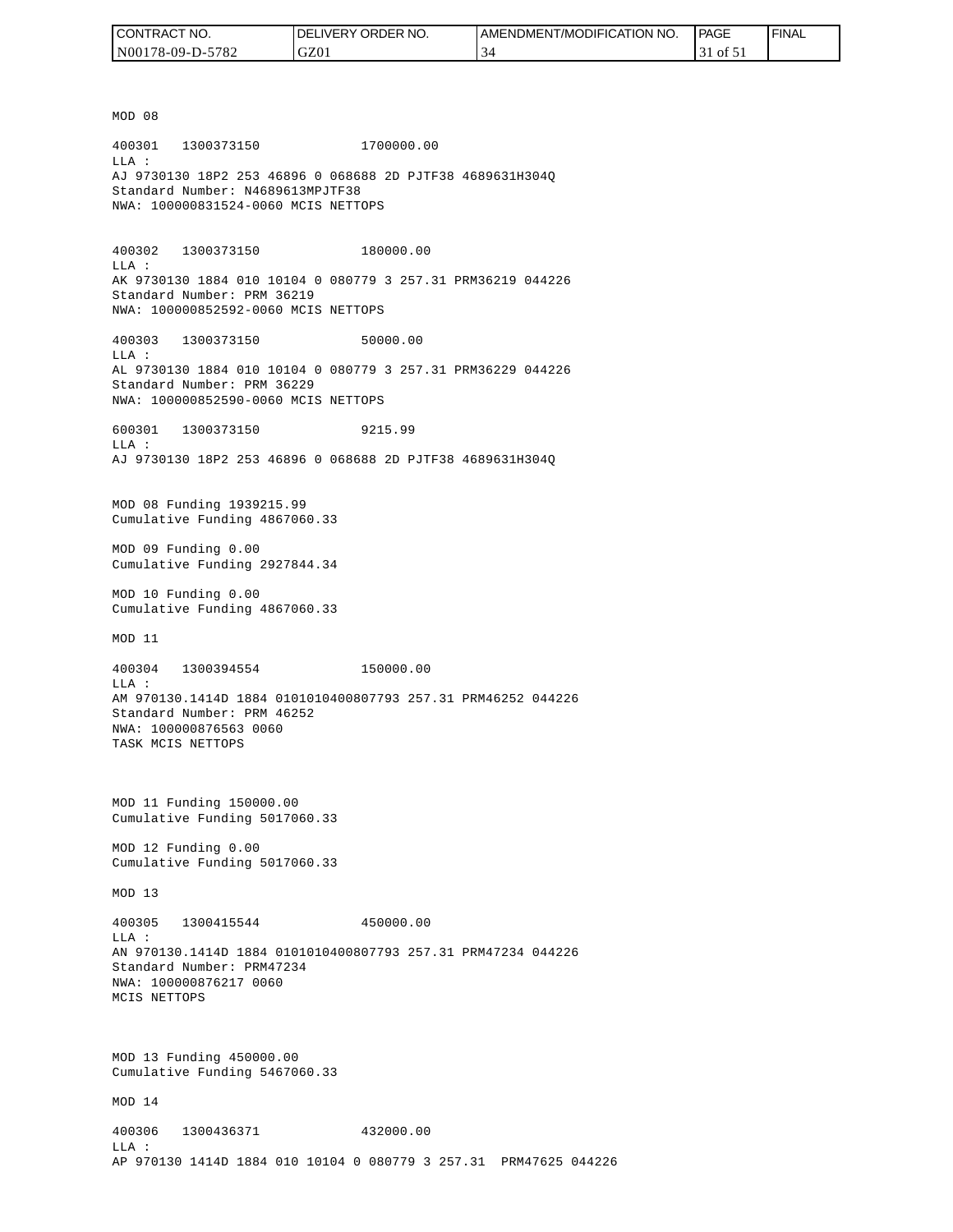MOD 08

400301   1300373150              1700000.00
LLA :
AJ 9730130 18P2 253 46896 0 068688 2D PJTF38 4689631H304Q
Standard Number: N4689613MPJTF38
NWA: 100000831524-0060 MCIS NETTOPS

400302   1300373150              180000.00
LLA :
AK 9730130 1884 010 10104 0 080779 3 257.31 PRM36219 044226
Standard Number: PRM 36219
NWA: 100000852592-0060 MCIS NETTOPS

400303   1300373150              50000.00
LLA :
AL 9730130 1884 010 10104 0 080779 3 257.31 PRM36229 044226
Standard Number: PRM 36229
NWA: 100000852590-0060 MCIS NETTOPS

600301   1300373150              9215.99
LLA :
AJ 9730130 18P2 253 46896 0 068688 2D PJTF38 4689631H304Q

MOD 08 Funding 1939215.99
Cumulative Funding 4867060.33

MOD 09 Funding 0.00
Cumulative Funding 2927844.34

MOD 10 Funding 0.00
Cumulative Funding 4867060.33

MOD 11

400304   1300394554              150000.00
LLA :
AM 970130.1414D 1884 0101010400807793 257.31 PRM46252 044226
Standard Number: PRM 46252
NWA: 100000876563 0060
TASK MCIS NETTOPS

MOD 11 Funding 150000.00
Cumulative Funding 5017060.33

MOD 12 Funding 0.00
Cumulative Funding 5017060.33

MOD 13

400305   1300415544              450000.00
LLA :
AN 970130.1414D 1884 0101010400807793 257.31 PRM47234 044226
Standard Number: PRM47234
NWA: 100000876217 0060
MCIS NETTOPS

MOD 13 Funding 450000.00
Cumulative Funding 5467060.33

MOD 14

400306   1300436371              432000.00
LLA :
AP 970130 1414D 1884 010 10104 0 080779 3 257.31  PRM47625 044226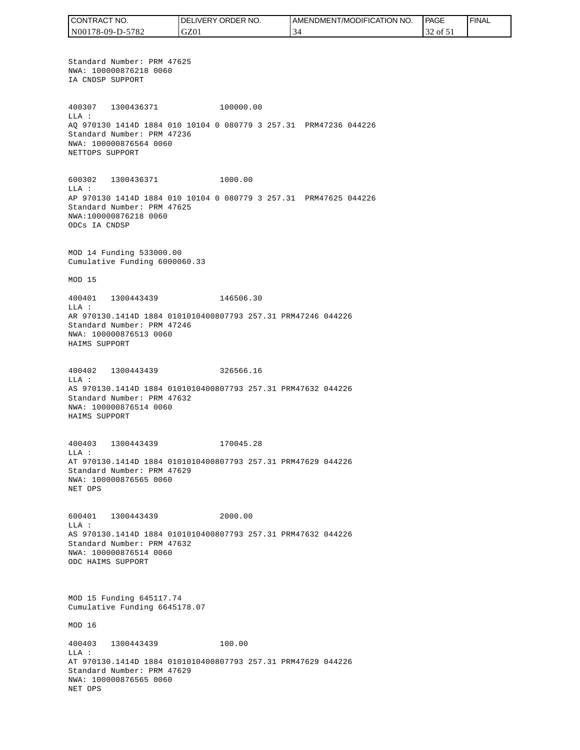Standard Number: PRM 47625
NWA: 100000876218 0060
IA CNDSP SUPPORT

400307 1300436371 100000.00
LLA :
AQ 970130 1414D 1884 010 10104 0 080779 3 257.31 PRM47236 044226
Standard Number: PRM 47236
NWA: 100000876564 0060
NETTOPS SUPPORT

600302 1300436371 1000.00
LLA :
AP 970130 1414D 1884 010 10104 0 080779 3 257.31 PRM47625 044226
Standard Number: PRM 47625
NWA:100000876218 0060
ODCs IA CNDSP

MOD 14 Funding 533000.00
Cumulative Funding 6000060.33

MOD 15

400401 1300443439 146506.30
LLA :
AR 970130.1414D 1884 0101010400807793 257.31 PRM47246 044226
Standard Number: PRM 47246
NWA: 100000876513 0060
HAIMS SUPPORT

400402 1300443439 326566.16
LLA :
AS 970130.1414D 1884 0101010400807793 257.31 PRM47632 044226
Standard Number: PRM 47632
NWA: 100000876514 0060
HAIMS SUPPORT

400403 1300443439 170045.28
LLA :
AT 970130.1414D 1884 0101010400807793 257.31 PRM47629 044226
Standard Number: PRM 47629
NWA: 100000876565 0060
NET OPS

600401 1300443439 2000.00
LLA :
AS 970130.1414D 1884 0101010400807793 257.31 PRM47632 044226
Standard Number: PRM 47632
NWA: 100000876514 0060
ODC HAIMS SUPPORT

MOD 15 Funding 645117.74
Cumulative Funding 6645178.07

MOD 16

400403 1300443439 100.00
LLA :
AT 970130.1414D 1884 0101010400807793 257.31 PRM47629 044226
Standard Number: PRM 47629
NWA: 100000876565 0060
NET OPS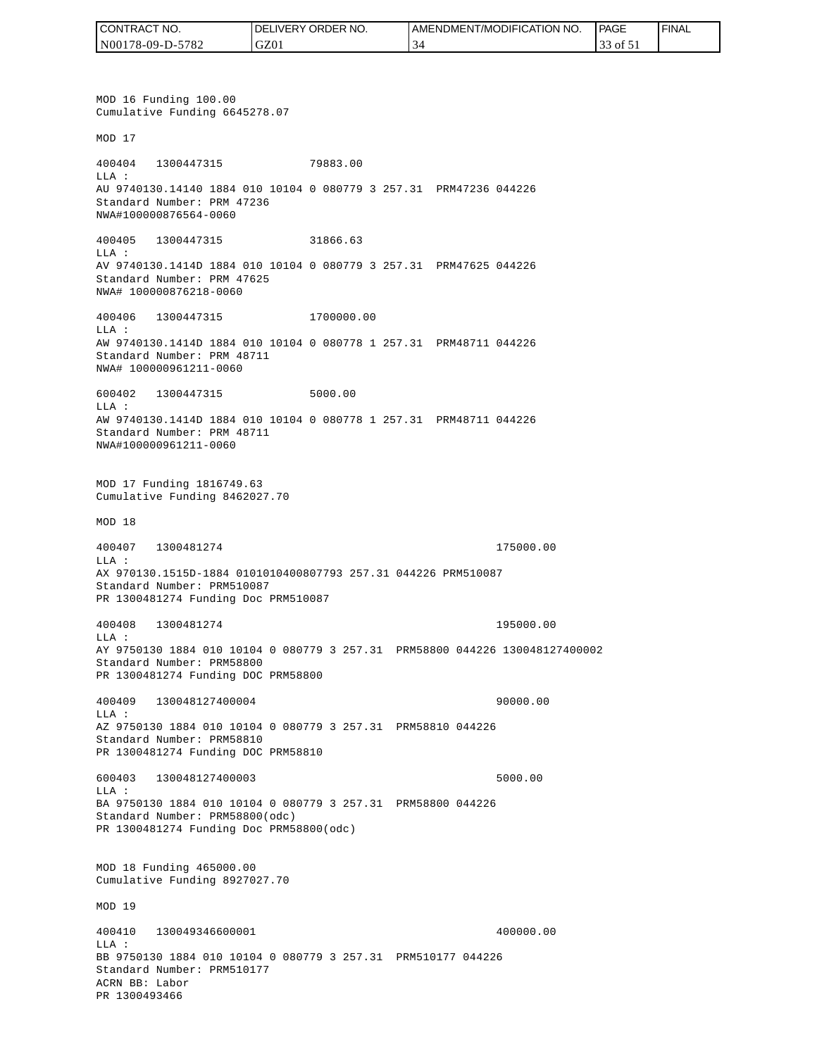MOD 16 Funding 100.00
Cumulative Funding 6645278.07

MOD 17

400404 1300447315 79883.00
LLA :
AU 9740130.14140 1884 010 10104 0 080779 3 257.31 PRM47236 044226
Standard Number: PRM 47236
NWA#100000876564-0060

400405 1300447315 31866.63
LLA :
AV 9740130.1414D 1884 010 10104 0 080779 3 257.31 PRM47625 044226
Standard Number: PRM 47625
NWA# 100000876218-0060

400406 1300447315 1700000.00
LLA :
AW 9740130.1414D 1884 010 10104 0 080778 1 257.31 PRM48711 044226
Standard Number: PRM 48711
NWA# 100000961211-0060

600402 1300447315 5000.00
LLA :
AW 9740130.1414D 1884 010 10104 0 080778 1 257.31 PRM48711 044226
Standard Number: PRM 48711
NWA#100000961211-0060

MOD 17 Funding 1816749.63
Cumulative Funding 8462027.70

MOD 18

400407 1300481274 175000.00
LLA :
AX 970130.1515D-1884 0101010400807793 257.31 044226 PRM510087
Standard Number: PRM510087
PR 1300481274 Funding Doc PRM510087

400408 1300481274 195000.00
LLA :
AY 9750130 1884 010 10104 0 080779 3 257.31 PRM58800 044226 130048127400002
Standard Number: PRM58800
PR 1300481274 Funding DOC PRM58800

400409 130048127400004 90000.00
LLA :
AZ 9750130 1884 010 10104 0 080779 3 257.31 PRM58810 044226
Standard Number: PRM58810
PR 1300481274 Funding DOC PRM58810

600403 130048127400003 5000.00
LLA :
BA 9750130 1884 010 10104 0 080779 3 257.31 PRM58800 044226
Standard Number: PRM58800(odc)
PR 1300481274 Funding Doc PRM58800(odc)

MOD 18 Funding 465000.00
Cumulative Funding 8927027.70

MOD 19

400410 130049346600001 400000.00
LLA :
BB 9750130 1884 010 10104 0 080779 3 257.31 PRM510177 044226
Standard Number: PRM510177
ACRN BB: Labor
PR 1300493466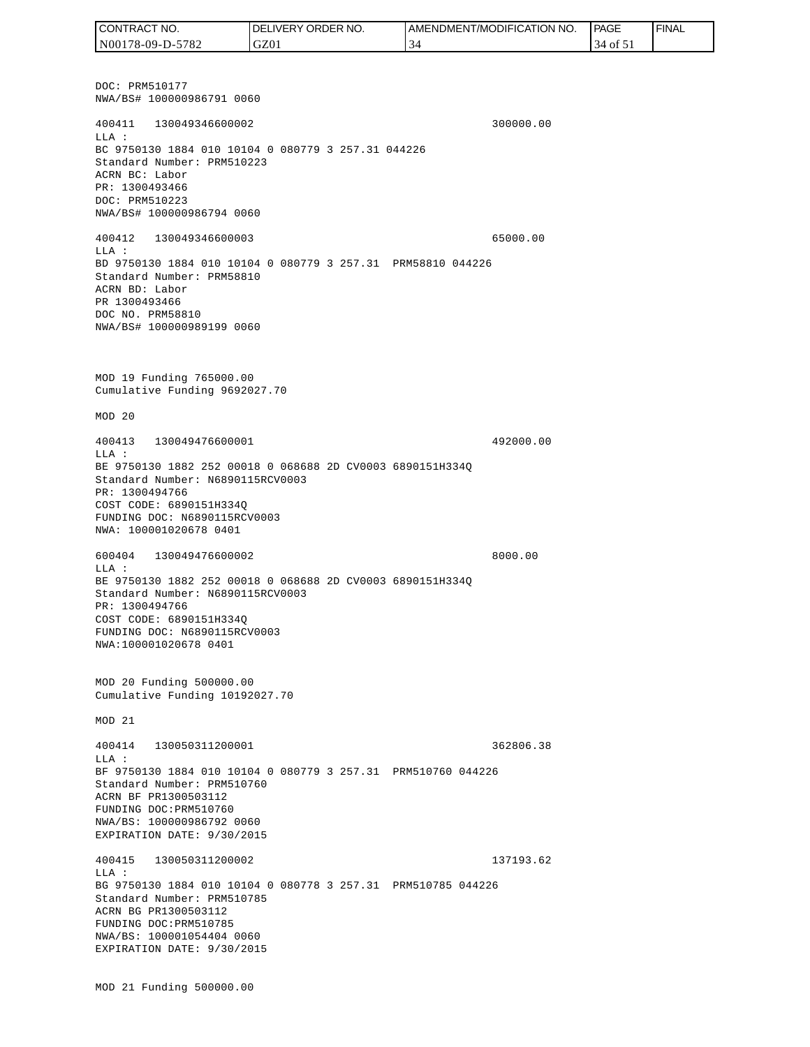DOC: PRM510177
NWA/BS# 100000986791 0060

400411 130049346600002 300000.00
LLA :
BC 9750130 1884 010 10104 0 080779 3 257.31 044226
Standard Number: PRM510223
ACRN BC: Labor
PR: 1300493466
DOC: PRM510223
NWA/BS# 100000986794 0060

400412 130049346600003 65000.00
LLA :
BD 9750130 1884 010 10104 0 080779 3 257.31 PRM58810 044226
Standard Number: PRM58810
ACRN BD: Labor
PR 1300493466
DOC NO. PRM58810
NWA/BS# 100000989199 0060

MOD 19 Funding 765000.00
Cumulative Funding 9692027.70

MOD 20

400413 130049476600001 492000.00
LLA :
BE 9750130 1882 252 00018 0 068688 2D CV0003 6890151H334Q
Standard Number: N6890115RCV0003
PR: 1300494766
COST CODE: 6890151H334Q
FUNDING DOC: N6890115RCV0003
NWA: 100001020678 0401

600404 130049476600002 8000.00
LLA :
BE 9750130 1882 252 00018 0 068688 2D CV0003 6890151H334Q
Standard Number: N6890115RCV0003
PR: 1300494766
COST CODE: 6890151H334Q
FUNDING DOC: N6890115RCV0003
NWA:100001020678 0401

MOD 20 Funding 500000.00
Cumulative Funding 10192027.70

MOD 21

400414 130050311200001 362806.38
LLA :
BF 9750130 1884 010 10104 0 080779 3 257.31 PRM510760 044226
Standard Number: PRM510760
ACRN BF PR1300503112
FUNDING DOC:PRM510760
NWA/BS: 100000986792 0060
EXPIRATION DATE: 9/30/2015

400415 130050311200002 137193.62
LLA :
BG 9750130 1884 010 10104 0 080778 3 257.31 PRM510785 044226
Standard Number: PRM510785
ACRN BG PR1300503112
FUNDING DOC:PRM510785
NWA/BS: 100001054404 0060
EXPIRATION DATE: 9/30/2015

MOD 21 Funding 500000.00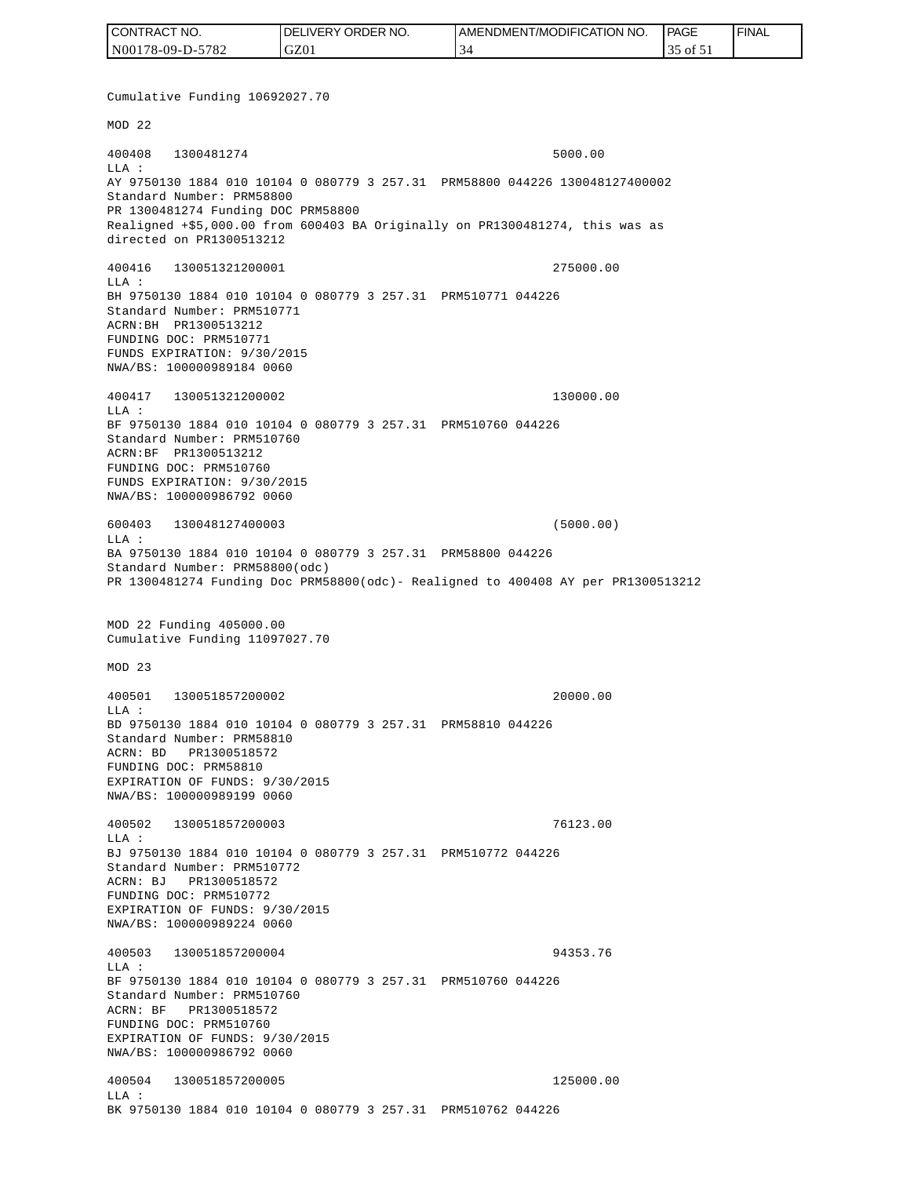Cumulative Funding 10692027.70

MOD 22

```
400408   1300481274                                        5000.00
LLA :
AY 9750130 1884 010 10104 0 080779 3 257.31  PRM58800 044226 130048127400002
Standard Number: PRM58800
PR 1300481274 Funding DOC PRM58800
Realigned +$5,000.00 from 600403 BA Originally on PR1300481274, this was as
directed on PR1300513212

400416   130051321200001                                   275000.00
LLA :
BH 9750130 1884 010 10104 0 080779 3 257.31  PRM510771 044226
Standard Number: PRM510771
ACRN:BH  PR1300513212
FUNDING DOC: PRM510771
FUNDS EXPIRATION: 9/30/2015
NWA/BS: 100000989184 0060

400417   130051321200002                                   130000.00
LLA :
BF 9750130 1884 010 10104 0 080779 3 257.31  PRM510760 044226
Standard Number: PRM510760
ACRN:BF  PR1300513212
FUNDING DOC: PRM510760
FUNDS EXPIRATION: 9/30/2015
NWA/BS: 100000986792 0060

600403   130048127400003                                   (5000.00)
LLA :
BA 9750130 1884 010 10104 0 080779 3 257.31  PRM58800 044226
Standard Number: PRM58800(odc)
PR 1300481274 Funding Doc PRM58800(odc)- Realigned to 400408 AY per PR1300513212
```

MOD 22 Funding 405000.00
Cumulative Funding 11097027.70

MOD 23

```
400501   130051857200002                                   20000.00
LLA :
BD 9750130 1884 010 10104 0 080779 3 257.31  PRM58810 044226
Standard Number: PRM58810
ACRN: BD   PR1300518572
FUNDING DOC: PRM58810
EXPIRATION OF FUNDS: 9/30/2015
NWA/BS: 100000989199 0060

400502   130051857200003                                   76123.00
LLA :
BJ 9750130 1884 010 10104 0 080779 3 257.31  PRM510772 044226
Standard Number: PRM510772
ACRN: BJ   PR1300518572
FUNDING DOC: PRM510772
EXPIRATION OF FUNDS: 9/30/2015
NWA/BS: 100000989224 0060

400503   130051857200004                                   94353.76
LLA :
BF 9750130 1884 010 10104 0 080779 3 257.31  PRM510760 044226
Standard Number: PRM510760
ACRN: BF   PR1300518572
FUNDING DOC: PRM510760
EXPIRATION OF FUNDS: 9/30/2015
NWA/BS: 100000986792 0060

400504   130051857200005                                   125000.00
LLA :
BK 9750130 1884 010 10104 0 080779 3 257.31  PRM510762 044226
```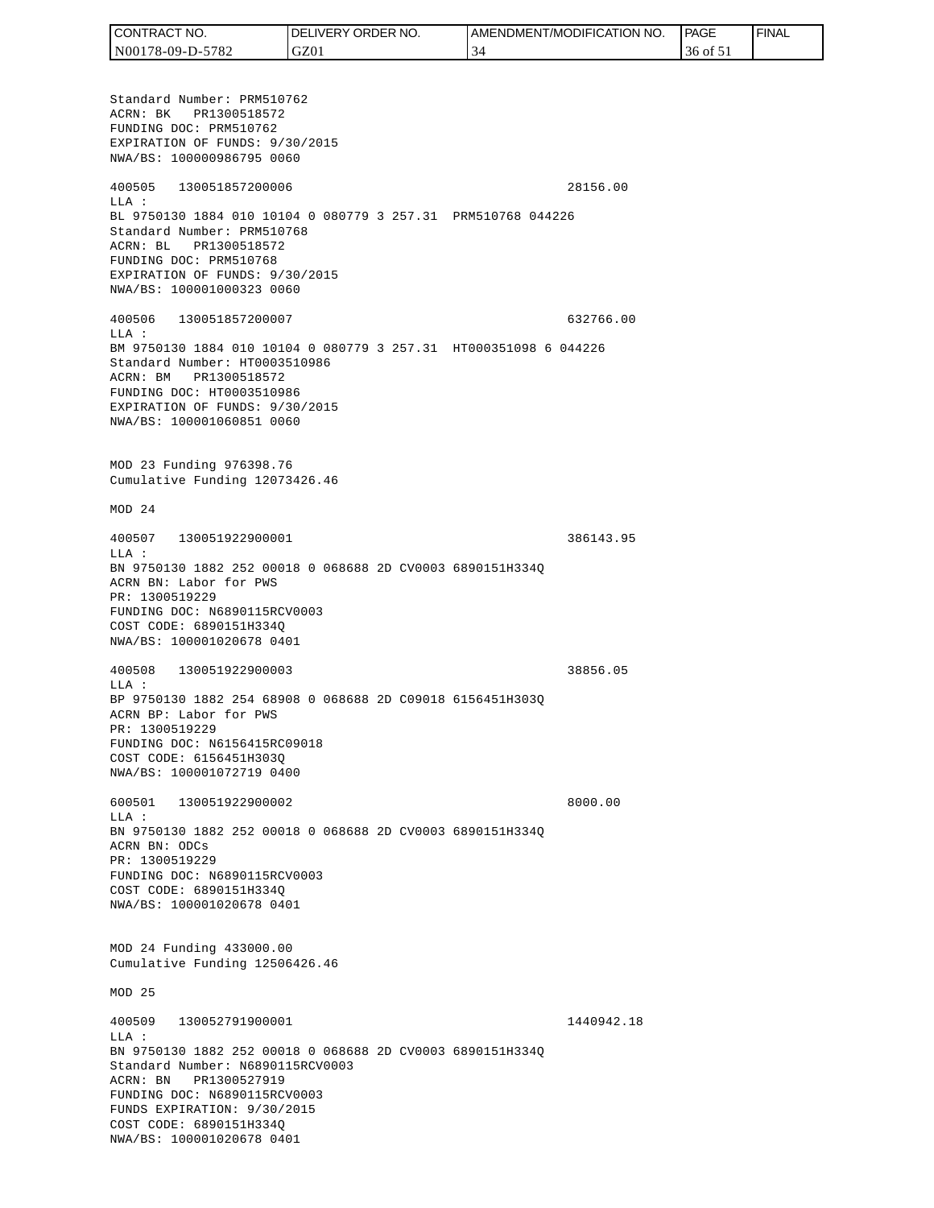Standard Number: PRM510762
ACRN: BK PR1300518572
FUNDING DOC: PRM510762
EXPIRATION OF FUNDS: 9/30/2015
NWA/BS: 100000986795 0060

400505 130051857200006 28156.00
LLA :
BL 9750130 1884 010 10104 0 080779 3 257.31 PRM510768 044226
Standard Number: PRM510768
ACRN: BL PR1300518572
FUNDING DOC: PRM510768
EXPIRATION OF FUNDS: 9/30/2015
NWA/BS: 100001000323 0060

400506 130051857200007 632766.00
LLA :
BM 9750130 1884 010 10104 0 080779 3 257.31 HT000351098 6 044226
Standard Number: HT0003510986
ACRN: BM PR1300518572
FUNDING DOC: HT0003510986
EXPIRATION OF FUNDS: 9/30/2015
NWA/BS: 100001060851 0060

MOD 23 Funding 976398.76
Cumulative Funding 12073426.46

MOD 24

400507 130051922900001 386143.95
LLA :
BN 9750130 1882 252 00018 0 068688 2D CV0003 6890151H334Q
ACRN BN: Labor for PWS
PR: 1300519229
FUNDING DOC: N6890115RCV0003
COST CODE: 6890151H334Q
NWA/BS: 100001020678 0401

400508 130051922900003 38856.05
LLA :
BP 9750130 1882 254 68908 0 068688 2D C09018 6156451H303Q
ACRN BP: Labor for PWS
PR: 1300519229
FUNDING DOC: N6156415RC09018
COST CODE: 6156451H303Q
NWA/BS: 100001072719 0400

600501 130051922900002 8000.00
LLA :
BN 9750130 1882 252 00018 0 068688 2D CV0003 6890151H334Q
ACRN BN: ODCs
PR: 1300519229
FUNDING DOC: N6890115RCV0003
COST CODE: 6890151H334Q
NWA/BS: 100001020678 0401

MOD 24 Funding 433000.00
Cumulative Funding 12506426.46

MOD 25

400509 130052791900001 1440942.18
LLA :
BN 9750130 1882 252 00018 0 068688 2D CV0003 6890151H334Q
Standard Number: N6890115RCV0003
ACRN: BN PR1300527919
FUNDING DOC: N6890115RCV0003
FUNDS EXPIRATION: 9/30/2015
COST CODE: 6890151H334Q
NWA/BS: 100001020678 0401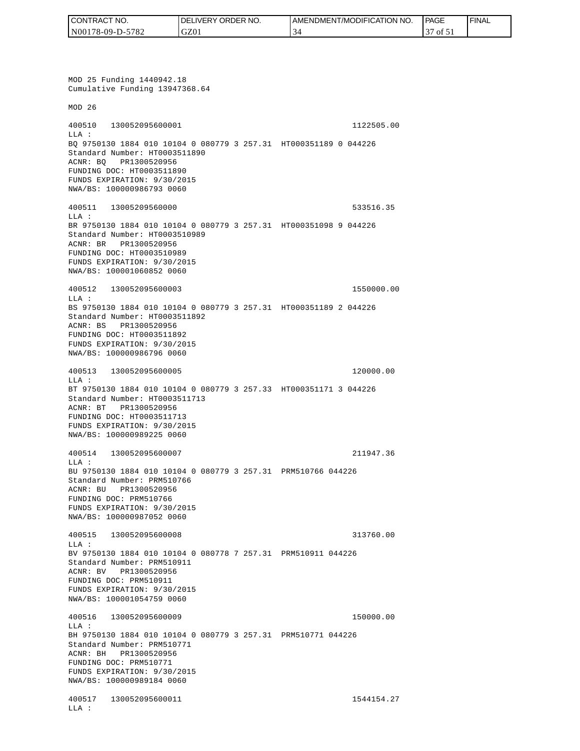MOD 25 Funding 1440942.18
Cumulative Funding 13947368.64

MOD 26

400510 130052095600001 1122505.00
LLA :
BQ 9750130 1884 010 10104 0 080779 3 257.31 HT000351189 0 044226
Standard Number: HT0003511890
ACNR: BQ PR1300520956
FUNDING DOC: HT0003511890
FUNDS EXPIRATION: 9/30/2015
NWA/BS: 100000986793 0060

400511 13005209560000 533516.35
LLA :
BR 9750130 1884 010 10104 0 080779 3 257.31 HT000351098 9 044226
Standard Number: HT0003510989
ACNR: BR PR1300520956
FUNDING DOC: HT0003510989
FUNDS EXPIRATION: 9/30/2015
NWA/BS: 100001060852 0060

400512 130052095600003 1550000.00
LLA :
BS 9750130 1884 010 10104 0 080779 3 257.31 HT000351189 2 044226
Standard Number: HT0003511892
ACNR: BS PR1300520956
FUNDING DOC: HT0003511892
FUNDS EXPIRATION: 9/30/2015
NWA/BS: 100000986796 0060

400513 130052095600005 120000.00
LLA :
BT 9750130 1884 010 10104 0 080779 3 257.33 HT000351171 3 044226
Standard Number: HT0003511713
ACNR: BT PR1300520956
FUNDING DOC: HT0003511713
FUNDS EXPIRATION: 9/30/2015
NWA/BS: 100000989225 0060

400514 130052095600007 211947.36
LLA :
BU 9750130 1884 010 10104 0 080779 3 257.31 PRM510766 044226
Standard Number: PRM510766
ACNR: BU PR1300520956
FUNDING DOC: PRM510766
FUNDS EXPIRATION: 9/30/2015
NWA/BS: 100000987052 0060

400515 130052095600008 313760.00
LLA :
BV 9750130 1884 010 10104 0 080778 7 257.31 PRM510911 044226
Standard Number: PRM510911
ACNR: BV PR1300520956
FUNDING DOC: PRM510911
FUNDS EXPIRATION: 9/30/2015
NWA/BS: 100001054759 0060

400516 130052095600009 150000.00
LLA :
BH 9750130 1884 010 10104 0 080779 3 257.31 PRM510771 044226
Standard Number: PRM510771
ACNR: BH PR1300520956
FUNDING DOC: PRM510771
FUNDS EXPIRATION: 9/30/2015
NWA/BS: 100000989184 0060

400517 130052095600011 1544154.27
LLA :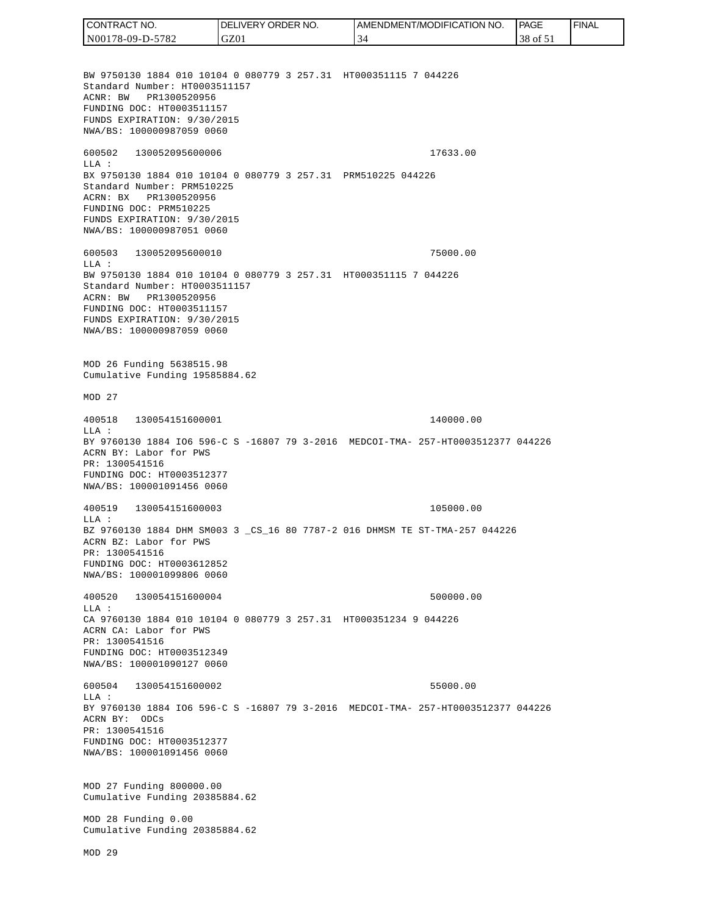BW 9750130 1884 010 10104 0 080779 3 257.31 HT000351115 7 044226
Standard Number: HT0003511157
ACNR: BW PR1300520956
FUNDING DOC: HT0003511157
FUNDS EXPIRATION: 9/30/2015
NWA/BS: 100000987059 0060

600502 130052095600006 17633.00
LLA :
BX 9750130 1884 010 10104 0 080779 3 257.31 PRM510225 044226
Standard Number: PRM510225
ACRN: BX PR1300520956
FUNDING DOC: PRM510225
FUNDS EXPIRATION: 9/30/2015
NWA/BS: 100000987051 0060

600503 130052095600010 75000.00
LLA :
BW 9750130 1884 010 10104 0 080779 3 257.31 HT000351115 7 044226
Standard Number: HT0003511157
ACRN: BW PR1300520956
FUNDING DOC: HT0003511157
FUNDS EXPIRATION: 9/30/2015
NWA/BS: 100000987059 0060

MOD 26 Funding 5638515.98
Cumulative Funding 19585884.62

MOD 27

400518 130054151600001 140000.00
LLA :
BY 9760130 1884 IO6 596-C S -16807 79 3-2016 MEDCOI-TMA- 257-HT0003512377 044226
ACRN BY: Labor for PWS
PR: 1300541516
FUNDING DOC: HT0003512377
NWA/BS: 100001091456 0060

400519 130054151600003 105000.00
LLA :
BZ 9760130 1884 DHM SM003 3 _CS_16 80 7787-2 016 DHMSM TE ST-TMA-257 044226
ACRN BZ: Labor for PWS
PR: 1300541516
FUNDING DOC: HT0003612852
NWA/BS: 100001099806 0060

400520 130054151600004 500000.00
LLA :
CA 9760130 1884 010 10104 0 080779 3 257.31 HT000351234 9 044226
ACRN CA: Labor for PWS
PR: 1300541516
FUNDING DOC: HT0003512349
NWA/BS: 100001090127 0060

600504 130054151600002 55000.00
LLA :
BY 9760130 1884 IO6 596-C S -16807 79 3-2016 MEDCOI-TMA- 257-HT0003512377 044226
ACRN BY: ODCs
PR: 1300541516
FUNDING DOC: HT0003512377
NWA/BS: 100001091456 0060

MOD 27 Funding 800000.00
Cumulative Funding 20385884.62

MOD 28 Funding 0.00
Cumulative Funding 20385884.62

MOD 29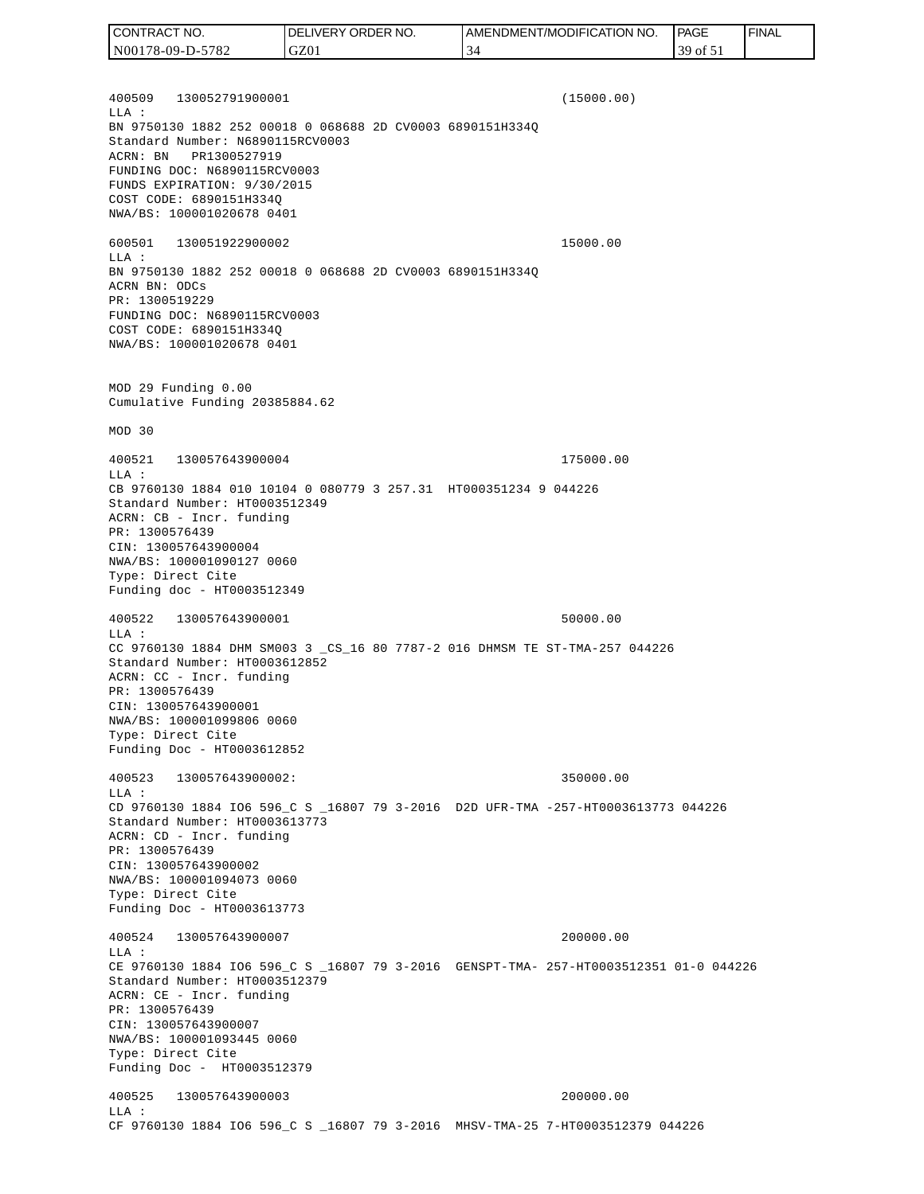400509   130052791900001                                    (15000.00)
LLA :
BN 9750130 1882 252 00018 0 068688 2D CV0003 6890151H334Q
Standard Number: N6890115RCV0003
ACRN: BN   PR1300527919
FUNDING DOC: N6890115RCV0003
FUNDS EXPIRATION: 9/30/2015
COST CODE: 6890151H334Q
NWA/BS: 100001020678 0401

600501   130051922900002                                    15000.00
LLA :
BN 9750130 1882 252 00018 0 068688 2D CV0003 6890151H334Q
ACRN BN: ODCs
PR: 1300519229
FUNDING DOC: N6890115RCV0003
COST CODE: 6890151H334Q
NWA/BS: 100001020678 0401

MOD 29 Funding 0.00
Cumulative Funding 20385884.62

MOD 30

400521   130057643900004                                    175000.00
LLA :
CB 9760130 1884 010 10104 0 080779 3 257.31  HT000351234 9 044226
Standard Number: HT0003512349
ACRN: CB - Incr. funding
PR: 1300576439
CIN: 130057643900004
NWA/BS: 100001090127 0060
Type: Direct Cite
Funding doc - HT0003512349

400522   130057643900001                                    50000.00
LLA :
CC 9760130 1884 DHM SM003 3 _CS_16 80 7787-2 016 DHMSM TE ST-TMA-257 044226
Standard Number: HT0003612852
ACRN: CC - Incr. funding
PR: 1300576439
CIN: 130057643900001
NWA/BS: 100001099806 0060
Type: Direct Cite
Funding Doc - HT0003612852

400523   130057643900002:                                   350000.00
LLA :
CD 9760130 1884 IO6 596_C S _16807 79 3-2016  D2D UFR-TMA -257-HT0003613773 044226
Standard Number: HT0003613773
ACRN: CD - Incr. funding
PR: 1300576439
CIN: 130057643900002
NWA/BS: 100001094073 0060
Type: Direct Cite
Funding Doc - HT0003613773

400524   130057643900007                                    200000.00
LLA :
CE 9760130 1884 IO6 596_C S _16807 79 3-2016  GENSPT-TMA- 257-HT0003512351 01-0 044226
Standard Number: HT0003512379
ACRN: CE - Incr. funding
PR: 1300576439
CIN: 130057643900007
NWA/BS: 100001093445 0060
Type: Direct Cite
Funding Doc -  HT0003512379

400525   130057643900003                                    200000.00
LLA :
CF 9760130 1884 IO6 596_C S _16807 79 3-2016  MHSV-TMA-25 7-HT0003512379 044226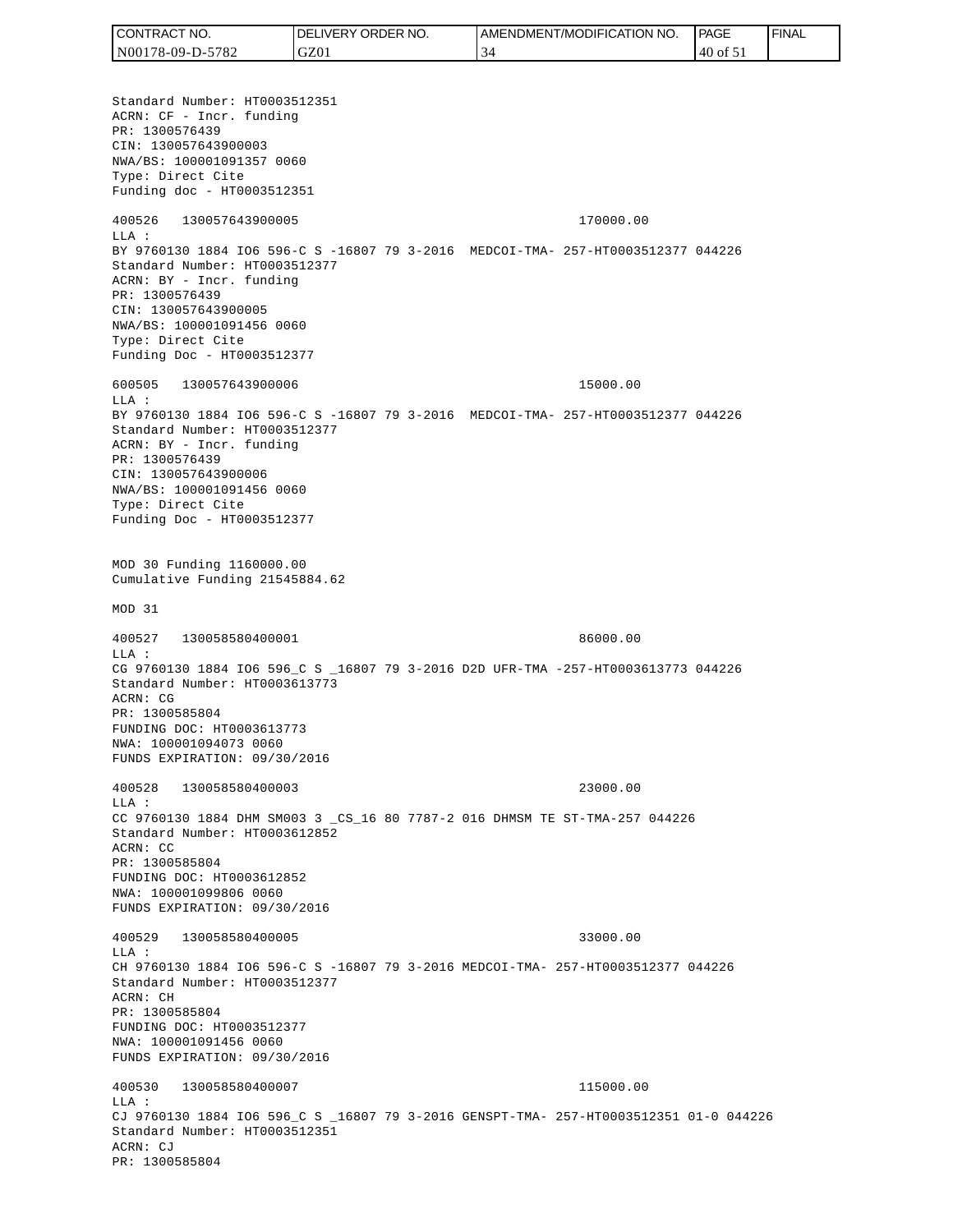Standard Number: HT0003512351
ACRN: CF - Incr. funding
PR: 1300576439
CIN: 130057643900003
NWA/BS: 100001091357 0060
Type: Direct Cite
Funding doc - HT0003512351

400526 130057643900005 170000.00
LLA :
BY 9760130 1884 IO6 596-C S -16807 79 3-2016 MEDCOI-TMA- 257-HT0003512377 044226
Standard Number: HT0003512377
ACRN: BY - Incr. funding
PR: 1300576439
CIN: 130057643900005
NWA/BS: 100001091456 0060
Type: Direct Cite
Funding Doc - HT0003512377

600505 130057643900006 15000.00
LLA :
BY 9760130 1884 IO6 596-C S -16807 79 3-2016 MEDCOI-TMA- 257-HT0003512377 044226
Standard Number: HT0003512377
ACRN: BY - Incr. funding
PR: 1300576439
CIN: 130057643900006
NWA/BS: 100001091456 0060
Type: Direct Cite
Funding Doc - HT0003512377

MOD 30 Funding 1160000.00
Cumulative Funding 21545884.62

MOD 31

400527 130058580400001 86000.00
LLA :
CG 9760130 1884 IO6 596_C S _16807 79 3-2016 D2D UFR-TMA -257-HT0003613773 044226
Standard Number: HT0003613773
ACRN: CG
PR: 1300585804
FUNDING DOC: HT0003613773
NWA: 100001094073 0060
FUNDS EXPIRATION: 09/30/2016

400528 130058580400003 23000.00
LLA :
CC 9760130 1884 DHM SM003 3 _CS_16 80 7787-2 016 DHMSM TE ST-TMA-257 044226
Standard Number: HT0003612852
ACRN: CC
PR: 1300585804
FUNDING DOC: HT0003612852
NWA: 100001099806 0060
FUNDS EXPIRATION: 09/30/2016

400529 130058580400005 33000.00
LLA :
CH 9760130 1884 IO6 596-C S -16807 79 3-2016 MEDCOI-TMA- 257-HT0003512377 044226
Standard Number: HT0003512377
ACRN: CH
PR: 1300585804
FUNDING DOC: HT0003512377
NWA: 100001091456 0060
FUNDS EXPIRATION: 09/30/2016

400530 130058580400007 115000.00
LLA :
CJ 9760130 1884 IO6 596_C S _16807 79 3-2016 GENSPT-TMA- 257-HT0003512351 01-0 044226
Standard Number: HT0003512351
ACRN: CJ
PR: 1300585804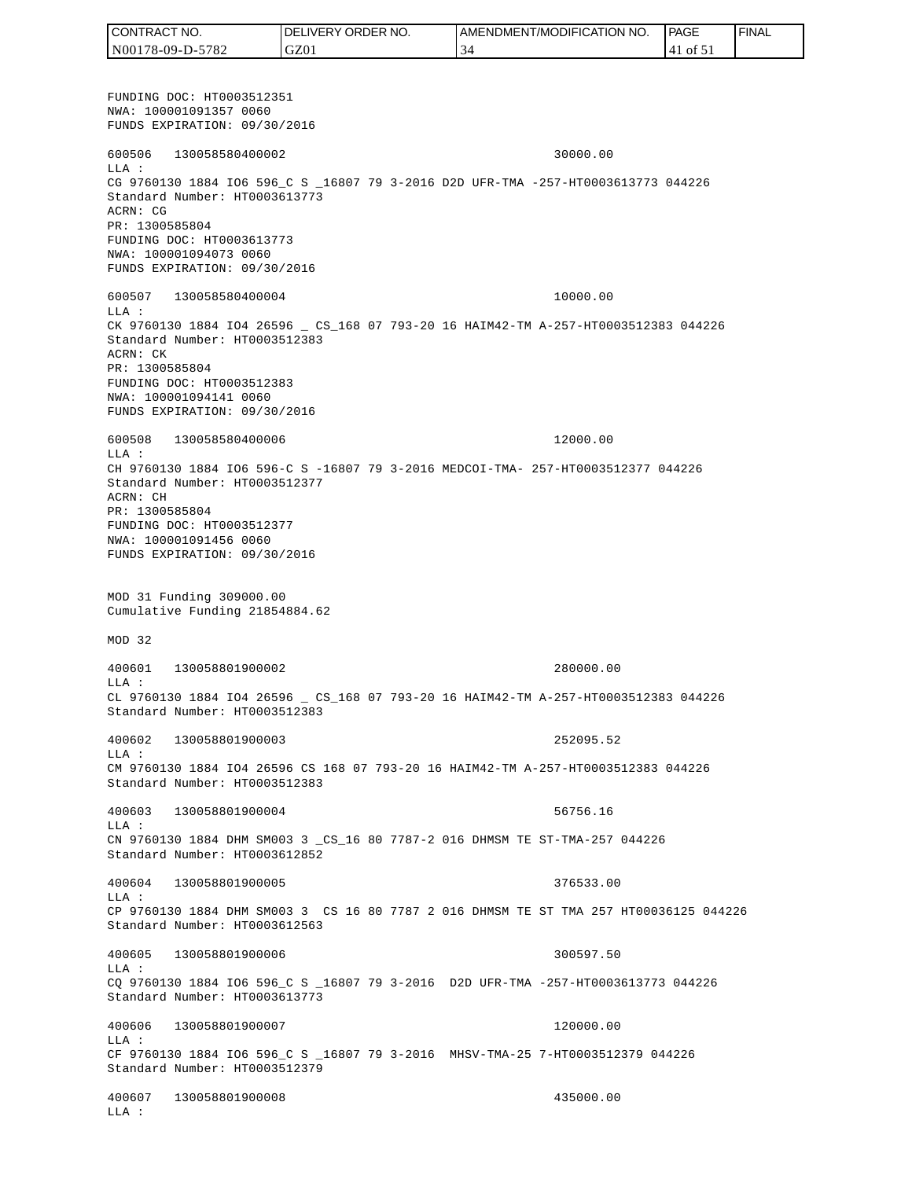FUNDING DOC: HT0003512351
NWA: 100001091357 0060
FUNDS EXPIRATION: 09/30/2016

600506 130058580400002 30000.00
LLA :
CG 9760130 1884 IO6 596_C S _16807 79 3-2016 D2D UFR-TMA -257-HT0003613773 044226
Standard Number: HT0003613773
ACRN: CG
PR: 1300585804
FUNDING DOC: HT0003613773
NWA: 100001094073 0060
FUNDS EXPIRATION: 09/30/2016

600507 130058580400004 10000.00
LLA :
CK 9760130 1884 IO4 26596 _ CS_168 07 793-20 16 HAIM42-TM A-257-HT0003512383 044226
Standard Number: HT0003512383
ACRN: CK
PR: 1300585804
FUNDING DOC: HT0003512383
NWA: 100001094141 0060
FUNDS EXPIRATION: 09/30/2016

600508 130058580400006 12000.00
LLA :
CH 9760130 1884 IO6 596-C S -16807 79 3-2016 MEDCOI-TMA- 257-HT0003512377 044226
Standard Number: HT0003512377
ACRN: CH
PR: 1300585804
FUNDING DOC: HT0003512377
NWA: 100001091456 0060
FUNDS EXPIRATION: 09/30/2016

MOD 31 Funding 309000.00
Cumulative Funding 21854884.62

MOD 32

400601 130058801900002 280000.00
LLA :
CL 9760130 1884 IO4 26596 _ CS_168 07 793-20 16 HAIM42-TM A-257-HT0003512383 044226
Standard Number: HT0003512383

400602 130058801900003 252095.52
LLA :
CM 9760130 1884 IO4 26596 CS 168 07 793-20 16 HAIM42-TM A-257-HT0003512383 044226
Standard Number: HT0003512383

400603 130058801900004 56756.16
LLA :
CN 9760130 1884 DHM SM003 3 _CS_16 80 7787-2 016 DHMSM TE ST-TMA-257 044226
Standard Number: HT0003612852

400604 130058801900005 376533.00
LLA :
CP 9760130 1884 DHM SM003 3 CS 16 80 7787 2 016 DHMSM TE ST TMA 257 HT00036125 044226
Standard Number: HT0003612563

400605 130058801900006 300597.50
LLA :
CQ 9760130 1884 IO6 596_C S _16807 79 3-2016 D2D UFR-TMA -257-HT0003613773 044226
Standard Number: HT0003613773

400606 130058801900007 120000.00
LLA :
CF 9760130 1884 IO6 596_C S _16807 79 3-2016 MHSV-TMA-25 7-HT0003512379 044226
Standard Number: HT0003512379

400607 130058801900008 435000.00
LLA :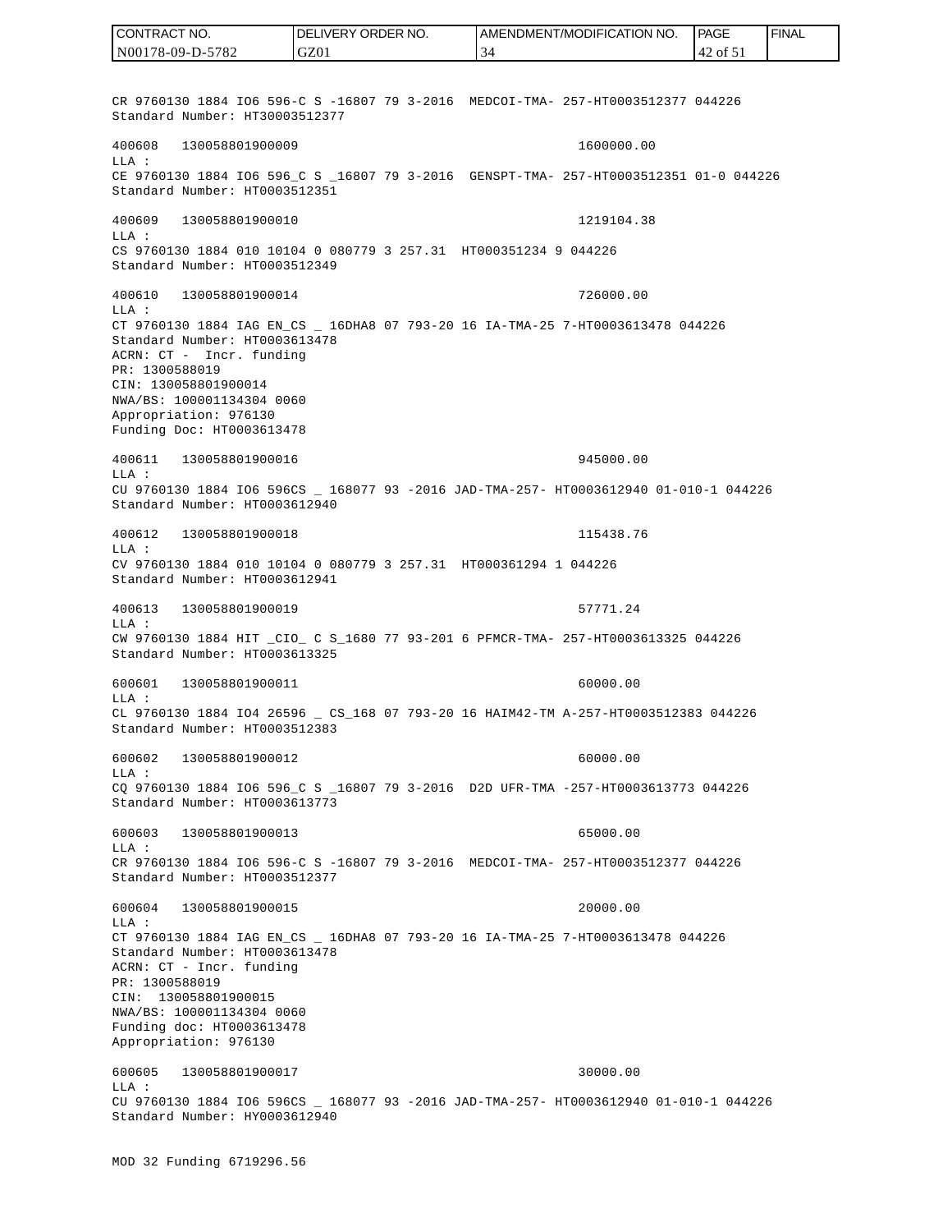| CONTRACT NO. | DELIVERY ORDER NO. | AMENDMENT/MODIFICATION NO. | PAGE | FINAL |
| --- | --- | --- | --- | --- |
| N00178-09-D-5782 | GZ01 | 34 | 42 of 51 | |

```
CR 9760130 1884 IO6 596-C S -16807 79 3-2016  MEDCOI-TMA- 257-HT0003512377 044226
Standard Number: HT30003512377

400608   130058801900009                                    1600000.00
LLA :
CE 9760130 1884 IO6 596_C S _16807 79 3-2016  GENSPT-TMA- 257-HT0003512351 01-0 044226
Standard Number: HT0003512351

400609   130058801900010                                    1219104.38
LLA :
CS 9760130 1884 010 10104 0 080779 3 257.31  HT000351234 9 044226
Standard Number: HT0003512349

400610   130058801900014                                    726000.00
LLA :
CT 9760130 1884 IAG EN_CS _ 16DHA8 07 793-20 16 IA-TMA-25 7-HT0003613478 044226
Standard Number: HT0003613478
ACRN: CT -  Incr. funding
PR: 1300588019
CIN: 130058801900014
NWA/BS: 100001134304 0060
Appropriation: 976130
Funding Doc: HT0003613478

400611   130058801900016                                    945000.00
LLA :
CU 9760130 1884 IO6 596CS _ 168077 93 -2016 JAD-TMA-257- HT0003612940 01-010-1 044226
Standard Number: HT0003612940

400612   130058801900018                                    115438.76
LLA :
CV 9760130 1884 010 10104 0 080779 3 257.31  HT000361294 1 044226
Standard Number: HT0003612941

400613   130058801900019                                    57771.24
LLA :
CW 9760130 1884 HIT _CIO_ C S_1680 77 93-201 6 PFMCR-TMA- 257-HT0003613325 044226
Standard Number: HT0003613325

600601   130058801900011                                    60000.00
LLA :
CL 9760130 1884 IO4 26596 _ CS_168 07 793-20 16 HAIM42-TM A-257-HT0003512383 044226
Standard Number: HT0003512383

600602   130058801900012                                    60000.00
LLA :
CQ 9760130 1884 IO6 596_C S _16807 79 3-2016  D2D UFR-TMA -257-HT0003613773 044226
Standard Number: HT0003613773

600603   130058801900013                                    65000.00
LLA :
CR 9760130 1884 IO6 596-C S -16807 79 3-2016  MEDCOI-TMA- 257-HT0003512377 044226
Standard Number: HT0003512377

600604   130058801900015                                    20000.00
LLA :
CT 9760130 1884 IAG EN_CS _ 16DHA8 07 793-20 16 IA-TMA-25 7-HT0003613478 044226
Standard Number: HT0003613478
ACRN: CT - Incr. funding
PR: 1300588019
CIN:  130058801900015
NWA/BS: 100001134304 0060
Funding doc: HT0003613478
Appropriation: 976130

600605   130058801900017                                    30000.00
LLA :
CU 9760130 1884 IO6 596CS _ 168077 93 -2016 JAD-TMA-257- HT0003612940 01-010-1 044226
Standard Number: HY0003612940


MOD 32 Funding 6719296.56
```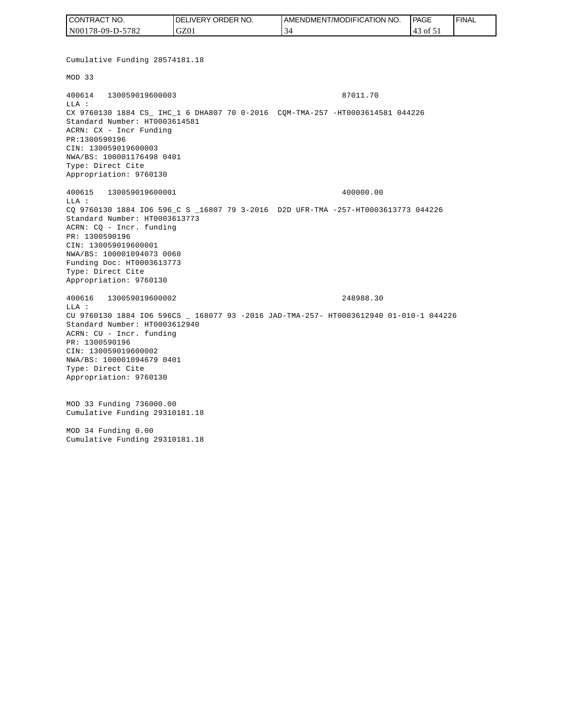Cumulative Funding 28574181.18

MOD 33

400614 130059019600003 87011.70
LLA :
CX 9760130 1884 CS_ IHC_1 6 DHA807 70 0-2016 CQM-TMA-257 -HT0003614581 044226
Standard Number: HT0003614581
ACRN: CX - Incr Funding
PR:1300590196
CIN: 130059019600003
NWA/BS: 100001176498 0401
Type: Direct Cite
Appropriation: 9760130

400615 130059019600001 400000.00
LLA :
CQ 9760130 1884 IO6 596_C S _16807 79 3-2016 D2D UFR-TMA -257-HT0003613773 044226
Standard Number: HT0003613773
ACRN: CQ - Incr. funding
PR: 1300590196
CIN: 130059019600001
NWA/BS: 100001094073 0060
Funding Doc: HT0003613773
Type: Direct Cite
Appropriation: 9760130

400616 130059019600002 248988.30
LLA :
CU 9760130 1884 IO6 596CS _ 168077 93 -2016 JAD-TMA-257- HT0003612940 01-010-1 044226
Standard Number: HT0003612940
ACRN: CU - Incr. funding
PR: 1300590196
CIN: 130059019600002
NWA/BS: 100001094679 0401
Type: Direct Cite
Appropriation: 9760130

MOD 33 Funding 736000.00
Cumulative Funding 29310181.18

MOD 34 Funding 0.00
Cumulative Funding 29310181.18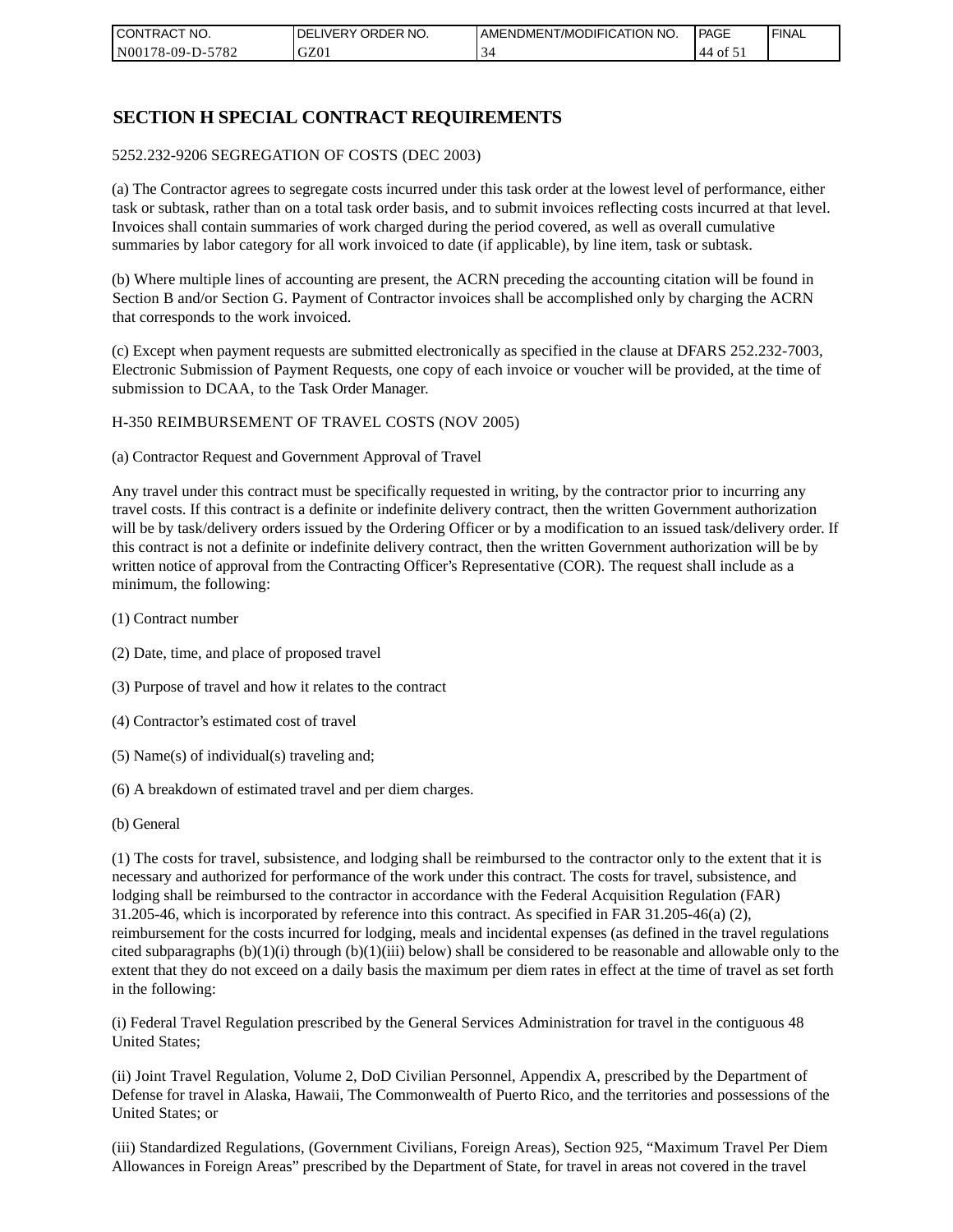## SECTION H SPECIAL CONTRACT REQUIREMENTS

5252.232-9206 SEGREGATION OF COSTS (DEC 2003)

(a) The Contractor agrees to segregate costs incurred under this task order at the lowest level of performance, either task or subtask, rather than on a total task order basis, and to submit invoices reflecting costs incurred at that level. Invoices shall contain summaries of work charged during the period covered, as well as overall cumulative summaries by labor category for all work invoiced to date (if applicable), by line item, task or subtask.

(b) Where multiple lines of accounting are present, the ACRN preceding the accounting citation will be found in Section B and/or Section G. Payment of Contractor invoices shall be accomplished only by charging the ACRN that corresponds to the work invoiced.

(c) Except when payment requests are submitted electronically as specified in the clause at DFARS 252.232-7003, Electronic Submission of Payment Requests, one copy of each invoice or voucher will be provided, at the time of submission to DCAA, to the Task Order Manager.

H-350 REIMBURSEMENT OF TRAVEL COSTS (NOV 2005)

(a) Contractor Request and Government Approval of Travel

Any travel under this contract must be specifically requested in writing, by the contractor prior to incurring any travel costs. If this contract is a definite or indefinite delivery contract, then the written Government authorization will be by task/delivery orders issued by the Ordering Officer or by a modification to an issued task/delivery order. If this contract is not a definite or indefinite delivery contract, then the written Government authorization will be by written notice of approval from the Contracting Officer's Representative (COR). The request shall include as a minimum, the following:

(1) Contract number

(2) Date, time, and place of proposed travel

(3) Purpose of travel and how it relates to the contract

(4) Contractor's estimated cost of travel

(5) Name(s) of individual(s) traveling and;

(6) A breakdown of estimated travel and per diem charges.

(b) General

(1) The costs for travel, subsistence, and lodging shall be reimbursed to the contractor only to the extent that it is necessary and authorized for performance of the work under this contract. The costs for travel, subsistence, and lodging shall be reimbursed to the contractor in accordance with the Federal Acquisition Regulation (FAR) 31.205-46, which is incorporated by reference into this contract. As specified in FAR 31.205-46(a) (2), reimbursement for the costs incurred for lodging, meals and incidental expenses (as defined in the travel regulations cited subparagraphs (b)(1)(i) through (b)(1)(iii) below) shall be considered to be reasonable and allowable only to the extent that they do not exceed on a daily basis the maximum per diem rates in effect at the time of travel as set forth in the following:

(i) Federal Travel Regulation prescribed by the General Services Administration for travel in the contiguous 48 United States;

(ii) Joint Travel Regulation, Volume 2, DoD Civilian Personnel, Appendix A, prescribed by the Department of Defense for travel in Alaska, Hawaii, The Commonwealth of Puerto Rico, and the territories and possessions of the United States; or

(iii) Standardized Regulations, (Government Civilians, Foreign Areas), Section 925, "Maximum Travel Per Diem Allowances in Foreign Areas" prescribed by the Department of State, for travel in areas not covered in the travel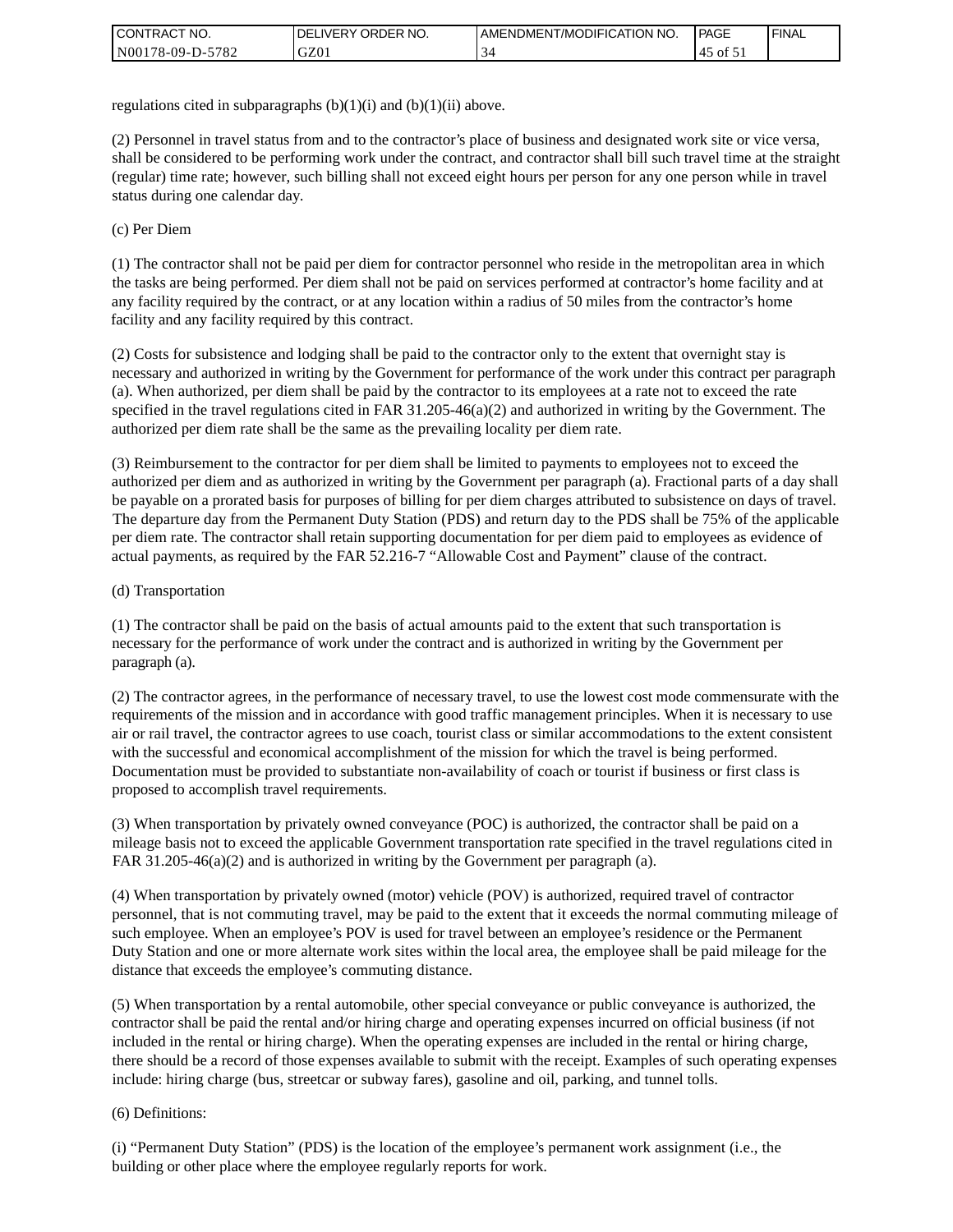regulations cited in subparagraphs (b)(1)(i) and (b)(1)(ii) above.

(2) Personnel in travel status from and to the contractor’s place of business and designated work site or vice versa, shall be considered to be performing work under the contract, and contractor shall bill such travel time at the straight (regular) time rate; however, such billing shall not exceed eight hours per person for any one person while in travel status during one calendar day.

(c) Per Diem

(1) The contractor shall not be paid per diem for contractor personnel who reside in the metropolitan area in which the tasks are being performed. Per diem shall not be paid on services performed at contractor’s home facility and at any facility required by the contract, or at any location within a radius of 50 miles from the contractor’s home facility and any facility required by this contract.

(2) Costs for subsistence and lodging shall be paid to the contractor only to the extent that overnight stay is necessary and authorized in writing by the Government for performance of the work under this contract per paragraph (a). When authorized, per diem shall be paid by the contractor to its employees at a rate not to exceed the rate specified in the travel regulations cited in FAR 31.205-46(a)(2) and authorized in writing by the Government. The authorized per diem rate shall be the same as the prevailing locality per diem rate.

(3) Reimbursement to the contractor for per diem shall be limited to payments to employees not to exceed the authorized per diem and as authorized in writing by the Government per paragraph (a). Fractional parts of a day shall be payable on a prorated basis for purposes of billing for per diem charges attributed to subsistence on days of travel. The departure day from the Permanent Duty Station (PDS) and return day to the PDS shall be 75% of the applicable per diem rate. The contractor shall retain supporting documentation for per diem paid to employees as evidence of actual payments, as required by the FAR 52.216-7 “Allowable Cost and Payment” clause of the contract.

(d) Transportation

(1) The contractor shall be paid on the basis of actual amounts paid to the extent that such transportation is necessary for the performance of work under the contract and is authorized in writing by the Government per paragraph (a).

(2) The contractor agrees, in the performance of necessary travel, to use the lowest cost mode commensurate with the requirements of the mission and in accordance with good traffic management principles. When it is necessary to use air or rail travel, the contractor agrees to use coach, tourist class or similar accommodations to the extent consistent with the successful and economical accomplishment of the mission for which the travel is being performed. Documentation must be provided to substantiate non-availability of coach or tourist if business or first class is proposed to accomplish travel requirements.

(3) When transportation by privately owned conveyance (POC) is authorized, the contractor shall be paid on a mileage basis not to exceed the applicable Government transportation rate specified in the travel regulations cited in FAR 31.205-46(a)(2) and is authorized in writing by the Government per paragraph (a).

(4) When transportation by privately owned (motor) vehicle (POV) is authorized, required travel of contractor personnel, that is not commuting travel, may be paid to the extent that it exceeds the normal commuting mileage of such employee. When an employee’s POV is used for travel between an employee’s residence or the Permanent Duty Station and one or more alternate work sites within the local area, the employee shall be paid mileage for the distance that exceeds the employee’s commuting distance.

(5) When transportation by a rental automobile, other special conveyance or public conveyance is authorized, the contractor shall be paid the rental and/or hiring charge and operating expenses incurred on official business (if not included in the rental or hiring charge). When the operating expenses are included in the rental or hiring charge, there should be a record of those expenses available to submit with the receipt. Examples of such operating expenses include: hiring charge (bus, streetcar or subway fares), gasoline and oil, parking, and tunnel tolls.

(6) Definitions:

(i) “Permanent Duty Station” (PDS) is the location of the employee’s permanent work assignment (i.e., the building or other place where the employee regularly reports for work.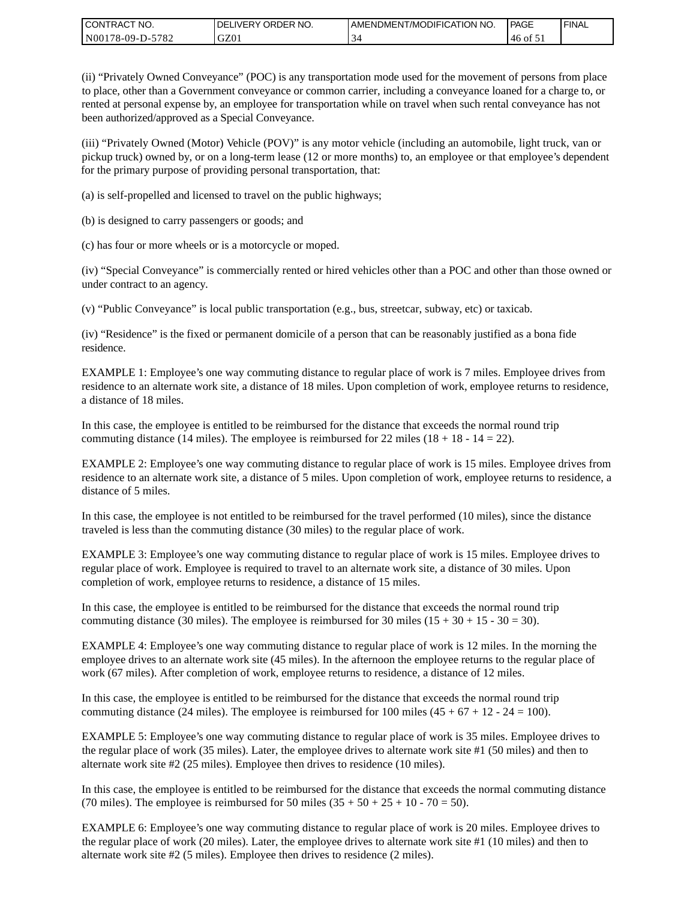(ii) “Privately Owned Conveyance” (POC) is any transportation mode used for the movement of persons from place to place, other than a Government conveyance or common carrier, including a conveyance loaned for a charge to, or rented at personal expense by, an employee for transportation while on travel when such rental conveyance has not been authorized/approved as a Special Conveyance.

(iii) “Privately Owned (Motor) Vehicle (POV)” is any motor vehicle (including an automobile, light truck, van or pickup truck) owned by, or on a long-term lease (12 or more months) to, an employee or that employee’s dependent for the primary purpose of providing personal transportation, that:

(a) is self-propelled and licensed to travel on the public highways;

(b) is designed to carry passengers or goods; and

(c) has four or more wheels or is a motorcycle or moped.

(iv) “Special Conveyance” is commercially rented or hired vehicles other than a POC and other than those owned or under contract to an agency.

(v) “Public Conveyance” is local public transportation (e.g., bus, streetcar, subway, etc) or taxicab.

(iv) “Residence” is the fixed or permanent domicile of a person that can be reasonably justified as a bona fide residence.

EXAMPLE 1: Employee’s one way commuting distance to regular place of work is 7 miles. Employee drives from residence to an alternate work site, a distance of 18 miles. Upon completion of work, employee returns to residence, a distance of 18 miles.

In this case, the employee is entitled to be reimbursed for the distance that exceeds the normal round trip commuting distance (14 miles). The employee is reimbursed for 22 miles (18 + 18 - 14 = 22).

EXAMPLE 2: Employee’s one way commuting distance to regular place of work is 15 miles. Employee drives from residence to an alternate work site, a distance of 5 miles. Upon completion of work, employee returns to residence, a distance of 5 miles.

In this case, the employee is not entitled to be reimbursed for the travel performed (10 miles), since the distance traveled is less than the commuting distance (30 miles) to the regular place of work.

EXAMPLE 3: Employee’s one way commuting distance to regular place of work is 15 miles. Employee drives to regular place of work. Employee is required to travel to an alternate work site, a distance of 30 miles. Upon completion of work, employee returns to residence, a distance of 15 miles.

In this case, the employee is entitled to be reimbursed for the distance that exceeds the normal round trip commuting distance (30 miles). The employee is reimbursed for 30 miles (15 + 30 + 15 - 30 = 30).

EXAMPLE 4: Employee’s one way commuting distance to regular place of work is 12 miles. In the morning the employee drives to an alternate work site (45 miles). In the afternoon the employee returns to the regular place of work (67 miles). After completion of work, employee returns to residence, a distance of 12 miles.

In this case, the employee is entitled to be reimbursed for the distance that exceeds the normal round trip commuting distance (24 miles). The employee is reimbursed for 100 miles (45 + 67 + 12 - 24 = 100).

EXAMPLE 5: Employee’s one way commuting distance to regular place of work is 35 miles. Employee drives to the regular place of work (35 miles). Later, the employee drives to alternate work site #1 (50 miles) and then to alternate work site #2 (25 miles). Employee then drives to residence (10 miles).

In this case, the employee is entitled to be reimbursed for the distance that exceeds the normal commuting distance (70 miles). The employee is reimbursed for 50 miles (35 + 50 + 25 + 10 - 70 = 50).

EXAMPLE 6: Employee’s one way commuting distance to regular place of work is 20 miles. Employee drives to the regular place of work (20 miles). Later, the employee drives to alternate work site #1 (10 miles) and then to alternate work site #2 (5 miles). Employee then drives to residence (2 miles).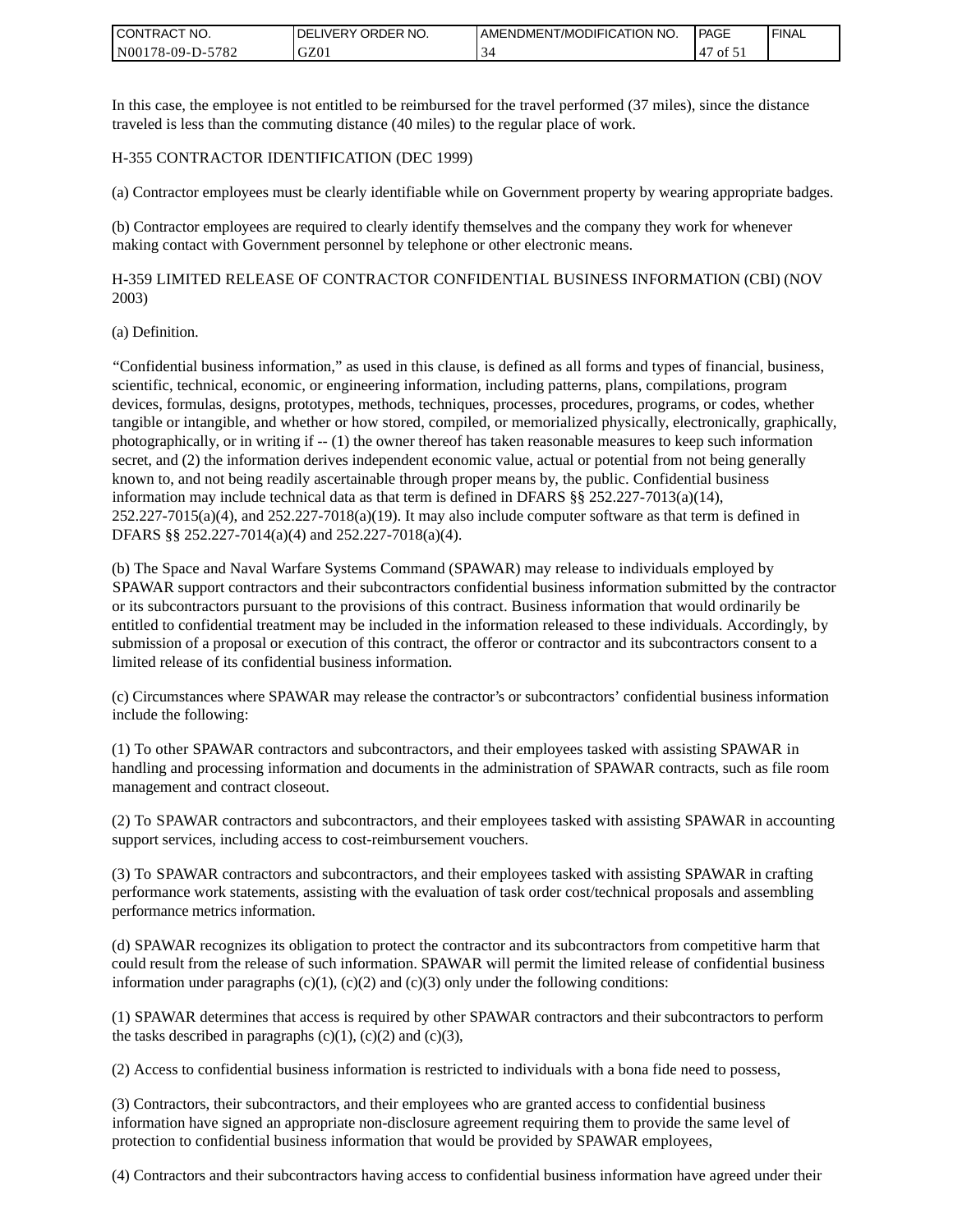In this case, the employee is not entitled to be reimbursed for the travel performed (37 miles), since the distance traveled is less than the commuting distance (40 miles) to the regular place of work.

H-355 CONTRACTOR IDENTIFICATION (DEC 1999)

(a) Contractor employees must be clearly identifiable while on Government property by wearing appropriate badges.

(b) Contractor employees are required to clearly identify themselves and the company they work for whenever making contact with Government personnel by telephone or other electronic means.

H-359 LIMITED RELEASE OF CONTRACTOR CONFIDENTIAL BUSINESS INFORMATION (CBI) (NOV 2003)

(a) Definition.

“Confidential business information,” as used in this clause, is defined as all forms and types of financial, business, scientific, technical, economic, or engineering information, including patterns, plans, compilations, program devices, formulas, designs, prototypes, methods, techniques, processes, procedures, programs, or codes, whether tangible or intangible, and whether or how stored, compiled, or memorialized physically, electronically, graphically, photographically, or in writing if -- (1) the owner thereof has taken reasonable measures to keep such information secret, and (2) the information derives independent economic value, actual or potential from not being generally known to, and not being readily ascertainable through proper means by, the public. Confidential business information may include technical data as that term is defined in DFARS §§ 252.227-7013(a)(14), 252.227-7015(a)(4), and 252.227-7018(a)(19). It may also include computer software as that term is defined in DFARS §§ 252.227-7014(a)(4) and 252.227-7018(a)(4).

(b) The Space and Naval Warfare Systems Command (SPAWAR) may release to individuals employed by SPAWAR support contractors and their subcontractors confidential business information submitted by the contractor or its subcontractors pursuant to the provisions of this contract. Business information that would ordinarily be entitled to confidential treatment may be included in the information released to these individuals. Accordingly, by submission of a proposal or execution of this contract, the offeror or contractor and its subcontractors consent to a limited release of its confidential business information.

(c) Circumstances where SPAWAR may release the contractor’s or subcontractors’ confidential business information include the following:

(1) To other SPAWAR contractors and subcontractors, and their employees tasked with assisting SPAWAR in handling and processing information and documents in the administration of SPAWAR contracts, such as file room management and contract closeout.

(2) To SPAWAR contractors and subcontractors, and their employees tasked with assisting SPAWAR in accounting support services, including access to cost-reimbursement vouchers.

(3) To SPAWAR contractors and subcontractors, and their employees tasked with assisting SPAWAR in crafting performance work statements, assisting with the evaluation of task order cost/technical proposals and assembling performance metrics information.

(d) SPAWAR recognizes its obligation to protect the contractor and its subcontractors from competitive harm that could result from the release of such information. SPAWAR will permit the limited release of confidential business information under paragraphs (c)(1), (c)(2) and (c)(3) only under the following conditions:

(1) SPAWAR determines that access is required by other SPAWAR contractors and their subcontractors to perform the tasks described in paragraphs (c)(1), (c)(2) and (c)(3),

(2) Access to confidential business information is restricted to individuals with a bona fide need to possess,

(3) Contractors, their subcontractors, and their employees who are granted access to confidential business information have signed an appropriate non-disclosure agreement requiring them to provide the same level of protection to confidential business information that would be provided by SPAWAR employees,

(4) Contractors and their subcontractors having access to confidential business information have agreed under their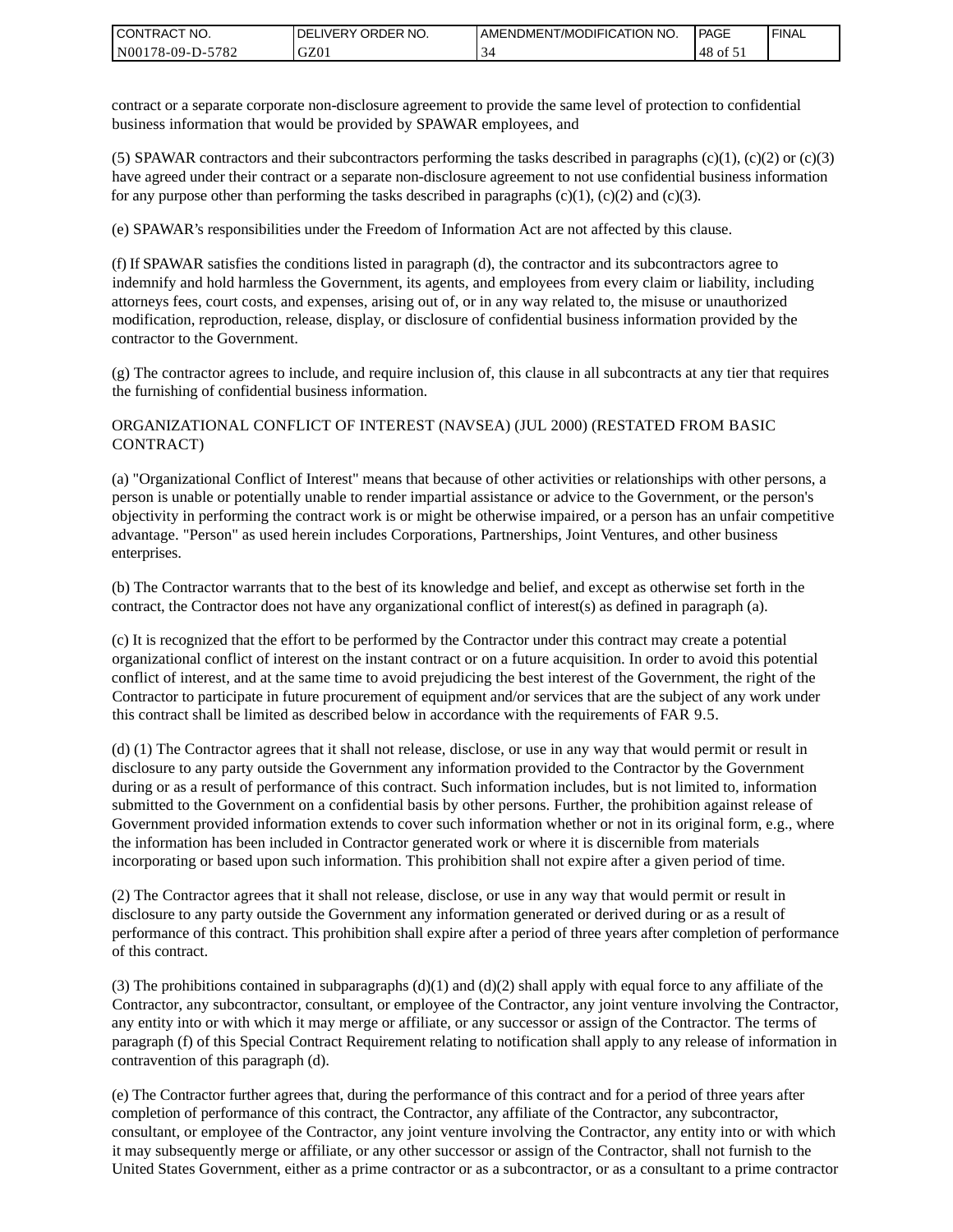contract or a separate corporate non-disclosure agreement to provide the same level of protection to confidential business information that would be provided by SPAWAR employees, and

(5) SPAWAR contractors and their subcontractors performing the tasks described in paragraphs (c)(1), (c)(2) or (c)(3) have agreed under their contract or a separate non-disclosure agreement to not use confidential business information for any purpose other than performing the tasks described in paragraphs (c)(1), (c)(2) and (c)(3).

(e) SPAWAR's responsibilities under the Freedom of Information Act are not affected by this clause.

(f) If SPAWAR satisfies the conditions listed in paragraph (d), the contractor and its subcontractors agree to indemnify and hold harmless the Government, its agents, and employees from every claim or liability, including attorneys fees, court costs, and expenses, arising out of, or in any way related to, the misuse or unauthorized modification, reproduction, release, display, or disclosure of confidential business information provided by the contractor to the Government.

(g) The contractor agrees to include, and require inclusion of, this clause in all subcontracts at any tier that requires the furnishing of confidential business information.

ORGANIZATIONAL CONFLICT OF INTEREST (NAVSEA) (JUL 2000) (RESTATED FROM BASIC CONTRACT)

(a) "Organizational Conflict of Interest" means that because of other activities or relationships with other persons, a person is unable or potentially unable to render impartial assistance or advice to the Government, or the person's objectivity in performing the contract work is or might be otherwise impaired, or a person has an unfair competitive advantage. "Person" as used herein includes Corporations, Partnerships, Joint Ventures, and other business enterprises.

(b) The Contractor warrants that to the best of its knowledge and belief, and except as otherwise set forth in the contract, the Contractor does not have any organizational conflict of interest(s) as defined in paragraph (a).

(c) It is recognized that the effort to be performed by the Contractor under this contract may create a potential organizational conflict of interest on the instant contract or on a future acquisition. In order to avoid this potential conflict of interest, and at the same time to avoid prejudicing the best interest of the Government, the right of the Contractor to participate in future procurement of equipment and/or services that are the subject of any work under this contract shall be limited as described below in accordance with the requirements of FAR 9.5.

(d) (1) The Contractor agrees that it shall not release, disclose, or use in any way that would permit or result in disclosure to any party outside the Government any information provided to the Contractor by the Government during or as a result of performance of this contract. Such information includes, but is not limited to, information submitted to the Government on a confidential basis by other persons. Further, the prohibition against release of Government provided information extends to cover such information whether or not in its original form, e.g., where the information has been included in Contractor generated work or where it is discernible from materials incorporating or based upon such information. This prohibition shall not expire after a given period of time.

(2) The Contractor agrees that it shall not release, disclose, or use in any way that would permit or result in disclosure to any party outside the Government any information generated or derived during or as a result of performance of this contract. This prohibition shall expire after a period of three years after completion of performance of this contract.

(3) The prohibitions contained in subparagraphs (d)(1) and (d)(2) shall apply with equal force to any affiliate of the Contractor, any subcontractor, consultant, or employee of the Contractor, any joint venture involving the Contractor, any entity into or with which it may merge or affiliate, or any successor or assign of the Contractor. The terms of paragraph (f) of this Special Contract Requirement relating to notification shall apply to any release of information in contravention of this paragraph (d).

(e) The Contractor further agrees that, during the performance of this contract and for a period of three years after completion of performance of this contract, the Contractor, any affiliate of the Contractor, any subcontractor, consultant, or employee of the Contractor, any joint venture involving the Contractor, any entity into or with which it may subsequently merge or affiliate, or any other successor or assign of the Contractor, shall not furnish to the United States Government, either as a prime contractor or as a subcontractor, or as a consultant to a prime contractor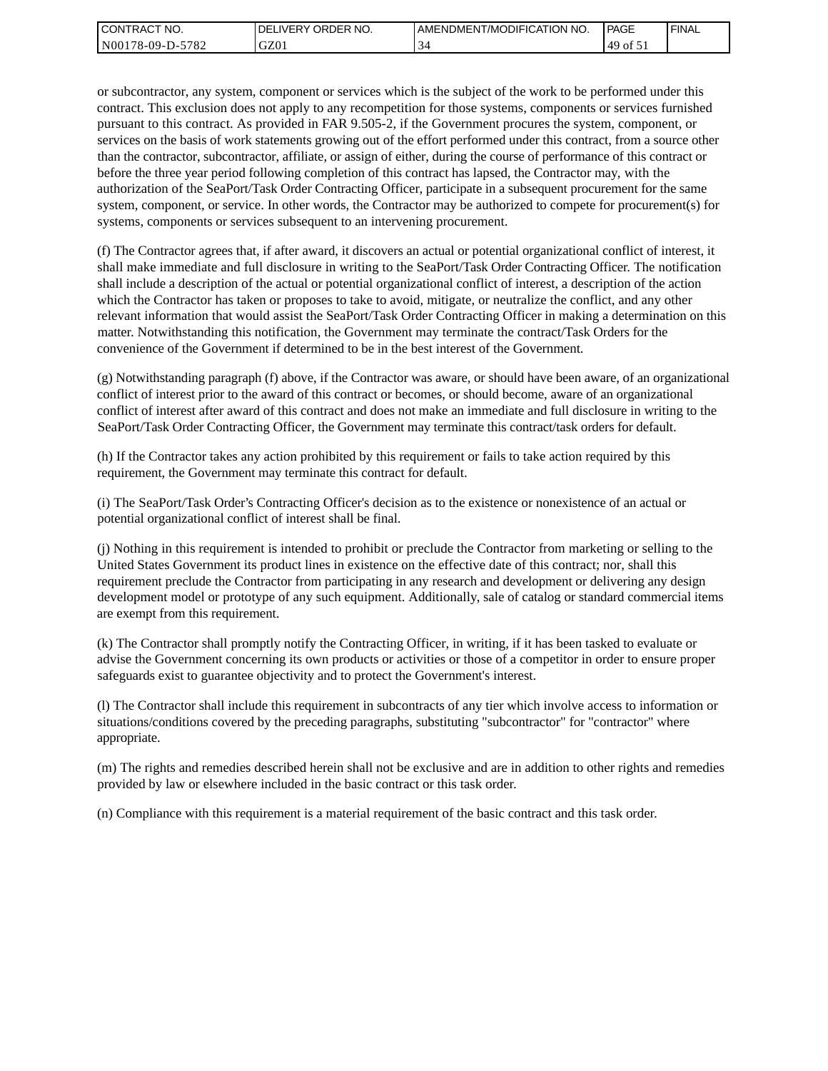or subcontractor, any system, component or services which is the subject of the work to be performed under this contract. This exclusion does not apply to any recompetition for those systems, components or services furnished pursuant to this contract. As provided in FAR 9.505-2, if the Government procures the system, component, or services on the basis of work statements growing out of the effort performed under this contract, from a source other than the contractor, subcontractor, affiliate, or assign of either, during the course of performance of this contract or before the three year period following completion of this contract has lapsed, the Contractor may, with the authorization of the SeaPort/Task Order Contracting Officer, participate in a subsequent procurement for the same system, component, or service. In other words, the Contractor may be authorized to compete for procurement(s) for systems, components or services subsequent to an intervening procurement.

(f) The Contractor agrees that, if after award, it discovers an actual or potential organizational conflict of interest, it shall make immediate and full disclosure in writing to the SeaPort/Task Order Contracting Officer. The notification shall include a description of the actual or potential organizational conflict of interest, a description of the action which the Contractor has taken or proposes to take to avoid, mitigate, or neutralize the conflict, and any other relevant information that would assist the SeaPort/Task Order Contracting Officer in making a determination on this matter. Notwithstanding this notification, the Government may terminate the contract/Task Orders for the convenience of the Government if determined to be in the best interest of the Government.

(g) Notwithstanding paragraph (f) above, if the Contractor was aware, or should have been aware, of an organizational conflict of interest prior to the award of this contract or becomes, or should become, aware of an organizational conflict of interest after award of this contract and does not make an immediate and full disclosure in writing to the SeaPort/Task Order Contracting Officer, the Government may terminate this contract/task orders for default.

(h) If the Contractor takes any action prohibited by this requirement or fails to take action required by this requirement, the Government may terminate this contract for default.

(i) The SeaPort/Task Order's Contracting Officer's decision as to the existence or nonexistence of an actual or potential organizational conflict of interest shall be final.

(j) Nothing in this requirement is intended to prohibit or preclude the Contractor from marketing or selling to the United States Government its product lines in existence on the effective date of this contract; nor, shall this requirement preclude the Contractor from participating in any research and development or delivering any design development model or prototype of any such equipment. Additionally, sale of catalog or standard commercial items are exempt from this requirement.

(k) The Contractor shall promptly notify the Contracting Officer, in writing, if it has been tasked to evaluate or advise the Government concerning its own products or activities or those of a competitor in order to ensure proper safeguards exist to guarantee objectivity and to protect the Government's interest.

(l) The Contractor shall include this requirement in subcontracts of any tier which involve access to information or situations/conditions covered by the preceding paragraphs, substituting "subcontractor" for "contractor" where appropriate.

(m) The rights and remedies described herein shall not be exclusive and are in addition to other rights and remedies provided by law or elsewhere included in the basic contract or this task order.

(n) Compliance with this requirement is a material requirement of the basic contract and this task order.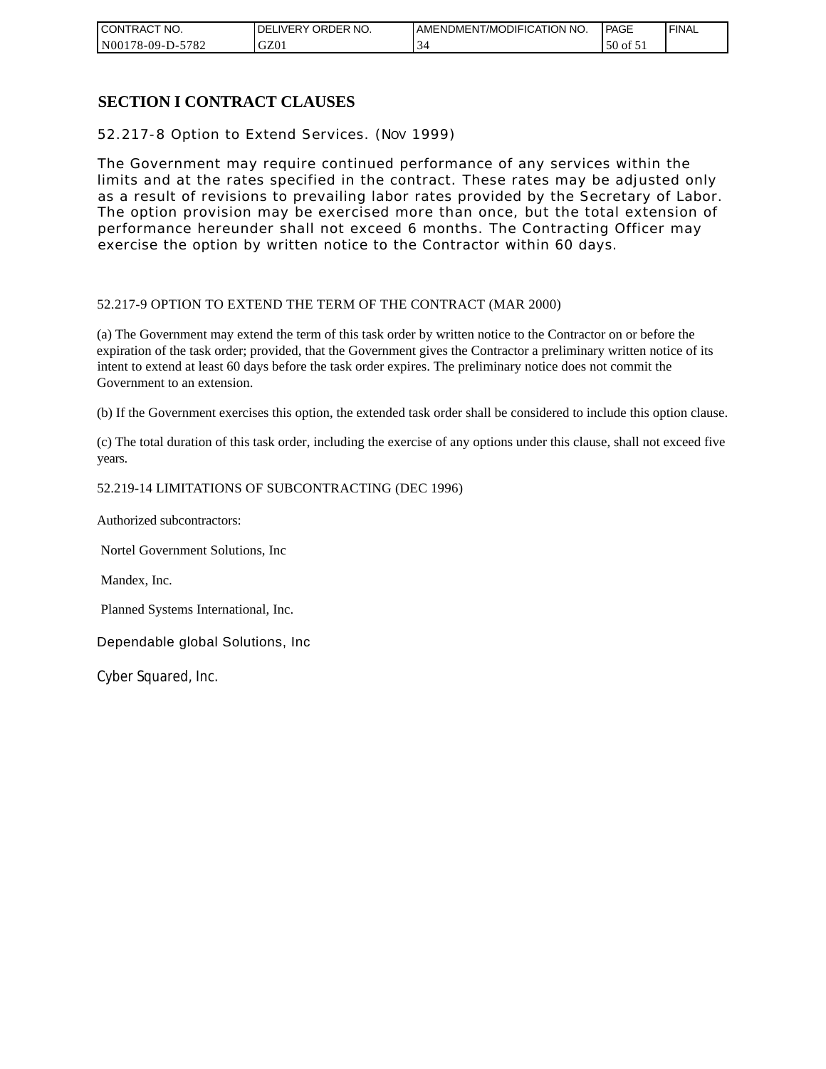## SECTION I CONTRACT CLAUSES

52.217-8 Option to Extend Services. (NOV 1999)

The Government may require continued performance of any services within the limits and at the rates specified in the contract. These rates may be adjusted only as a result of revisions to prevailing labor rates provided by the Secretary of Labor. The option provision may be exercised more than once, but the total extension of performance hereunder shall not exceed 6 months. The Contracting Officer may exercise the option by written notice to the Contractor within 60 days.

52.217-9 OPTION TO EXTEND THE TERM OF THE CONTRACT (MAR 2000)

(a) The Government may extend the term of this task order by written notice to the Contractor on or before the expiration of the task order; provided, that the Government gives the Contractor a preliminary written notice of its intent to extend at least 60 days before the task order expires. The preliminary notice does not commit the Government to an extension.

(b) If the Government exercises this option, the extended task order shall be considered to include this option clause.

(c) The total duration of this task order, including the exercise of any options under this clause, shall not exceed five years.

52.219-14 LIMITATIONS OF SUBCONTRACTING (DEC 1996)

Authorized subcontractors:

Nortel Government Solutions, Inc

Mandex, Inc.

Planned Systems International, Inc.

Dependable global Solutions, Inc

Cyber Squared, Inc.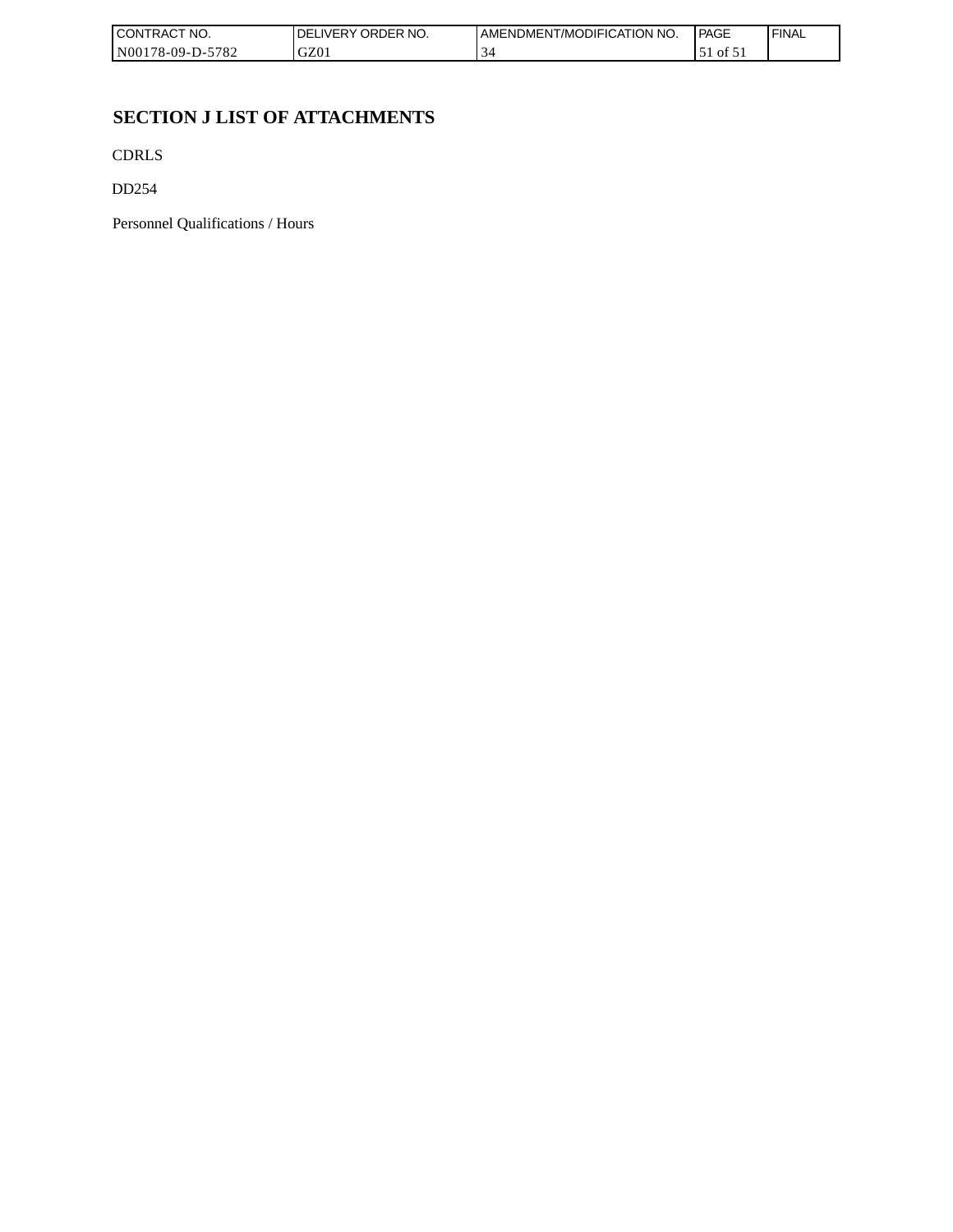## SECTION J LIST OF ATTACHMENTS

CDRLS

DD254

Personnel Qualifications / Hours